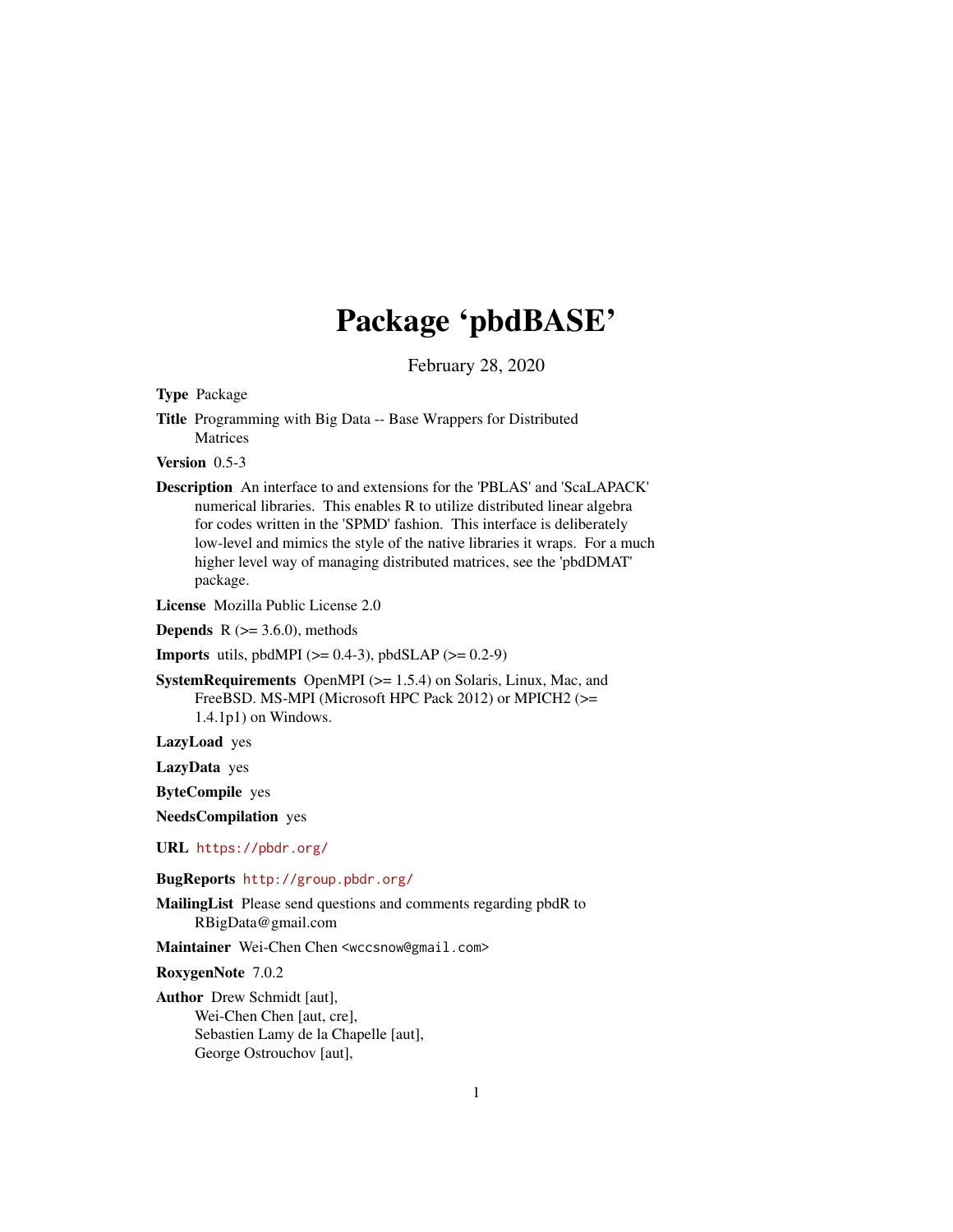# Package 'pbdBASE'

February 28, 2020

**Type** Package

**Title** Programming with Big Data -- Base Wrappers for Distributed Matrices

**Version** 0.5-3

**Description** An interface to and extensions for the 'PBLAS' and 'ScaLAPACK' numerical libraries. This enables R to utilize distributed linear algebra for codes written in the 'SPMD' fashion. This interface is deliberately low-level and mimics the style of the native libraries it wraps. For a much higher level way of managing distributed matrices, see the 'pbdDMAT' package.

**License** Mozilla Public License 2.0

**Depends** R (>= 3.6.0), methods

**Imports** utils, pbdMPI (>= 0.4-3), pbdSLAP (>= 0.2-9)

**SystemRequirements** OpenMPI (>= 1.5.4) on Solaris, Linux, Mac, and FreeBSD. MS-MPI (Microsoft HPC Pack 2012) or MPICH2 (>= 1.4.1p1) on Windows.

**LazyLoad** yes

**LazyData** yes

**ByteCompile** yes

**NeedsCompilation** yes

**URL** https://pbdr.org/

**BugReports** http://group.pbdr.org/

**MailingList** Please send questions and comments regarding pbdR to RBigData@gmail.com

**Maintainer** Wei-Chen Chen <wccsnow@gmail.com>

**RoxygenNote** 7.0.2

**Author** Drew Schmidt [aut],
Wei-Chen Chen [aut, cre],
Sebastien Lamy de la Chapelle [aut],
George Ostrouchov [aut],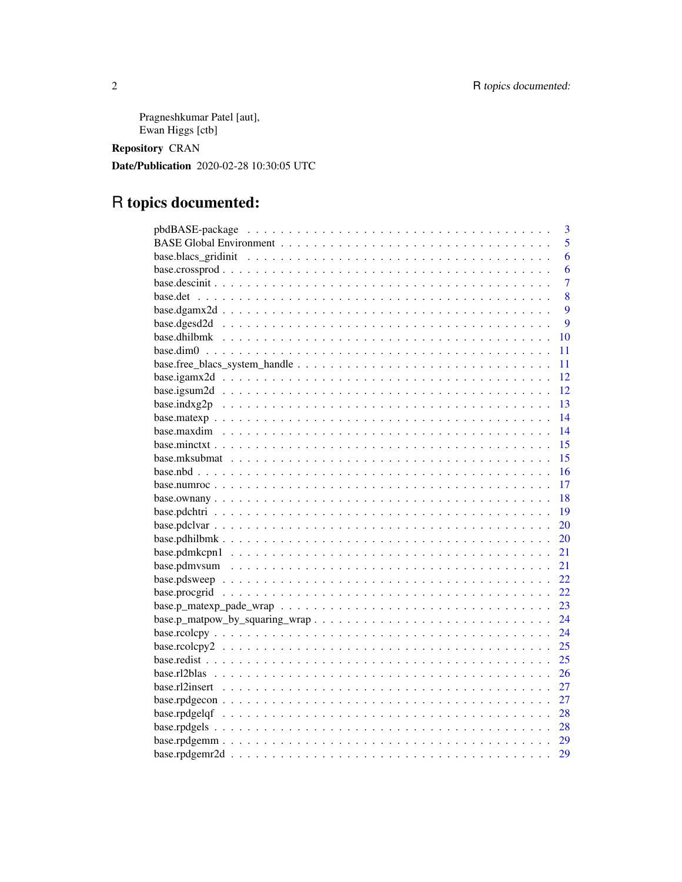Pragneshkumar Patel [aut],
Ewan Higgs [ctb]

**Repository** CRAN

**Date/Publication** 2020-02-28 10:30:05 UTC

# R topics documented:

| Topic | Page |
|---|---|
| pbdBASE-package | 3 |
| BASE Global Environment | 5 |
| base.blacs_gridinit | 6 |
| base.crossprod | 6 |
| base.descinit | 7 |
| base.det | 8 |
| base.dgamx2d | 9 |
| base.dgesd2d | 9 |
| base.dhilbmk | 10 |
| base.dim0 | 11 |
| base.free_blacs_system_handle | 11 |
| base.igamx2d | 12 |
| base.igsum2d | 12 |
| base.indxg2p | 13 |
| base.matexp | 14 |
| base.maxdim | 14 |
| base.minctxt | 15 |
| base.mksubmat | 15 |
| base.nbd | 16 |
| base.numroc | 17 |
| base.ownany | 18 |
| base.pdchtri | 19 |
| base.pdclvar | 20 |
| base.pdhilbmk | 20 |
| base.pdmkcpn1 | 21 |
| base.pdmvsum | 21 |
| base.pdsweep | 22 |
| base.procgrid | 22 |
| base.p_matexp_pade_wrap | 23 |
| base.p_matpow_by_squaring_wrap | 24 |
| base.rcolcpy | 24 |
| base.rcolcpy2 | 25 |
| base.redist | 25 |
| base.rl2blas | 26 |
| base.rl2insert | 27 |
| base.rpdgecon | 27 |
| base.rpdgelqf | 28 |
| base.rpdgels | 28 |
| base.rpdgemm | 29 |
| base.rpdgemr2d | 29 |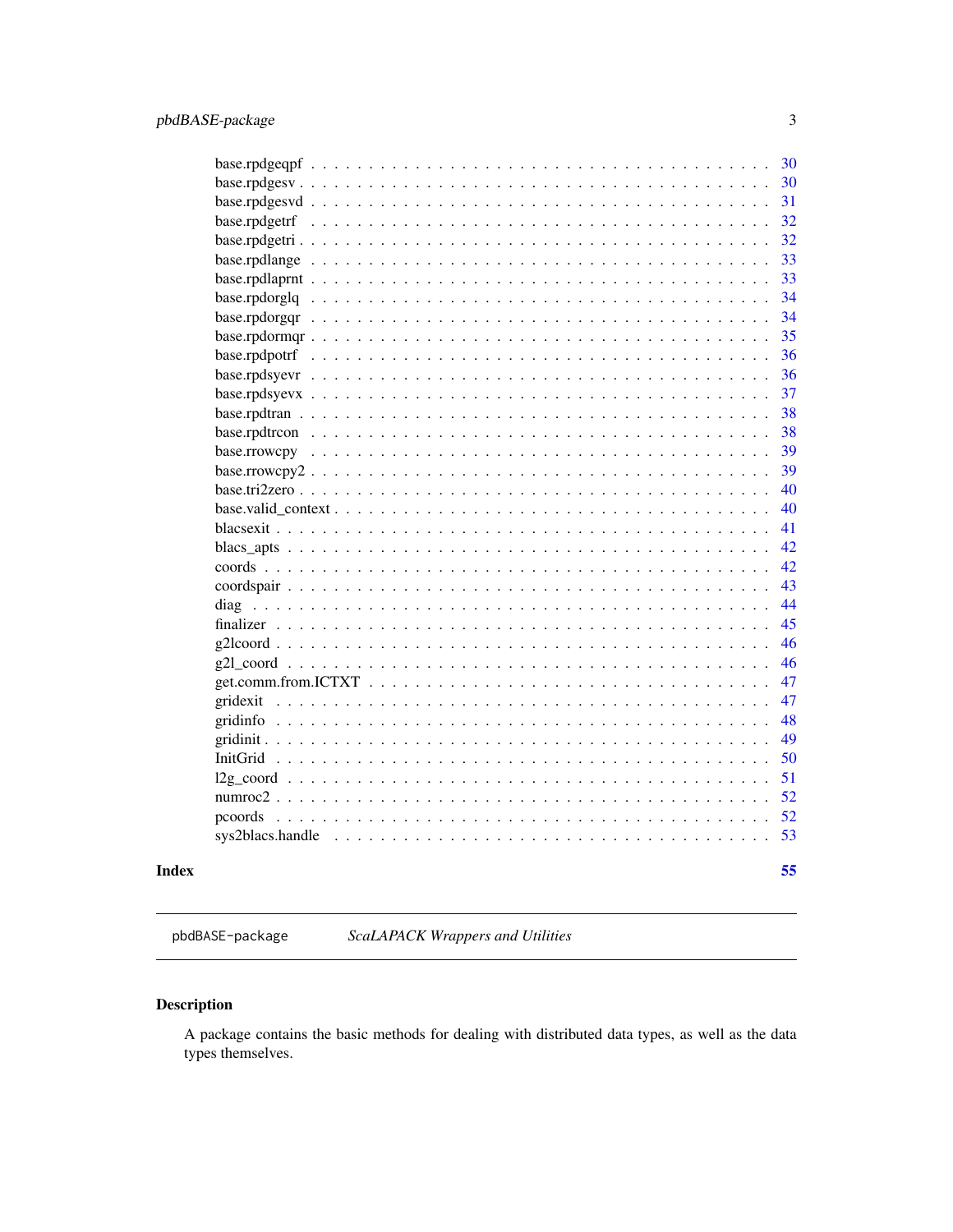| | |
|---|---|
| base.rpdgeqpf | 30 |
| base.rpdgesv | 30 |
| base.rpdgesvd | 31 |
| base.rpdgetrf | 32 |
| base.rpdgetri | 32 |
| base.rpdlange | 33 |
| base.rpdlaprnt | 33 |
| base.rpdorglq | 34 |
| base.rpdorgqr | 34 |
| base.rpdormqr | 35 |
| base.rpdpotrf | 36 |
| base.rpdsyevr | 36 |
| base.rpdsyevx | 37 |
| base.rpdtran | 38 |
| base.rpdtrcon | 38 |
| base.rrowcpy | 39 |
| base.rrowcpy2 | 39 |
| base.tri2zero | 40 |
| base.valid_context | 40 |
| blacsexit | 41 |
| blacs_apts | 42 |
| coords | 42 |
| coordspair | 43 |
| diag | 44 |
| finalizer | 45 |
| g2lcoord | 46 |
| g2l_coord | 46 |
| get.comm.from.ICTXT | 47 |
| gridexit | 47 |
| gridinfo | 48 |
| gridinit | 49 |
| InitGrid | 50 |
| l2g_coord | 51 |
| numroc2 | 52 |
| pcoords | 52 |
| sys2blacs.handle | 53 |

**Index** 55

---

pbdBASE-package — *ScaLAPACK Wrappers and Utilities*

---

## Description

A package contains the basic methods for dealing with distributed data types, as well as the data types themselves.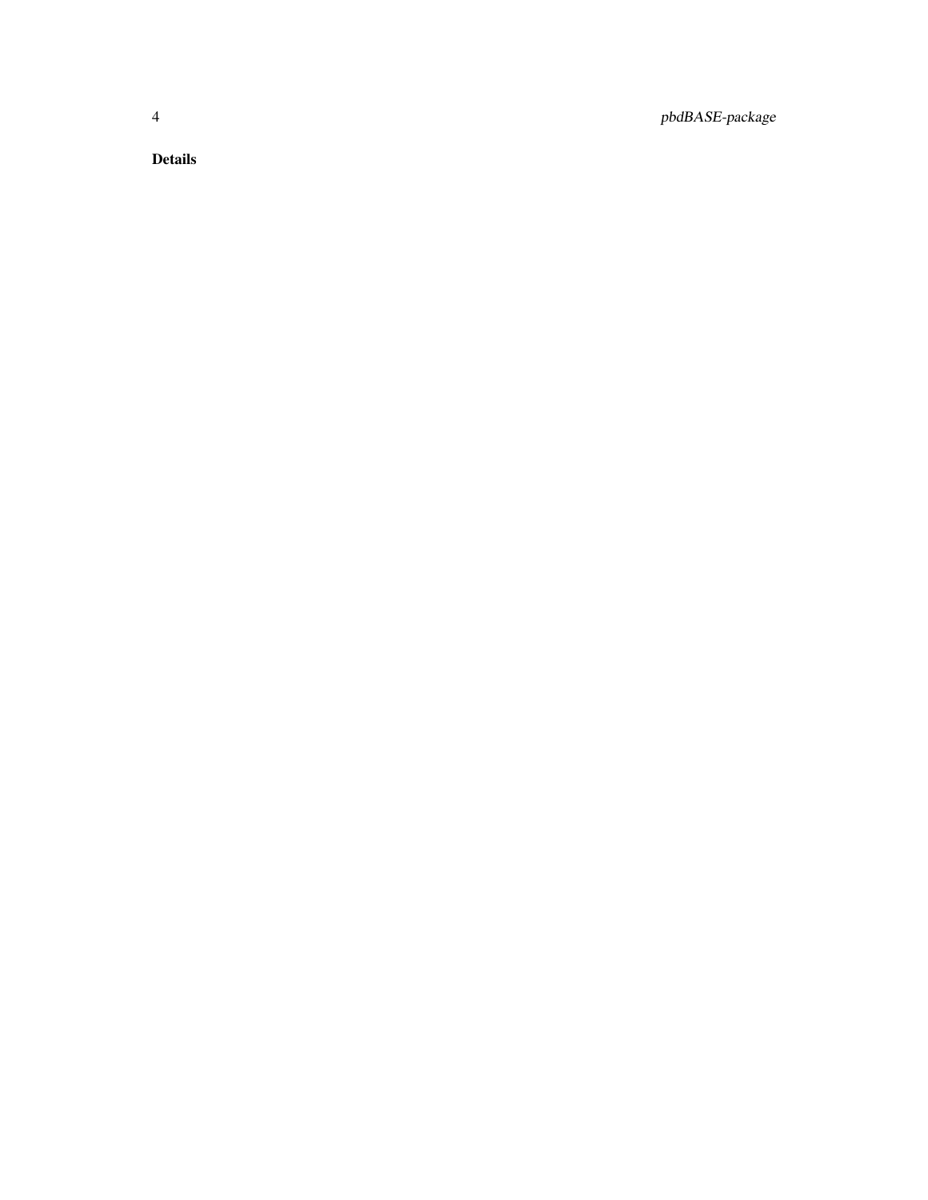**Details**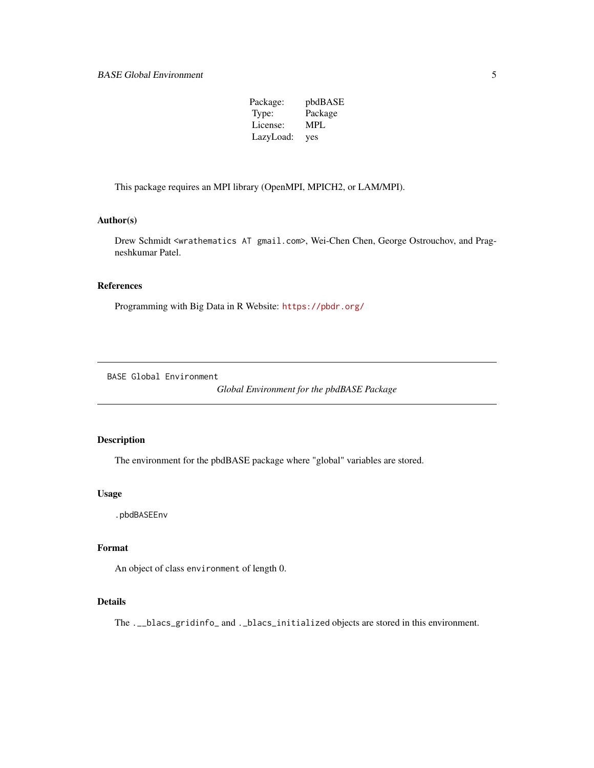| Package: | pbdBASE |
|---|---|
| Type: | Package |
| License: | MPL |
| LazyLoad: | yes |

This package requires an MPI library (OpenMPI, MPICH2, or LAM/MPI).

### Author(s)

Drew Schmidt `<wrathematics AT gmail.com>`, Wei-Chen Chen, George Ostrouchov, and Pragneshkumar Patel.

### References

Programming with Big Data in R Website: https://pbdr.org/

---

## BASE Global Environment

*Global Environment for the pbdBASE Package*

---

### Description

The environment for the pbdBASE package where "global" variables are stored.

### Usage

```
.pbdBASEEnv
```

### Format

An object of class `environment` of length 0.

### Details

The `.__blacs_gridinfo_` and `._blacs_initialized` objects are stored in this environment.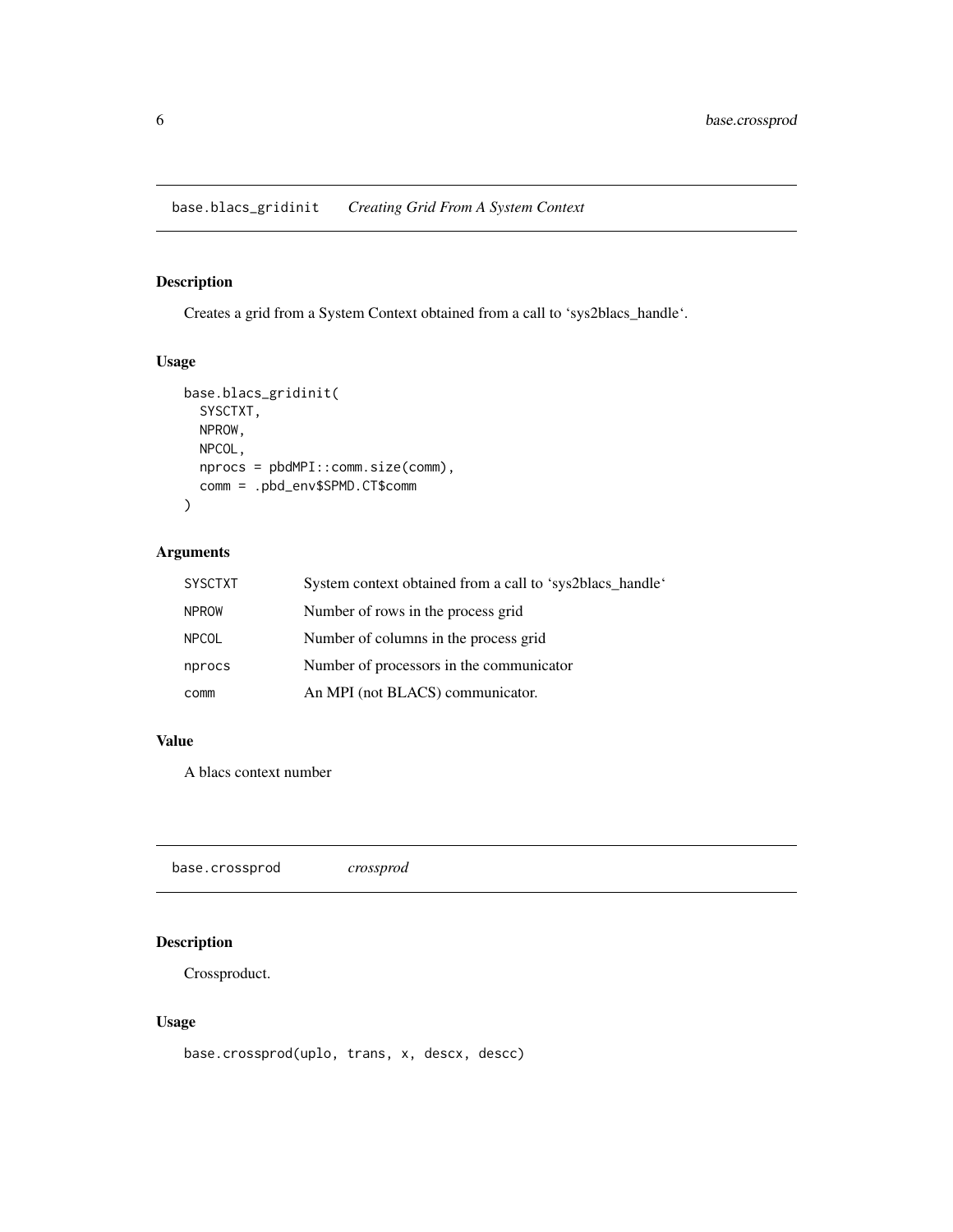## base.blacs_gridinit *Creating Grid From A System Context*

### Description

Creates a grid from a System Context obtained from a call to 'sys2blacs_handle'.

### Usage

```
base.blacs_gridinit(
  SYSCTXT,
  NPROW,
  NPCOL,
  nprocs = pbdMPI::comm.size(comm),
  comm = .pbd_env$SPMD.CT$comm
)
```

### Arguments

| | |
|---|---|
| SYSCTXT | System context obtained from a call to 'sys2blacs_handle' |
| NPROW | Number of rows in the process grid |
| NPCOL | Number of columns in the process grid |
| nprocs | Number of processors in the communicator |
| comm | An MPI (not BLACS) communicator. |

### Value

A blacs context number

## base.crossprod *crossprod*

### Description

Crossproduct.

### Usage

```
base.crossprod(uplo, trans, x, descx, descc)
```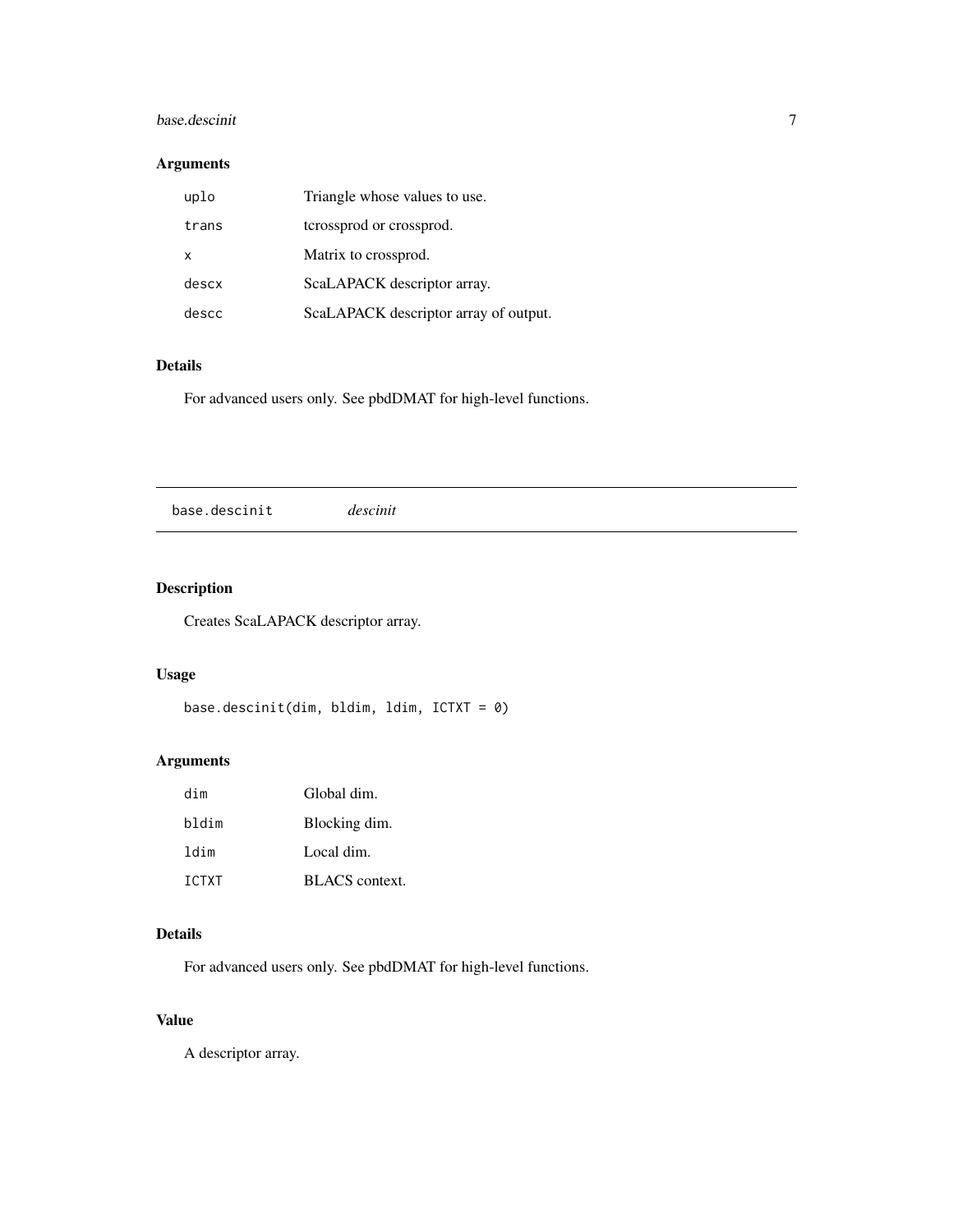## Arguments

| | |
|---|---|
| `uplo` | Triangle whose values to use. |
| `trans` | tcrossprod or crossprod. |
| `x` | Matrix to crossprod. |
| `descx` | ScaLAPACK descriptor array. |
| `descc` | ScaLAPACK descriptor array of output. |

## Details

For advanced users only. See pbdDMAT for high-level functions.

---

# base.descinit &nbsp;&nbsp;&nbsp; *descinit*

---

## Description

Creates ScaLAPACK descriptor array.

## Usage

```
base.descinit(dim, bldim, ldim, ICTXT = 0)
```

## Arguments

| | |
|---|---|
| `dim` | Global dim. |
| `bldim` | Blocking dim. |
| `ldim` | Local dim. |
| `ICTXT` | BLACS context. |

## Details

For advanced users only. See pbdDMAT for high-level functions.

## Value

A descriptor array.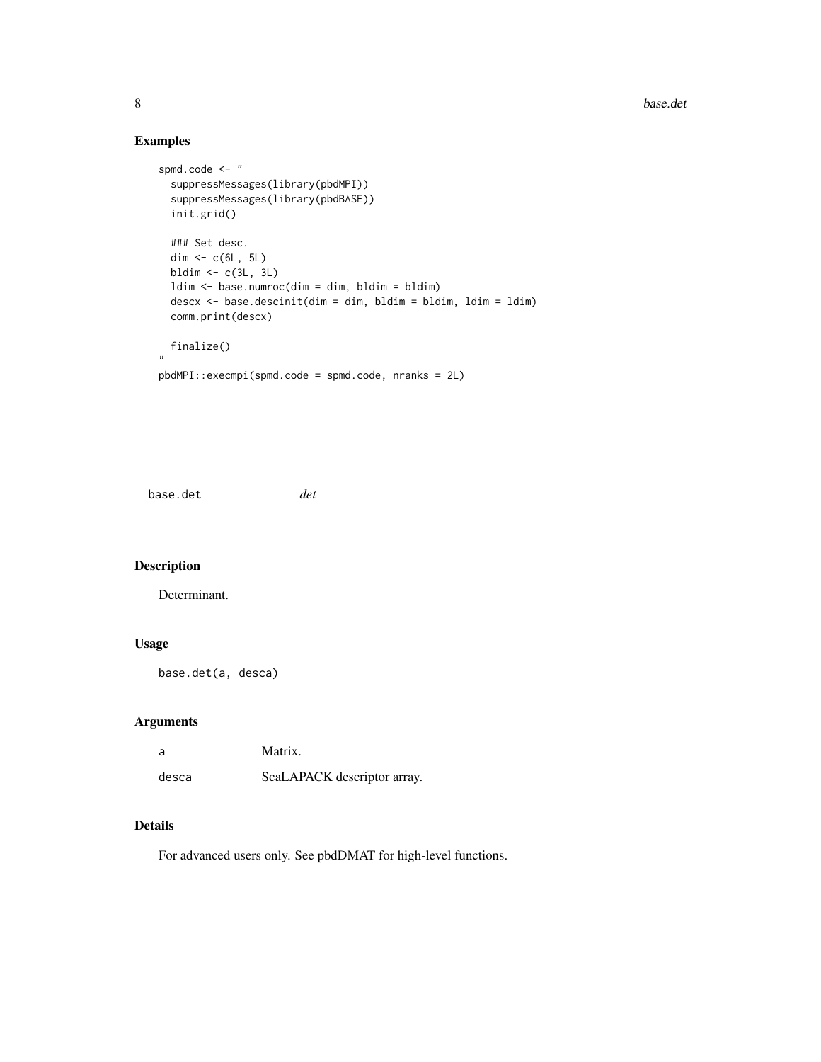## Examples

```
spmd.code <- "
  suppressMessages(library(pbdMPI))
  suppressMessages(library(pbdBASE))
  init.grid()

  ### Set desc.
  dim <- c(6L, 5L)
  bldim <- c(3L, 3L)
  ldim <- base.numroc(dim = dim, bldim = bldim)
  descx <- base.descinit(dim = dim, bldim = bldim, ldim = ldim)
  comm.print(descx)

  finalize()
"
pbdMPI::execmpi(spmd.code = spmd.code, nranks = 2L)
```

---

# base.det    *det*

---

## Description

Determinant.

## Usage

```
base.det(a, desca)
```

## Arguments

| | |
|---|---|
| a | Matrix. |
| desca | ScaLAPACK descriptor array. |

## Details

For advanced users only. See pbdDMAT for high-level functions.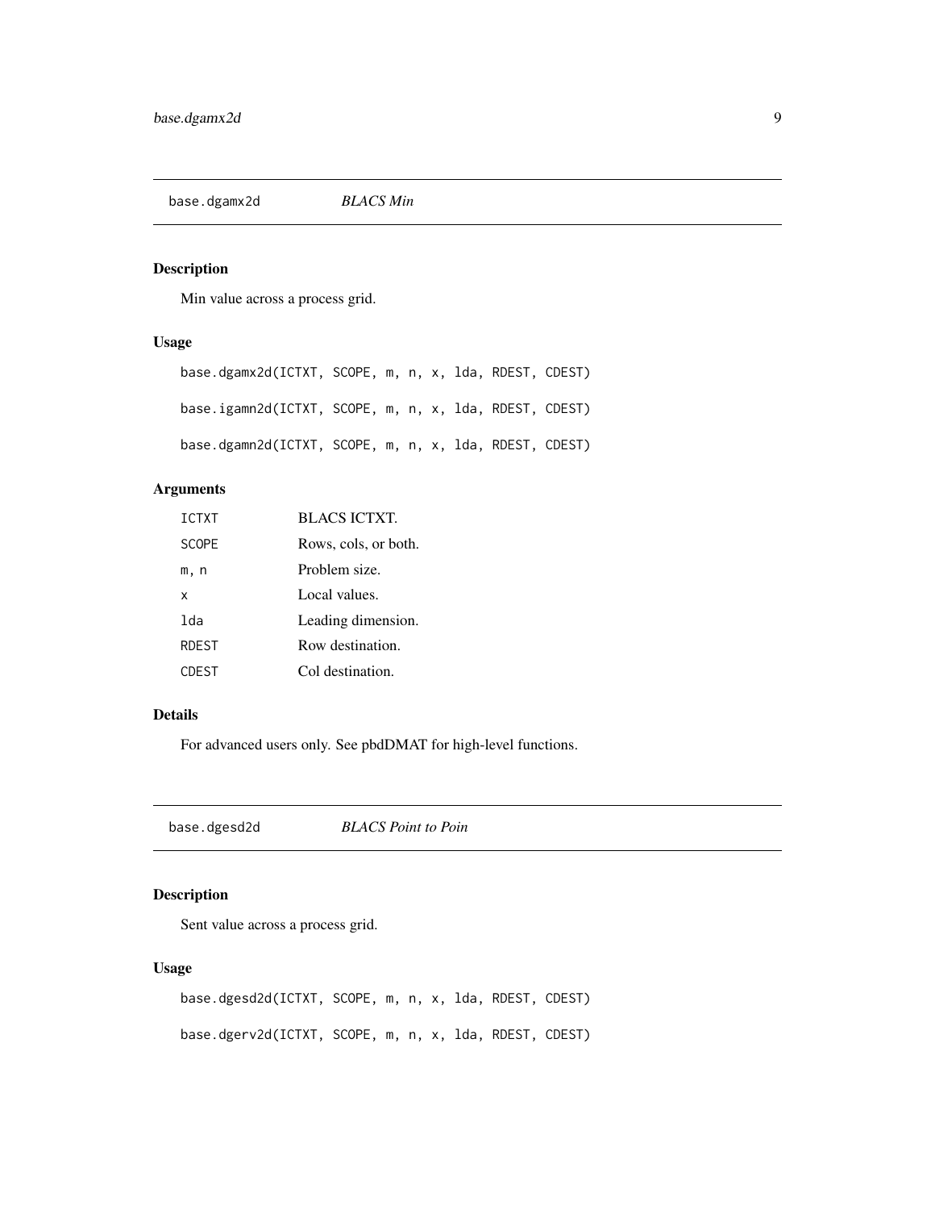## base.dgamx2d — *BLACS Min*

### Description

Min value across a process grid.

### Usage

```
base.dgamx2d(ICTXT, SCOPE, m, n, x, lda, RDEST, CDEST)

base.igamn2d(ICTXT, SCOPE, m, n, x, lda, RDEST, CDEST)

base.dgamn2d(ICTXT, SCOPE, m, n, x, lda, RDEST, CDEST)
```

### Arguments

| | |
|---|---|
| `ICTXT` | BLACS ICTXT. |
| `SCOPE` | Rows, cols, or both. |
| `m, n` | Problem size. |
| `x` | Local values. |
| `lda` | Leading dimension. |
| `RDEST` | Row destination. |
| `CDEST` | Col destination. |

### Details

For advanced users only. See pbdDMAT for high-level functions.

## base.dgesd2d — *BLACS Point to Poin*

### Description

Sent value across a process grid.

### Usage

```
base.dgesd2d(ICTXT, SCOPE, m, n, x, lda, RDEST, CDEST)

base.dgerv2d(ICTXT, SCOPE, m, n, x, lda, RDEST, CDEST)
```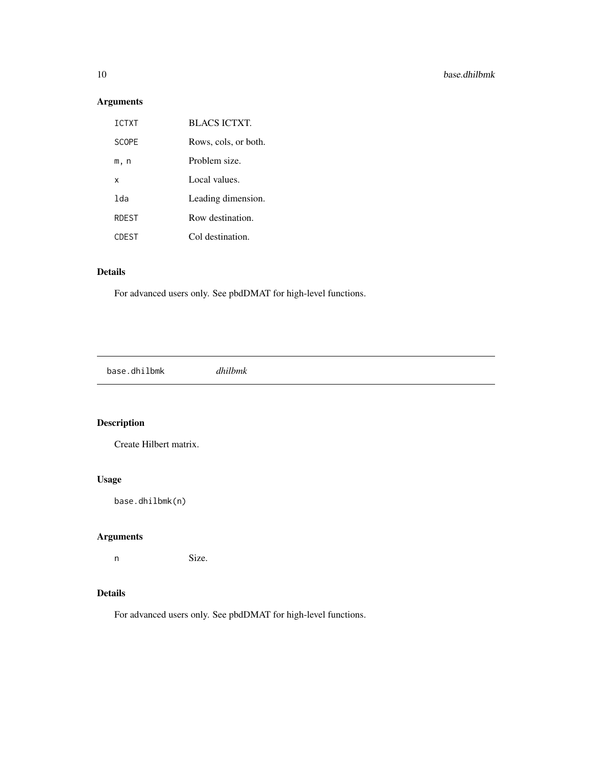## Arguments

| | |
|---|---|
| ICTXT | BLACS ICTXT. |
| SCOPE | Rows, cols, or both. |
| m, n | Problem size. |
| x | Local values. |
| lda | Leading dimension. |
| RDEST | Row destination. |
| CDEST | Col destination. |

## Details

For advanced users only. See pbdDMAT for high-level functions.

---

# base.dhilbmk *dhilbmk*

---

## Description

Create Hilbert matrix.

## Usage

```
base.dhilbmk(n)
```

## Arguments

| | |
|---|---|
| n | Size. |

## Details

For advanced users only. See pbdDMAT for high-level functions.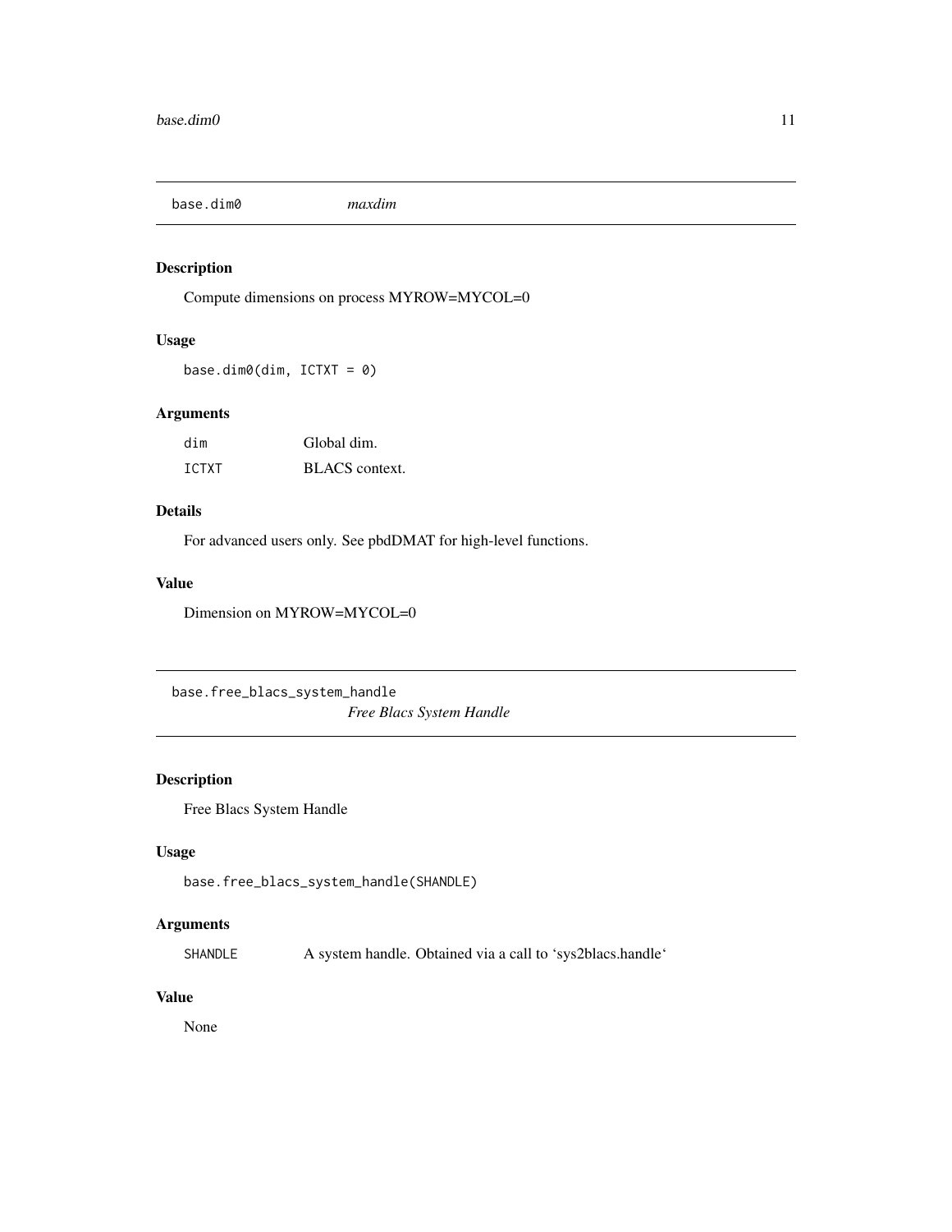## base.dim0 *maxdim*

### Description

Compute dimensions on process MYROW=MYCOL=0

### Usage

```
base.dim0(dim, ICTXT = 0)
```

### Arguments

| | |
|---|---|
| dim | Global dim. |
| ICTXT | BLACS context. |

### Details

For advanced users only. See pbdDMAT for high-level functions.

### Value

Dimension on MYROW=MYCOL=0

## base.free_blacs_system_handle *Free Blacs System Handle*

### Description

Free Blacs System Handle

### Usage

```
base.free_blacs_system_handle(SHANDLE)
```

### Arguments

| | |
|---|---|
| SHANDLE | A system handle. Obtained via a call to 'sys2blacs.handle' |

### Value

None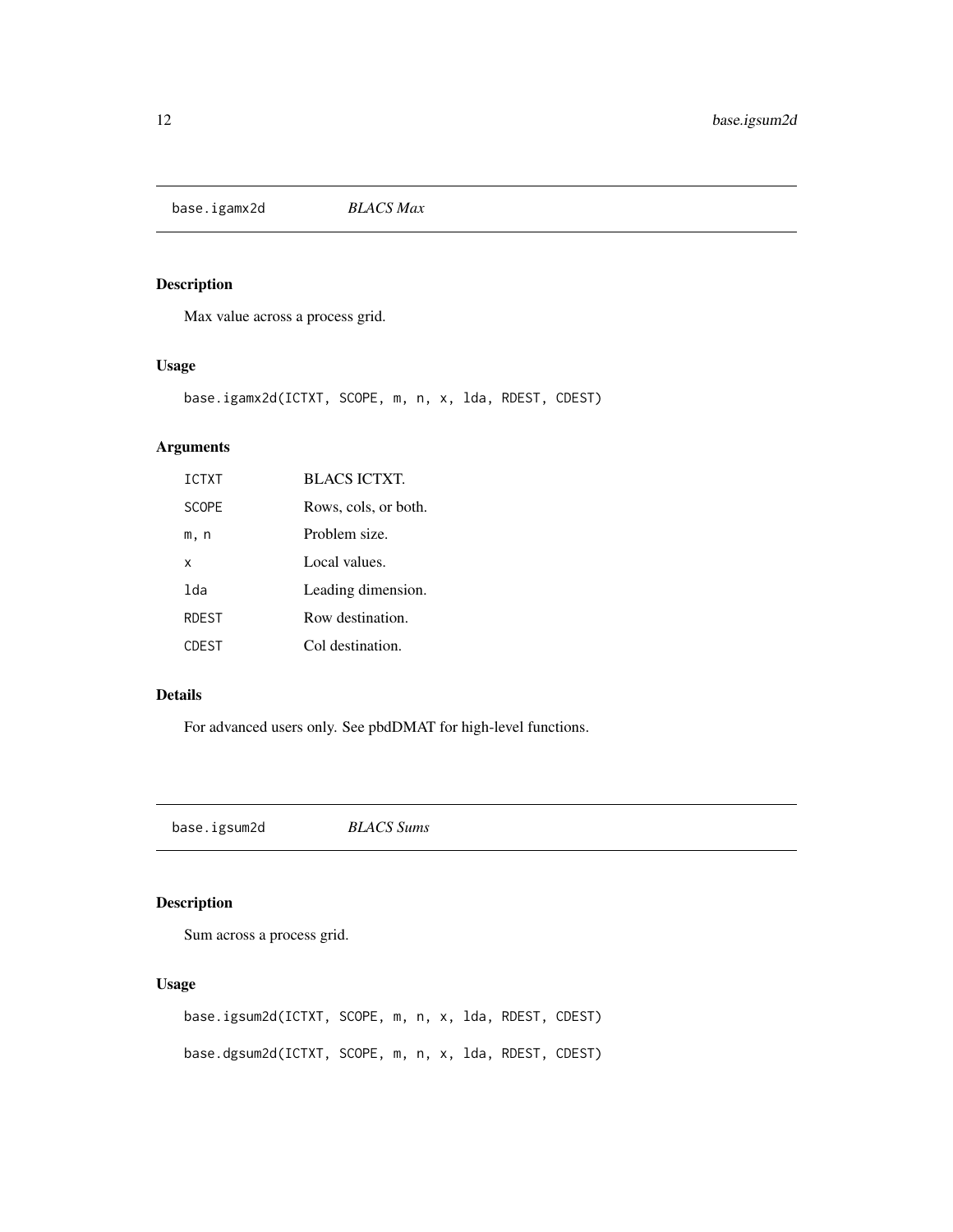## base.igamx2d *BLACS Max*

### Description

Max value across a process grid.

### Usage

```
base.igamx2d(ICTXT, SCOPE, m, n, x, lda, RDEST, CDEST)
```

### Arguments

| | |
|---|---|
| ICTXT | BLACS ICTXT. |
| SCOPE | Rows, cols, or both. |
| m, n | Problem size. |
| x | Local values. |
| lda | Leading dimension. |
| RDEST | Row destination. |
| CDEST | Col destination. |

### Details

For advanced users only. See pbdDMAT for high-level functions.

## base.igsum2d *BLACS Sums*

### Description

Sum across a process grid.

### Usage

```
base.igsum2d(ICTXT, SCOPE, m, n, x, lda, RDEST, CDEST)

base.dgsum2d(ICTXT, SCOPE, m, n, x, lda, RDEST, CDEST)
```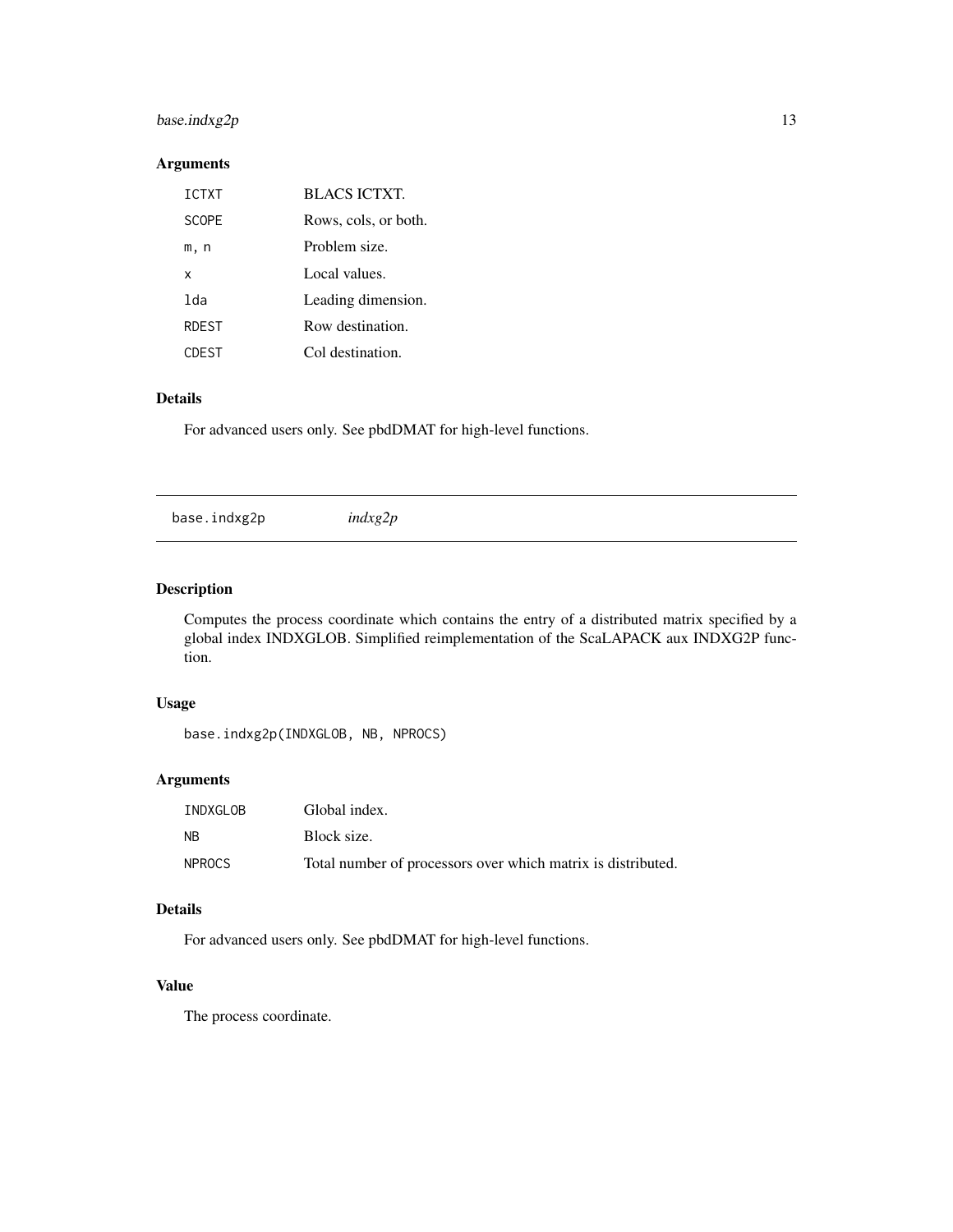## Arguments

| | |
|---|---|
| ICTXT | BLACS ICTXT. |
| SCOPE | Rows, cols, or both. |
| m, n | Problem size. |
| x | Local values. |
| lda | Leading dimension. |
| RDEST | Row destination. |
| CDEST | Col destination. |

## Details

For advanced users only. See pbdDMAT for high-level functions.

---

# base.indxg2p *indxg2p*

---

## Description

Computes the process coordinate which contains the entry of a distributed matrix specified by a global index INDXGLOB. Simplified reimplementation of the ScaLAPACK aux INDXG2P function.

## Usage

```
base.indxg2p(INDXGLOB, NB, NPROCS)
```

## Arguments

| | |
|---|---|
| INDXGLOB | Global index. |
| NB | Block size. |
| NPROCS | Total number of processors over which matrix is distributed. |

## Details

For advanced users only. See pbdDMAT for high-level functions.

## Value

The process coordinate.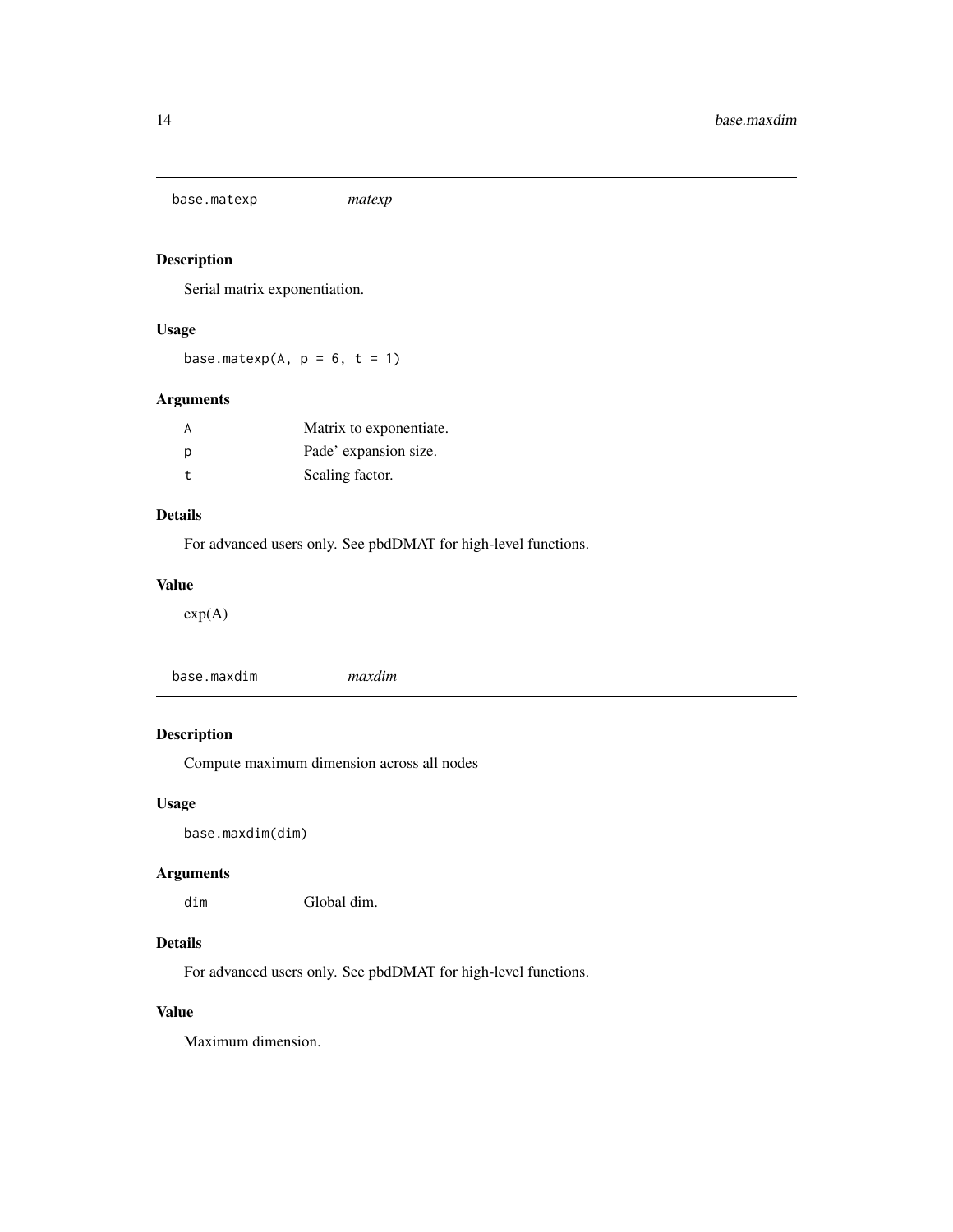## base.matexp *matexp*

### Description

Serial matrix exponentiation.

### Usage

```
base.matexp(A, p = 6, t = 1)
```

### Arguments

| | |
|---|---|
| A | Matrix to exponentiate. |
| p | Pade' expansion size. |
| t | Scaling factor. |

### Details

For advanced users only. See pbdDMAT for high-level functions.

### Value

exp(A)

## base.maxdim *maxdim*

### Description

Compute maximum dimension across all nodes

### Usage

```
base.maxdim(dim)
```

### Arguments

| | |
|---|---|
| dim | Global dim. |

### Details

For advanced users only. See pbdDMAT for high-level functions.

### Value

Maximum dimension.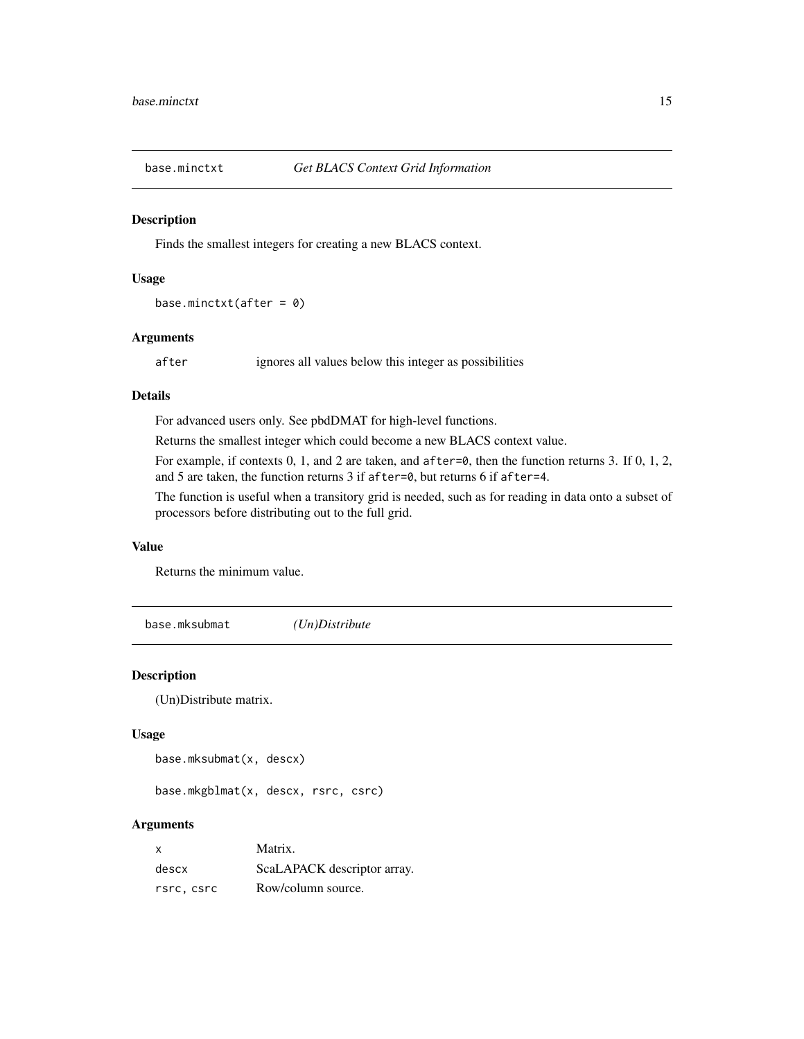## base.minctxt — *Get BLACS Context Grid Information*

### Description

Finds the smallest integers for creating a new BLACS context.

### Usage

```
base.minctxt(after = 0)
```

### Arguments

| | |
|---|---|
| `after` | ignores all values below this integer as possibilities |

### Details

For advanced users only. See pbdDMAT for high-level functions.

Returns the smallest integer which could become a new BLACS context value.

For example, if contexts 0, 1, and 2 are taken, and `after=0`, then the function returns 3. If 0, 1, 2, and 5 are taken, the function returns 3 if `after=0`, but returns 6 if `after=4`.

The function is useful when a transitory grid is needed, such as for reading in data onto a subset of processors before distributing out to the full grid.

### Value

Returns the minimum value.

## base.mksubmat — *(Un)Distribute*

### Description

(Un)Distribute matrix.

### Usage

```
base.mksubmat(x, descx)

base.mkgblmat(x, descx, rsrc, csrc)
```

### Arguments

| | |
|---|---|
| `x` | Matrix. |
| `descx` | ScaLAPACK descriptor array. |
| `rsrc, csrc` | Row/column source. |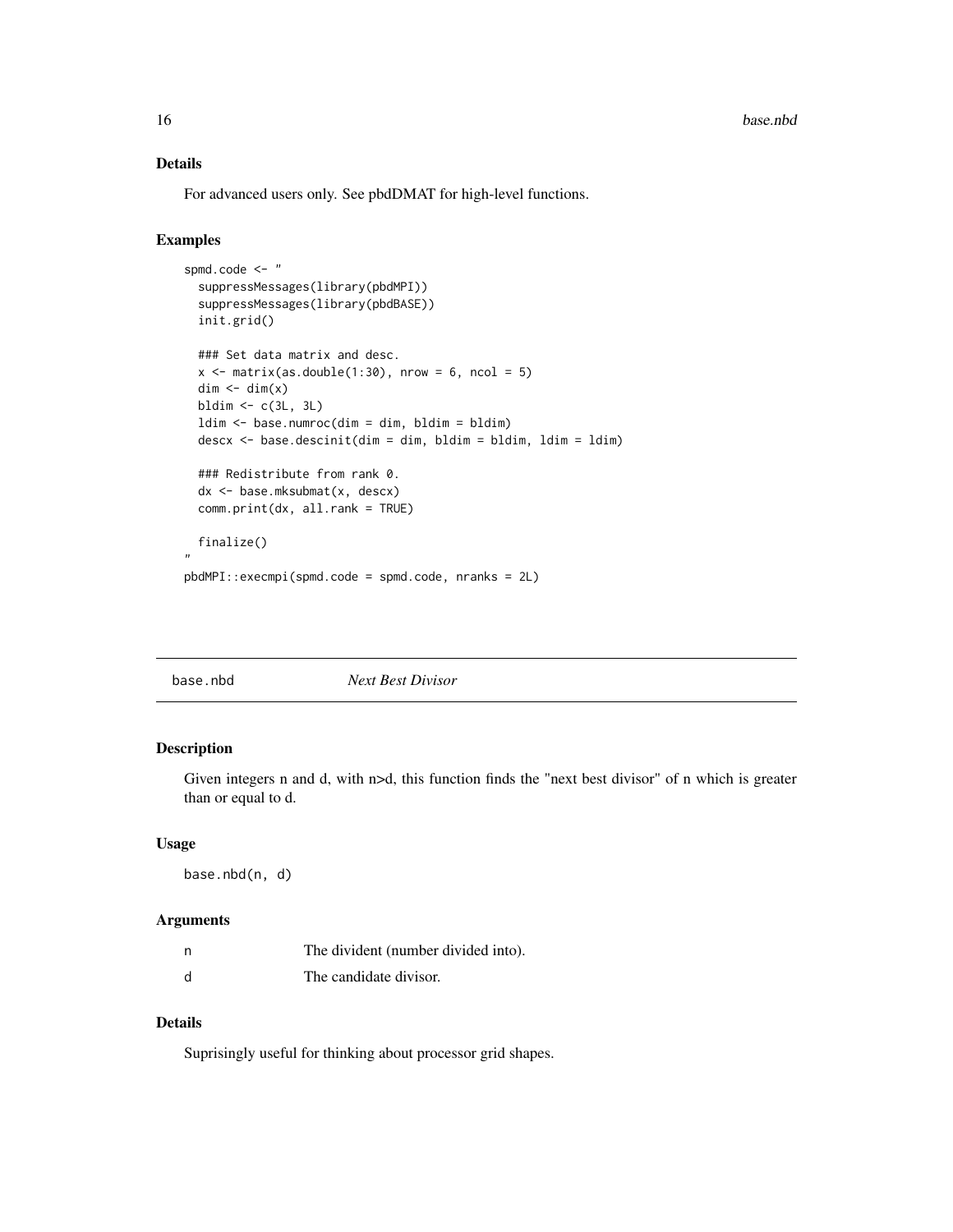## Details

For advanced users only. See pbdDMAT for high-level functions.

## Examples

```
spmd.code <- "
  suppressMessages(library(pbdMPI))
  suppressMessages(library(pbdBASE))
  init.grid()

  ### Set data matrix and desc.
  x <- matrix(as.double(1:30), nrow = 6, ncol = 5)
  dim <- dim(x)
  bldim <- c(3L, 3L)
  ldim <- base.numroc(dim = dim, bldim = bldim)
  descx <- base.descinit(dim = dim, bldim = bldim, ldim = ldim)

  ### Redistribute from rank 0.
  dx <- base.mksubmat(x, descx)
  comm.print(dx, all.rank = TRUE)

  finalize()
"
pbdMPI::execmpi(spmd.code = spmd.code, nranks = 2L)
```

---

# base.nbd *Next Best Divisor*

## Description

Given integers n and d, with n>d, this function finds the "next best divisor" of n which is greater than or equal to d.

## Usage

```
base.nbd(n, d)
```

## Arguments

| | |
|---|---|
| n | The divident (number divided into). |
| d | The candidate divisor. |

## Details

Suprisingly useful for thinking about processor grid shapes.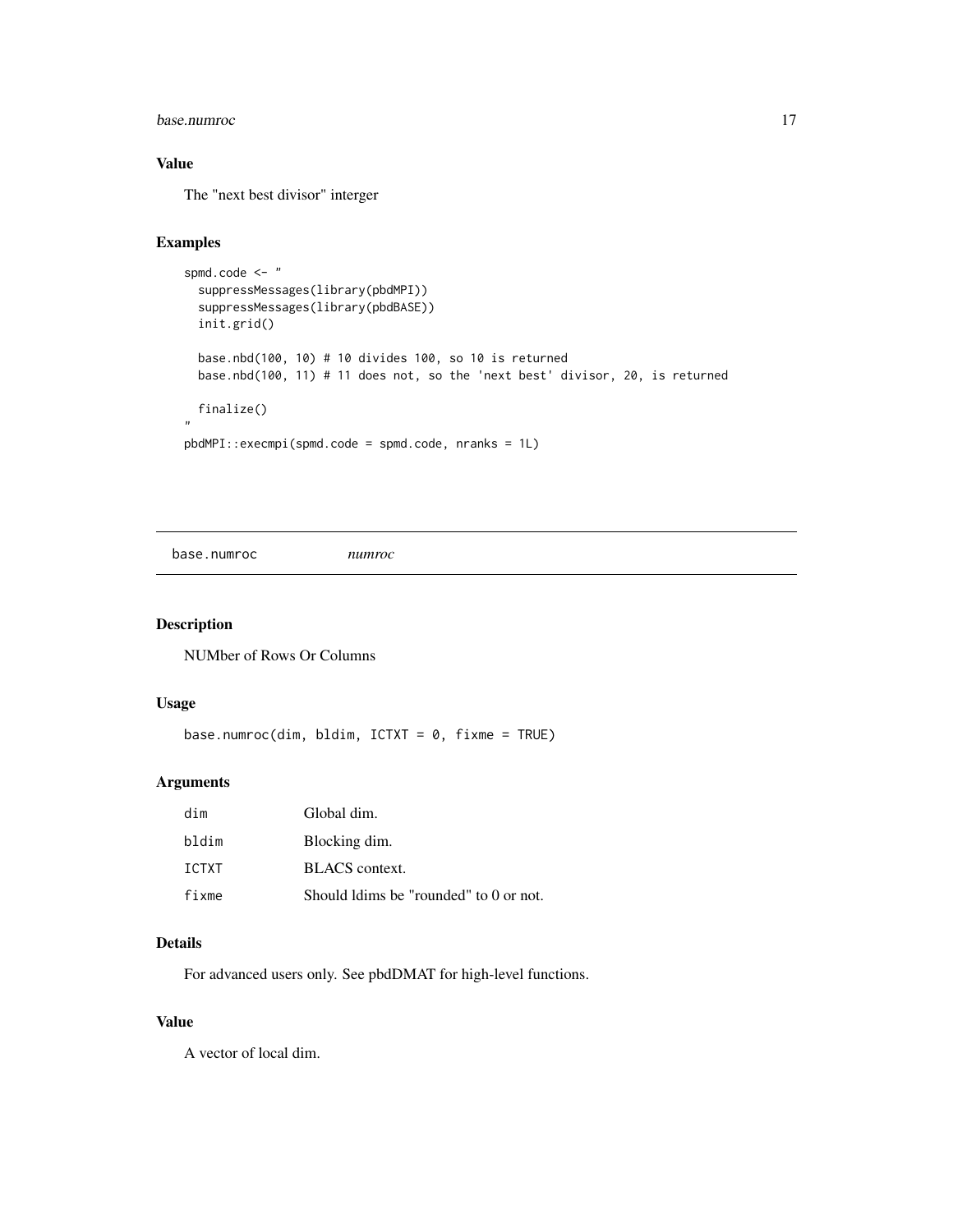### Value

The "next best divisor" interger

### Examples

```
spmd.code <- "
  suppressMessages(library(pbdMPI))
  suppressMessages(library(pbdBASE))
  init.grid()

  base.nbd(100, 10) # 10 divides 100, so 10 is returned
  base.nbd(100, 11) # 11 does not, so the 'next best' divisor, 20, is returned

  finalize()
"
pbdMPI::execmpi(spmd.code = spmd.code, nranks = 1L)
```

---

## base.numroc *numroc*

### Description

NUMber of Rows Or Columns

### Usage

```
base.numroc(dim, bldim, ICTXT = 0, fixme = TRUE)
```

### Arguments

| | |
|---|---|
| dim | Global dim. |
| bldim | Blocking dim. |
| ICTXT | BLACS context. |
| fixme | Should ldims be "rounded" to 0 or not. |

### Details

For advanced users only. See pbdDMAT for high-level functions.

### Value

A vector of local dim.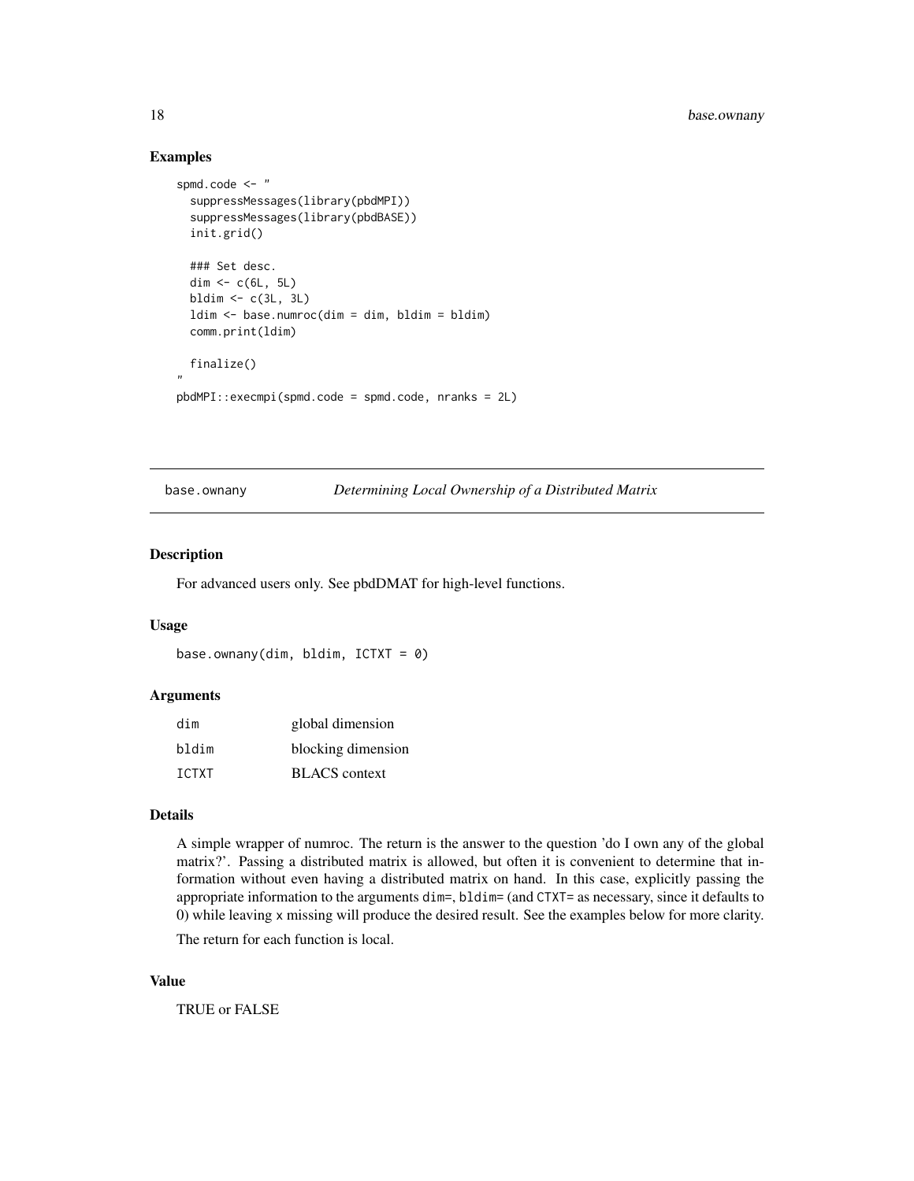## Examples

```
spmd.code <- "
  suppressMessages(library(pbdMPI))
  suppressMessages(library(pbdBASE))
  init.grid()

  ### Set desc.
  dim <- c(6L, 5L)
  bldim <- c(3L, 3L)
  ldim <- base.numroc(dim = dim, bldim = bldim)
  comm.print(ldim)

  finalize()
"
pbdMPI::execmpi(spmd.code = spmd.code, nranks = 2L)
```

---

# base.ownany &nbsp;&nbsp;&nbsp; *Determining Local Ownership of a Distributed Matrix*

---

## Description

For advanced users only. See pbdDMAT for high-level functions.

## Usage

```
base.ownany(dim, bldim, ICTXT = 0)
```

## Arguments

| | |
|---|---|
| dim | global dimension |
| bldim | blocking dimension |
| ICTXT | BLACS context |

## Details

A simple wrapper of numroc. The return is the answer to the question 'do I own any of the global matrix?'. Passing a distributed matrix is allowed, but often it is convenient to determine that information without even having a distributed matrix on hand. In this case, explicitly passing the appropriate information to the arguments `dim=`, `bldim=` (and `CTXT=` as necessary, since it defaults to 0) while leaving `x` missing will produce the desired result. See the examples below for more clarity.

The return for each function is local.

## Value

TRUE or FALSE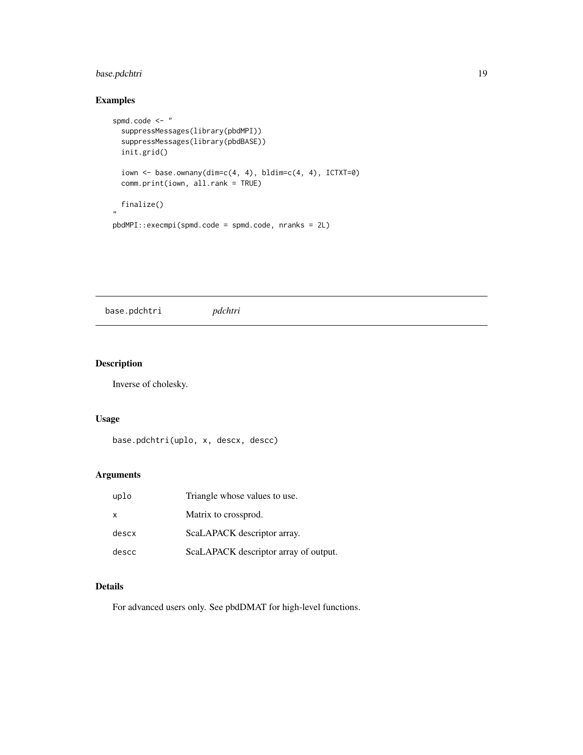## Examples

```
spmd.code <- "
  suppressMessages(library(pbdMPI))
  suppressMessages(library(pbdBASE))
  init.grid()

  iown <- base.ownany(dim=c(4, 4), bldim=c(4, 4), ICTXT=0)
  comm.print(iown, all.rank = TRUE)

  finalize()
"
pbdMPI::execmpi(spmd.code = spmd.code, nranks = 2L)
```

---

# base.pdchtri *pdchtri*

---

## Description

Inverse of cholesky.

## Usage

```
base.pdchtri(uplo, x, descx, descc)
```

## Arguments

| | |
|---|---|
| uplo | Triangle whose values to use. |
| x | Matrix to crossprod. |
| descx | ScaLAPACK descriptor array. |
| descc | ScaLAPACK descriptor array of output. |

## Details

For advanced users only. See pbdDMAT for high-level functions.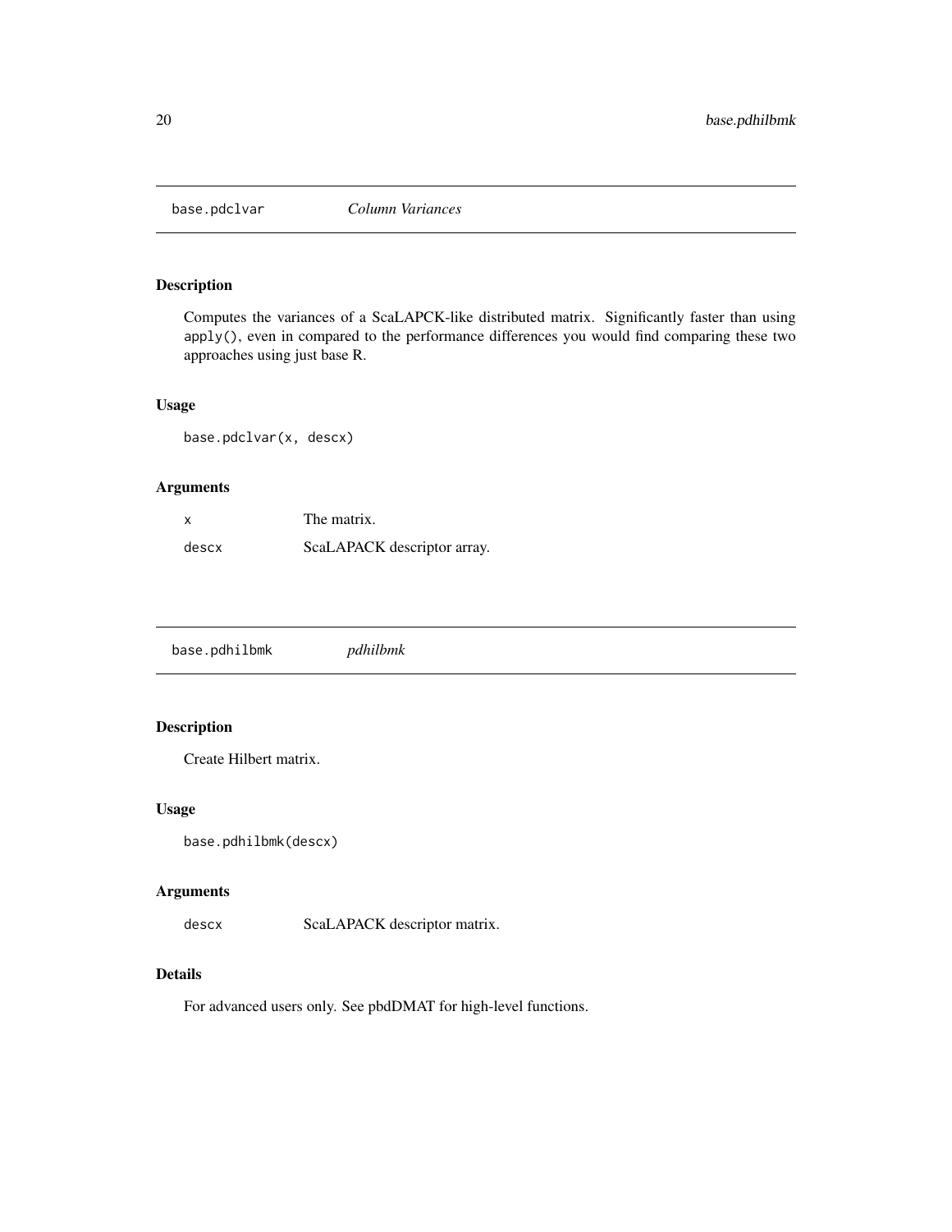## base.pdclvar *Column Variances*

### Description

Computes the variances of a ScaLAPCK-like distributed matrix. Significantly faster than using `apply()`, even in compared to the performance differences you would find comparing these two approaches using just base R.

### Usage

```
base.pdclvar(x, descx)
```

### Arguments

| | |
|---|---|
| `x` | The matrix. |
| `descx` | ScaLAPACK descriptor array. |

## base.pdhilbmk *pdhilbmk*

### Description

Create Hilbert matrix.

### Usage

```
base.pdhilbmk(descx)
```

### Arguments

| | |
|---|---|
| `descx` | ScaLAPACK descriptor matrix. |

### Details

For advanced users only. See pbdDMAT for high-level functions.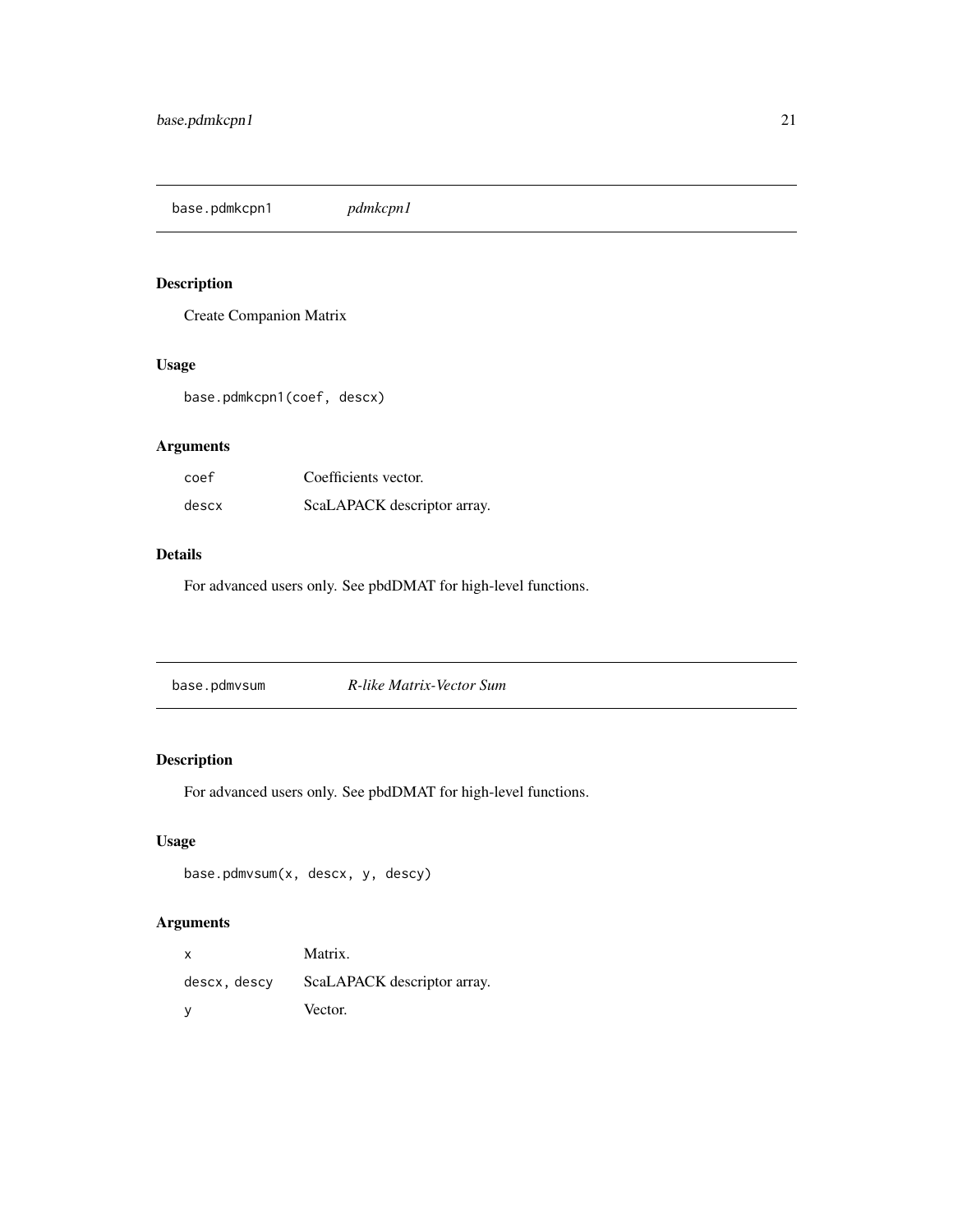## base.pdmkcpn1 *pdmkcpn1*

### Description

Create Companion Matrix

### Usage

```
base.pdmkcpn1(coef, descx)
```

### Arguments

| | |
|---|---|
| coef | Coefficients vector. |
| descx | ScaLAPACK descriptor array. |

### Details

For advanced users only. See pbdDMAT for high-level functions.

## base.pdmvsum *R-like Matrix-Vector Sum*

### Description

For advanced users only. See pbdDMAT for high-level functions.

### Usage

```
base.pdmvsum(x, descx, y, descy)
```

### Arguments

| | |
|---|---|
| x | Matrix. |
| descx, descy | ScaLAPACK descriptor array. |
| y | Vector. |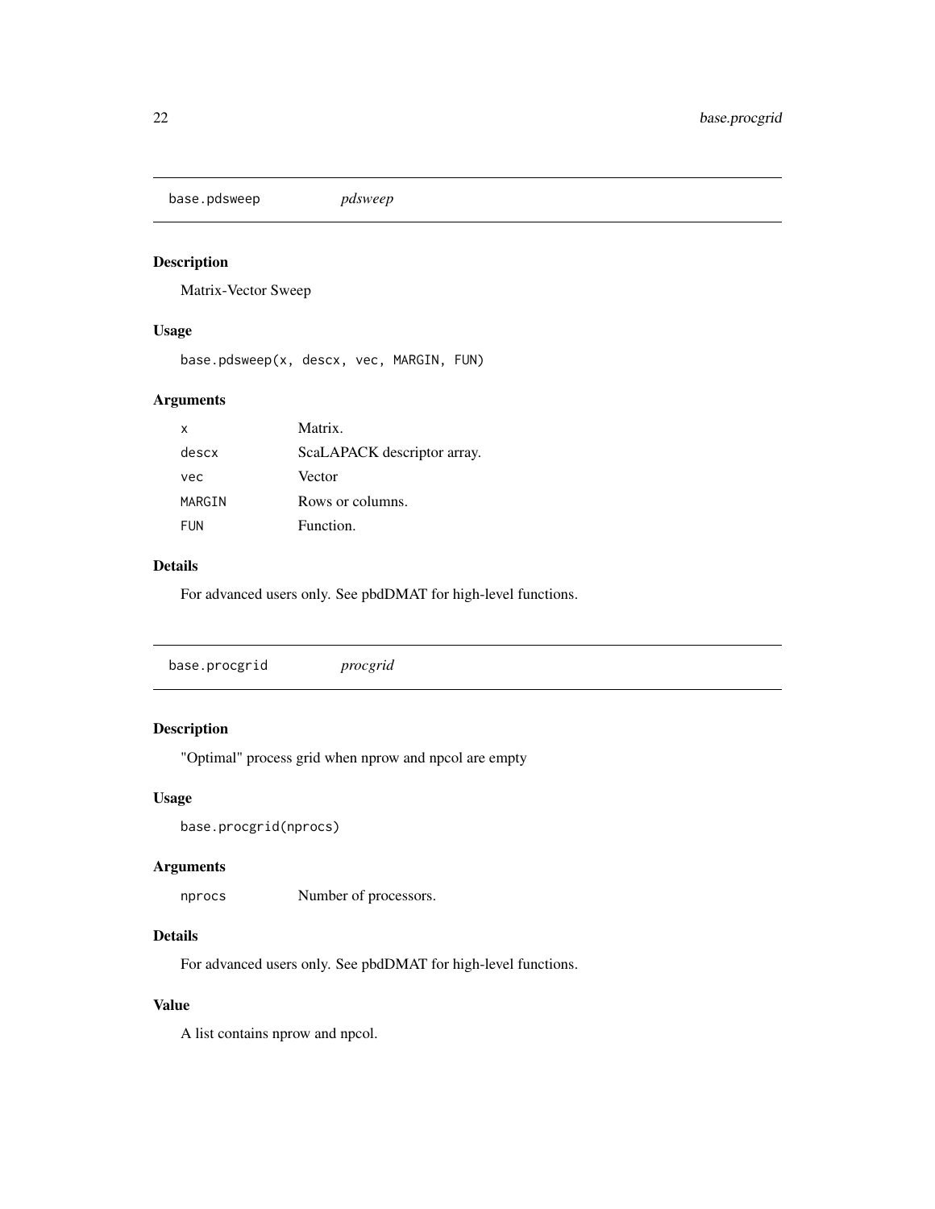## base.pdsweep *pdsweep*

### Description

Matrix-Vector Sweep

### Usage

```
base.pdsweep(x, descx, vec, MARGIN, FUN)
```

### Arguments

| | |
|---|---|
| x | Matrix. |
| descx | ScaLAPACK descriptor array. |
| vec | Vector |
| MARGIN | Rows or columns. |
| FUN | Function. |

### Details

For advanced users only. See pbdDMAT for high-level functions.

## base.procgrid *procgrid*

### Description

"Optimal" process grid when nprow and npcol are empty

### Usage

```
base.procgrid(nprocs)
```

### Arguments

| | |
|---|---|
| nprocs | Number of processors. |

### Details

For advanced users only. See pbdDMAT for high-level functions.

### Value

A list contains nprow and npcol.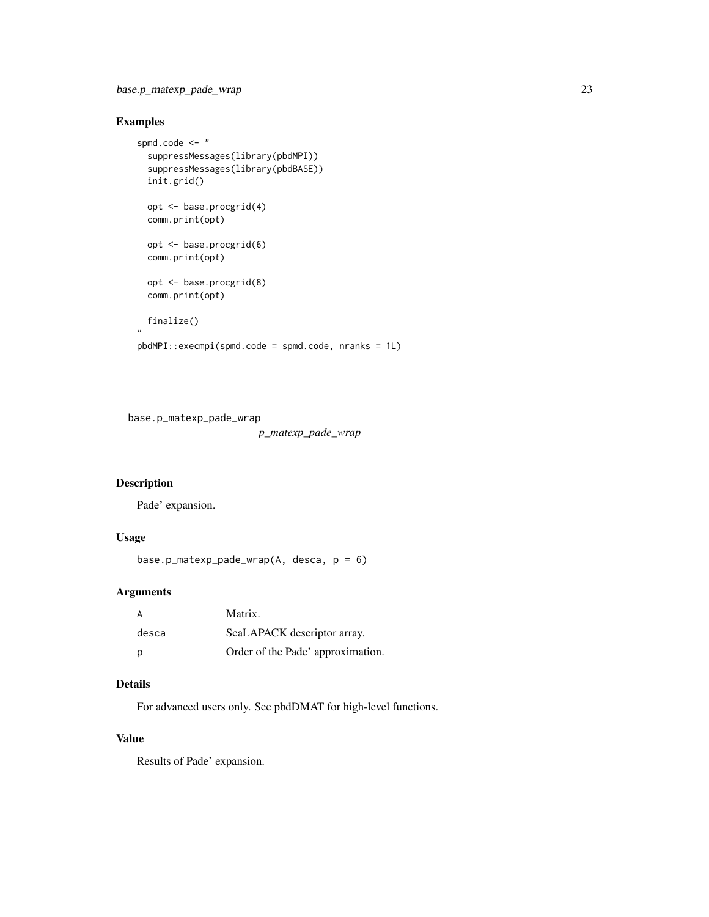## Examples

```
spmd.code <- "
  suppressMessages(library(pbdMPI))
  suppressMessages(library(pbdBASE))
  init.grid()

  opt <- base.procgrid(4)
  comm.print(opt)

  opt <- base.procgrid(6)
  comm.print(opt)

  opt <- base.procgrid(8)
  comm.print(opt)

  finalize()
"
pbdMPI::execmpi(spmd.code = spmd.code, nranks = 1L)
```

---

# base.p_matexp_pade_wrap

*p_matexp_pade_wrap*

---

## Description

Pade' expansion.

## Usage

```
base.p_matexp_pade_wrap(A, desca, p = 6)
```

## Arguments

| | |
|---|---|
| A | Matrix. |
| desca | ScaLAPACK descriptor array. |
| p | Order of the Pade' approximation. |

## Details

For advanced users only. See pbdDMAT for high-level functions.

## Value

Results of Pade' expansion.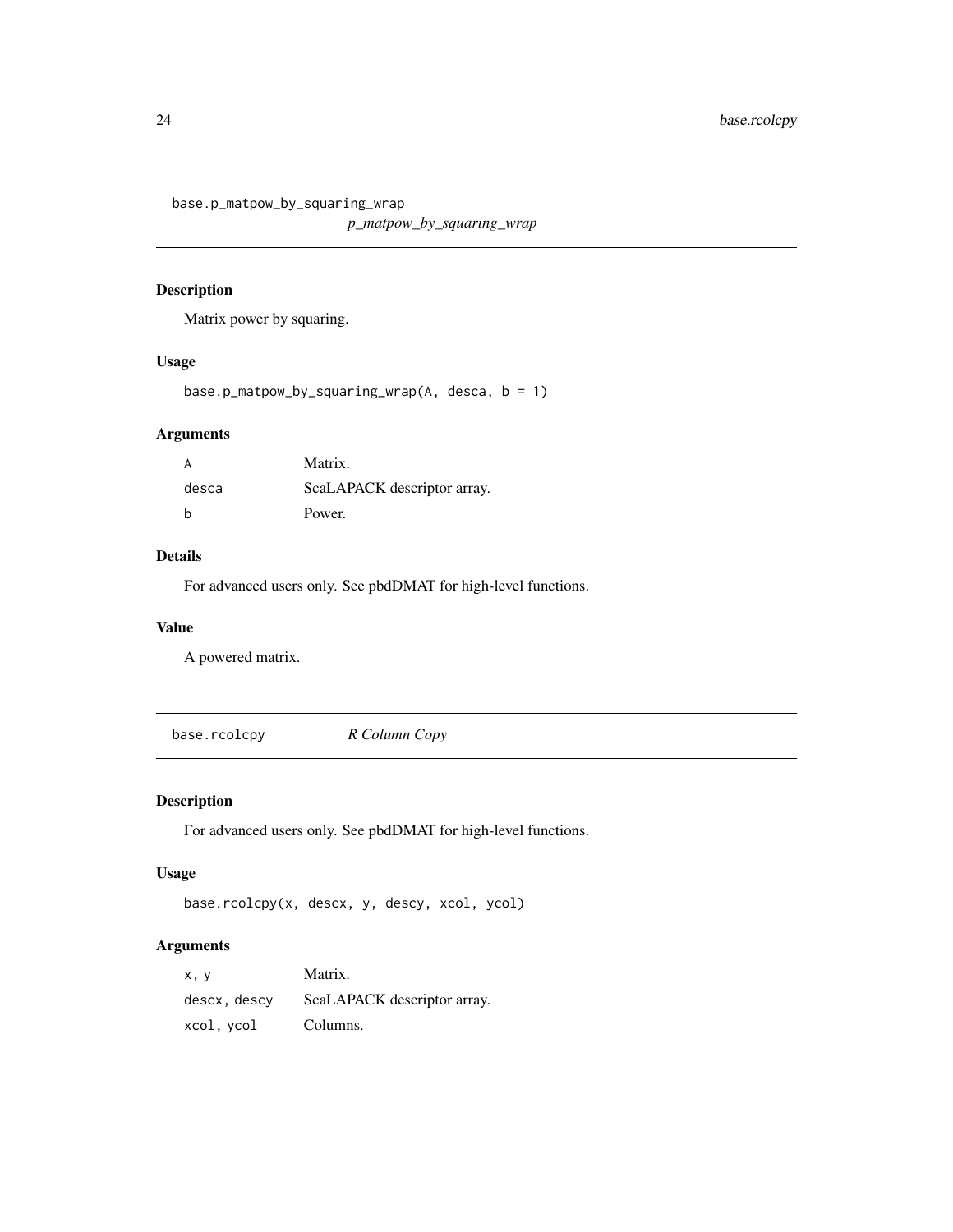## base.p_matpow_by_squaring_wrap

*p_matpow_by_squaring_wrap*

### Description

Matrix power by squaring.

### Usage

```
base.p_matpow_by_squaring_wrap(A, desca, b = 1)
```

### Arguments

| | |
|---|---|
| `A` | Matrix. |
| `desca` | ScaLAPACK descriptor array. |
| `b` | Power. |

### Details

For advanced users only. See pbdDMAT for high-level functions.

### Value

A powered matrix.

## base.rcolcpy

*R Column Copy*

### Description

For advanced users only. See pbdDMAT for high-level functions.

### Usage

```
base.rcolcpy(x, descx, y, descy, xcol, ycol)
```

### Arguments

| | |
|---|---|
| `x, y` | Matrix. |
| `descx, descy` | ScaLAPACK descriptor array. |
| `xcol, ycol` | Columns. |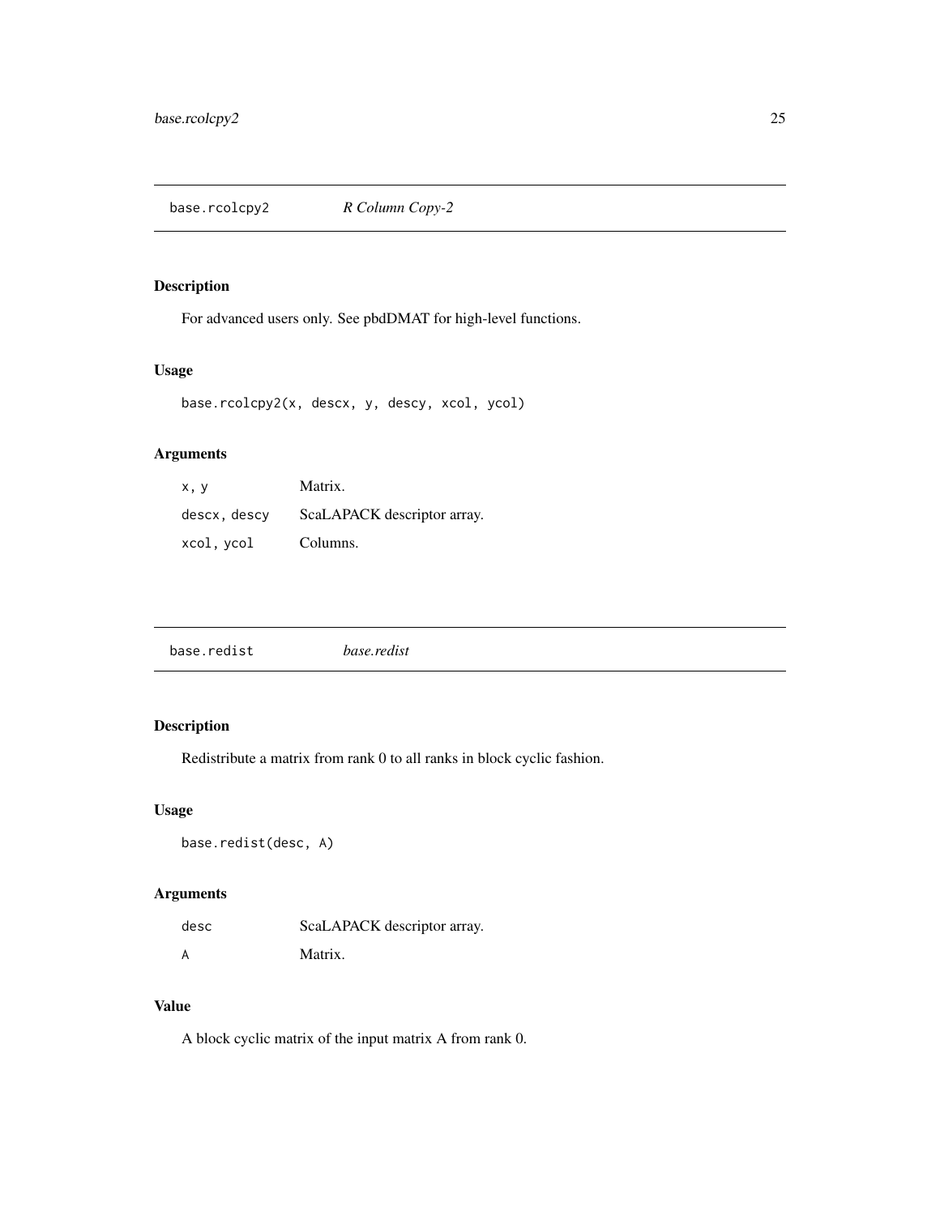## base.rcolcpy2 — *R Column Copy-2*

### Description

For advanced users only. See pbdDMAT for high-level functions.

### Usage

```
base.rcolcpy2(x, descx, y, descy, xcol, ycol)
```

### Arguments

| | |
|---|---|
| x, y | Matrix. |
| descx, descy | ScaLAPACK descriptor array. |
| xcol, ycol | Columns. |

## base.redist — *base.redist*

### Description

Redistribute a matrix from rank 0 to all ranks in block cyclic fashion.

### Usage

```
base.redist(desc, A)
```

### Arguments

| | |
|---|---|
| desc | ScaLAPACK descriptor array. |
| A | Matrix. |

### Value

A block cyclic matrix of the input matrix A from rank 0.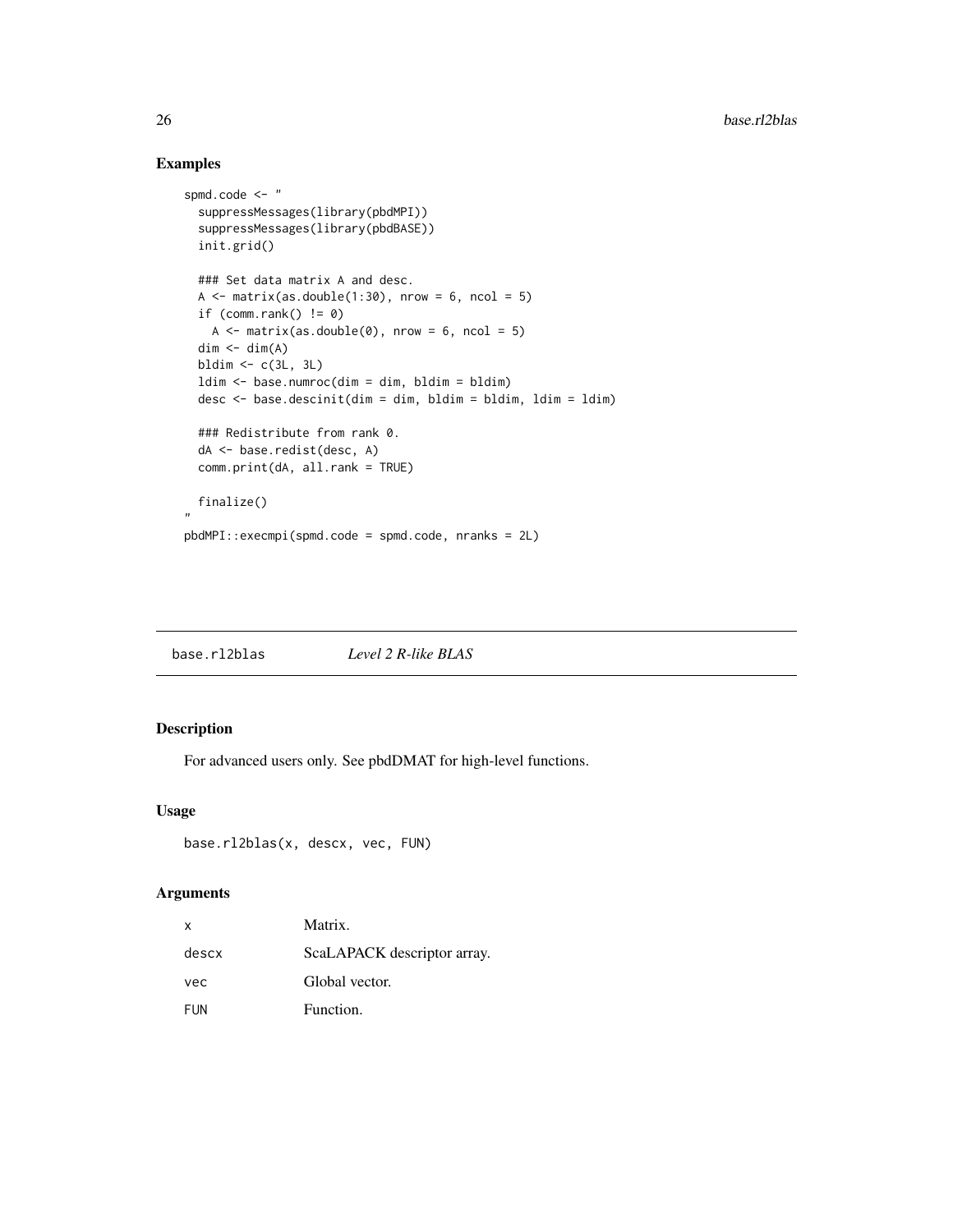## Examples

```
spmd.code <- "
  suppressMessages(library(pbdMPI))
  suppressMessages(library(pbdBASE))
  init.grid()

  ### Set data matrix A and desc.
  A <- matrix(as.double(1:30), nrow = 6, ncol = 5)
  if (comm.rank() != 0)
    A <- matrix(as.double(0), nrow = 6, ncol = 5)
  dim <- dim(A)
  bldim <- c(3L, 3L)
  ldim <- base.numroc(dim = dim, bldim = bldim)
  desc <- base.descinit(dim = dim, bldim = bldim, ldim = ldim)

  ### Redistribute from rank 0.
  dA <- base.redist(desc, A)
  comm.print(dA, all.rank = TRUE)

  finalize()
"
pbdMPI::execmpi(spmd.code = spmd.code, nranks = 2L)
```

---

# base.rl2blas &nbsp;&nbsp;&nbsp; *Level 2 R-like BLAS*

## Description

For advanced users only. See pbdDMAT for high-level functions.

## Usage

```
base.rl2blas(x, descx, vec, FUN)
```

## Arguments

| | |
|---|---|
| `x` | Matrix. |
| `descx` | ScaLAPACK descriptor array. |
| `vec` | Global vector. |
| `FUN` | Function. |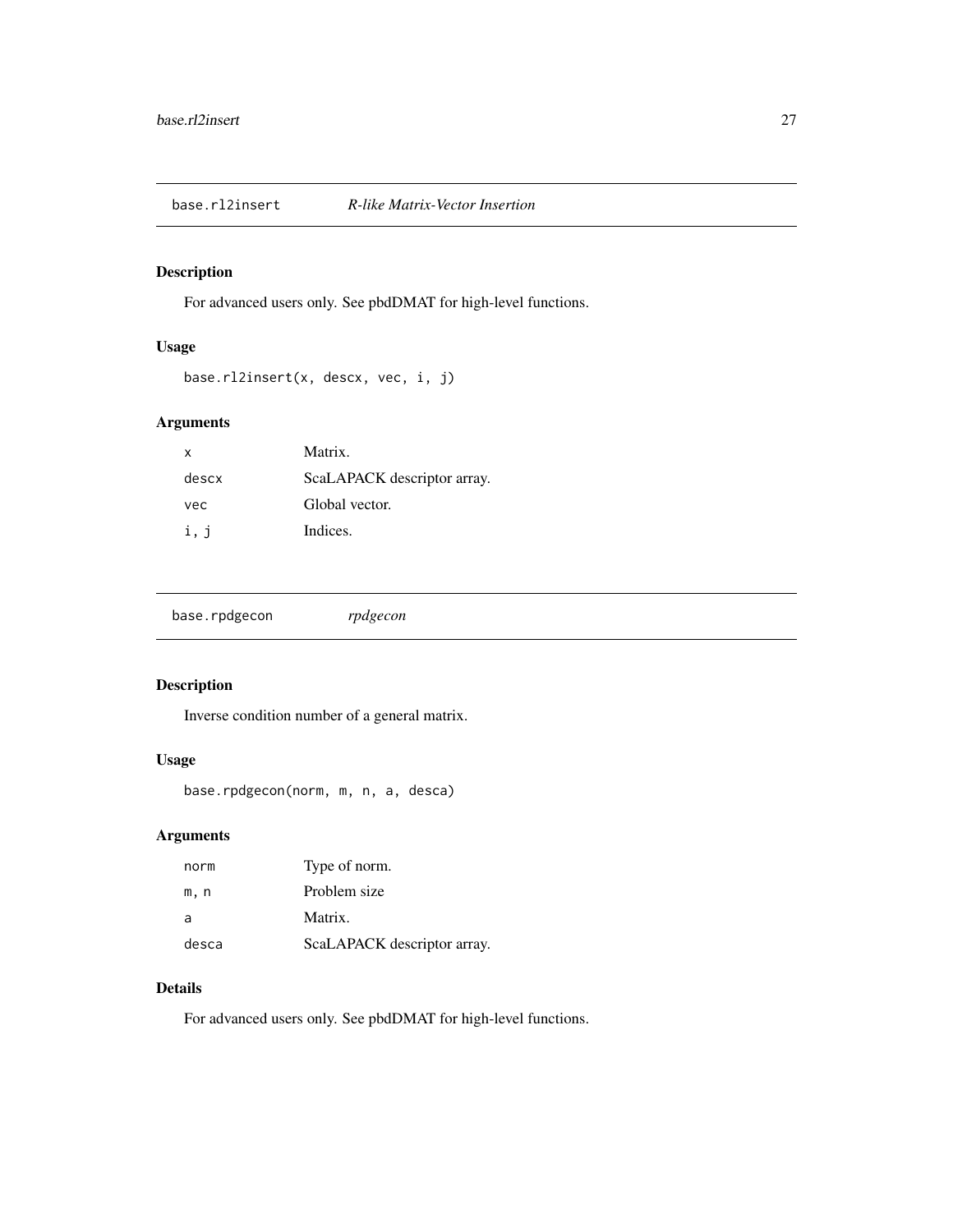## base.rl2insert — *R-like Matrix-Vector Insertion*

### Description

For advanced users only. See pbdDMAT for high-level functions.

### Usage

```
base.rl2insert(x, descx, vec, i, j)
```

### Arguments

| | |
|---|---|
| x | Matrix. |
| descx | ScaLAPACK descriptor array. |
| vec | Global vector. |
| i, j | Indices. |

## base.rpdgecon — *rpdgecon*

### Description

Inverse condition number of a general matrix.

### Usage

```
base.rpdgecon(norm, m, n, a, desca)
```

### Arguments

| | |
|---|---|
| norm | Type of norm. |
| m, n | Problem size |
| a | Matrix. |
| desca | ScaLAPACK descriptor array. |

### Details

For advanced users only. See pbdDMAT for high-level functions.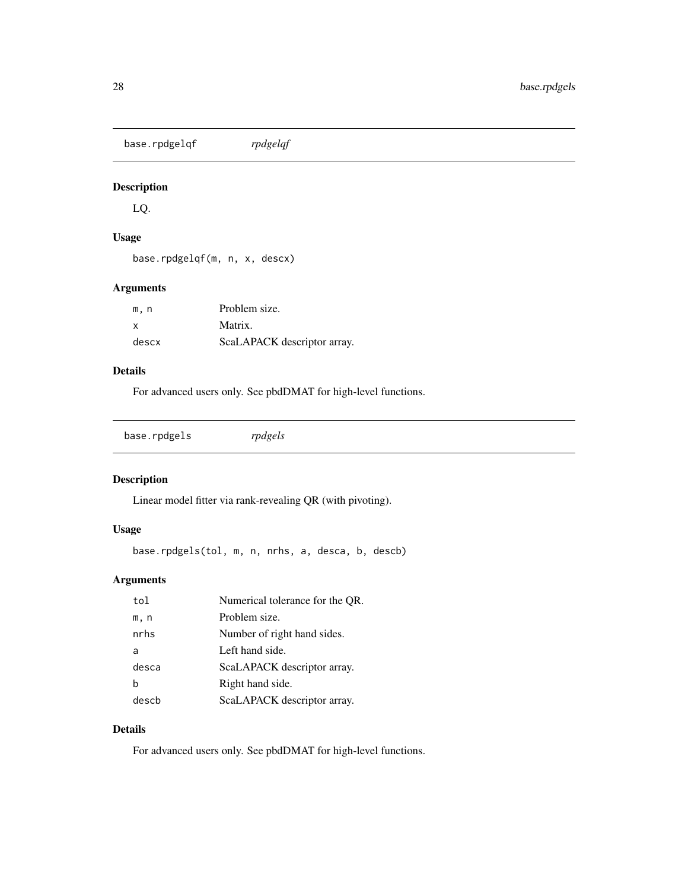## base.rpdgelqf *rpdgelqf*

### Description

LQ.

### Usage

```
base.rpdgelqf(m, n, x, descx)
```

### Arguments

| | |
|---|---|
| m, n | Problem size. |
| x | Matrix. |
| descx | ScaLAPACK descriptor array. |

### Details

For advanced users only. See pbdDMAT for high-level functions.

## base.rpdgels *rpdgels*

### Description

Linear model fitter via rank-revealing QR (with pivoting).

### Usage

```
base.rpdgels(tol, m, n, nrhs, a, desca, b, descb)
```

### Arguments

| | |
|---|---|
| tol | Numerical tolerance for the QR. |
| m, n | Problem size. |
| nrhs | Number of right hand sides. |
| a | Left hand side. |
| desca | ScaLAPACK descriptor array. |
| b | Right hand side. |
| descb | ScaLAPACK descriptor array. |

### Details

For advanced users only. See pbdDMAT for high-level functions.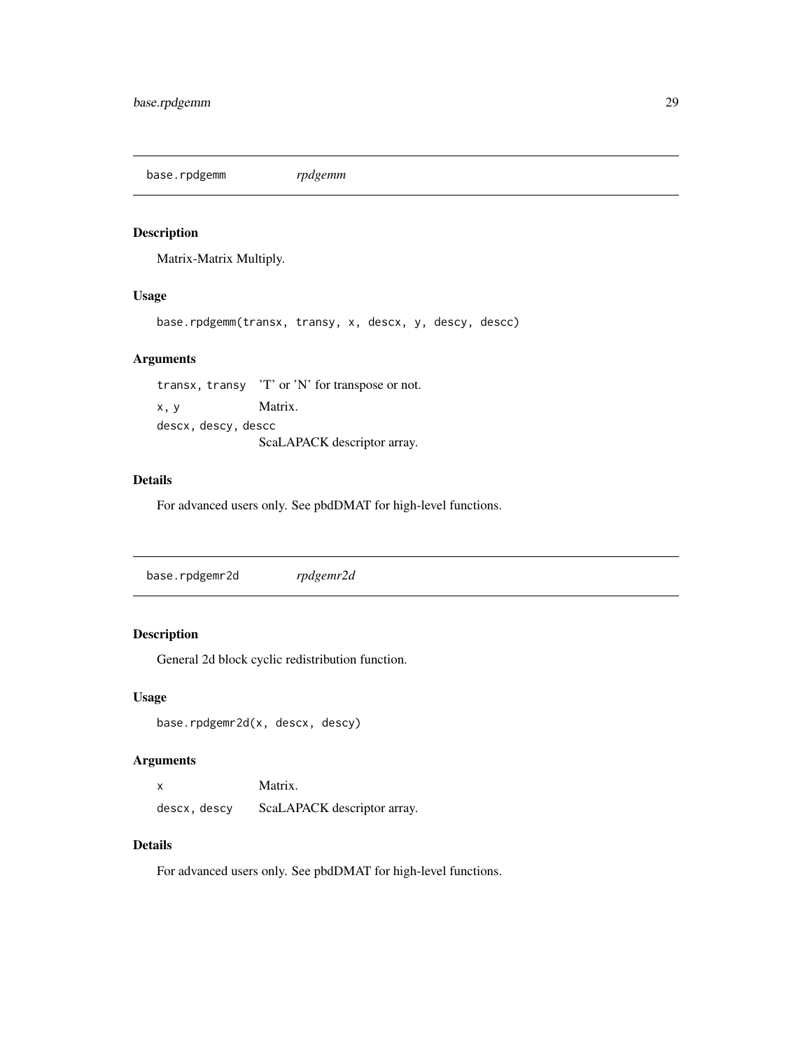## base.rpdgemm    *rpdgemm*

### Description

Matrix-Matrix Multiply.

### Usage

```
base.rpdgemm(transx, transy, x, descx, y, descy, descc)
```

### Arguments

| | |
|---|---|
| `transx, transy` | 'T' or 'N' for transpose or not. |
| `x, y` | Matrix. |
| `descx, descy, descc` | ScaLAPACK descriptor array. |

### Details

For advanced users only. See pbdDMAT for high-level functions.

## base.rpdgemr2d    *rpdgemr2d*

### Description

General 2d block cyclic redistribution function.

### Usage

```
base.rpdgemr2d(x, descx, descy)
```

### Arguments

| | |
|---|---|
| `x` | Matrix. |
| `descx, descy` | ScaLAPACK descriptor array. |

### Details

For advanced users only. See pbdDMAT for high-level functions.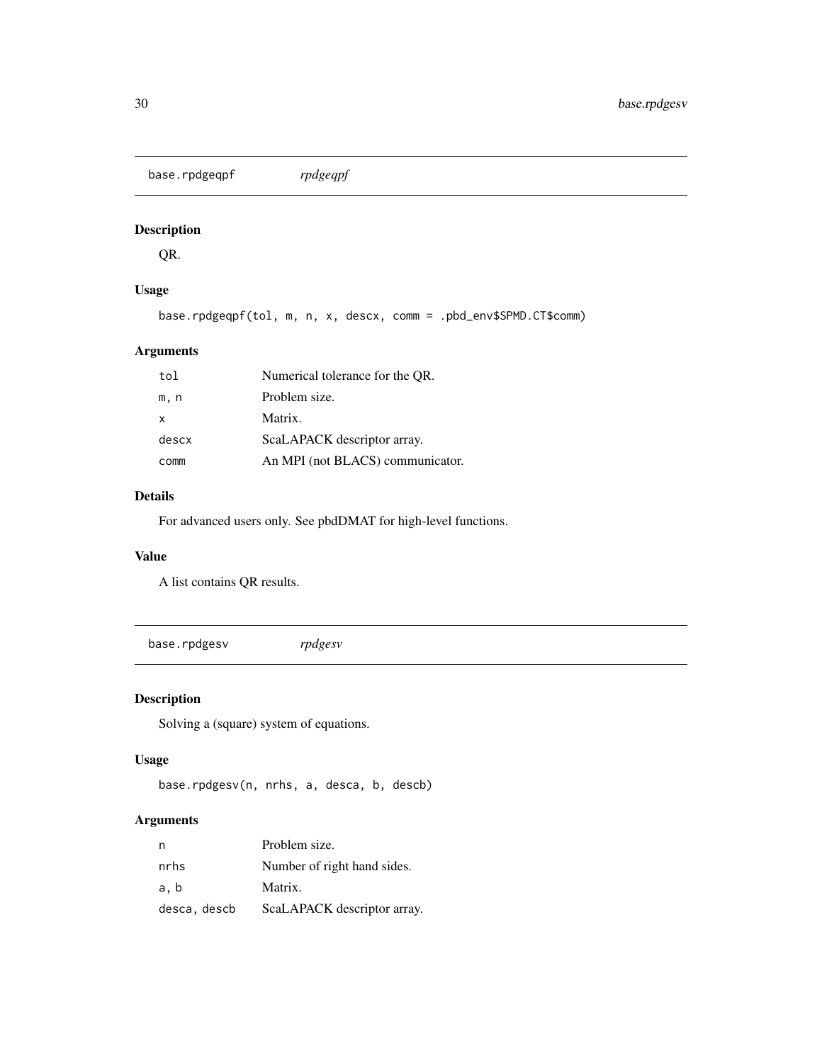## base.rpdgeqpf *rpdgeqpf*

### Description

QR.

### Usage

```
base.rpdgeqpf(tol, m, n, x, descx, comm = .pbd_env$SPMD.CT$comm)
```

### Arguments

| | |
|---|---|
| `tol` | Numerical tolerance for the QR. |
| `m, n` | Problem size. |
| `x` | Matrix. |
| `descx` | ScaLAPACK descriptor array. |
| `comm` | An MPI (not BLACS) communicator. |

### Details

For advanced users only. See pbdDMAT for high-level functions.

### Value

A list contains QR results.

## base.rpdgesv *rpdgesv*

### Description

Solving a (square) system of equations.

### Usage

```
base.rpdgesv(n, nrhs, a, desca, b, descb)
```

### Arguments

| | |
|---|---|
| `n` | Problem size. |
| `nrhs` | Number of right hand sides. |
| `a, b` | Matrix. |
| `desca, descb` | ScaLAPACK descriptor array. |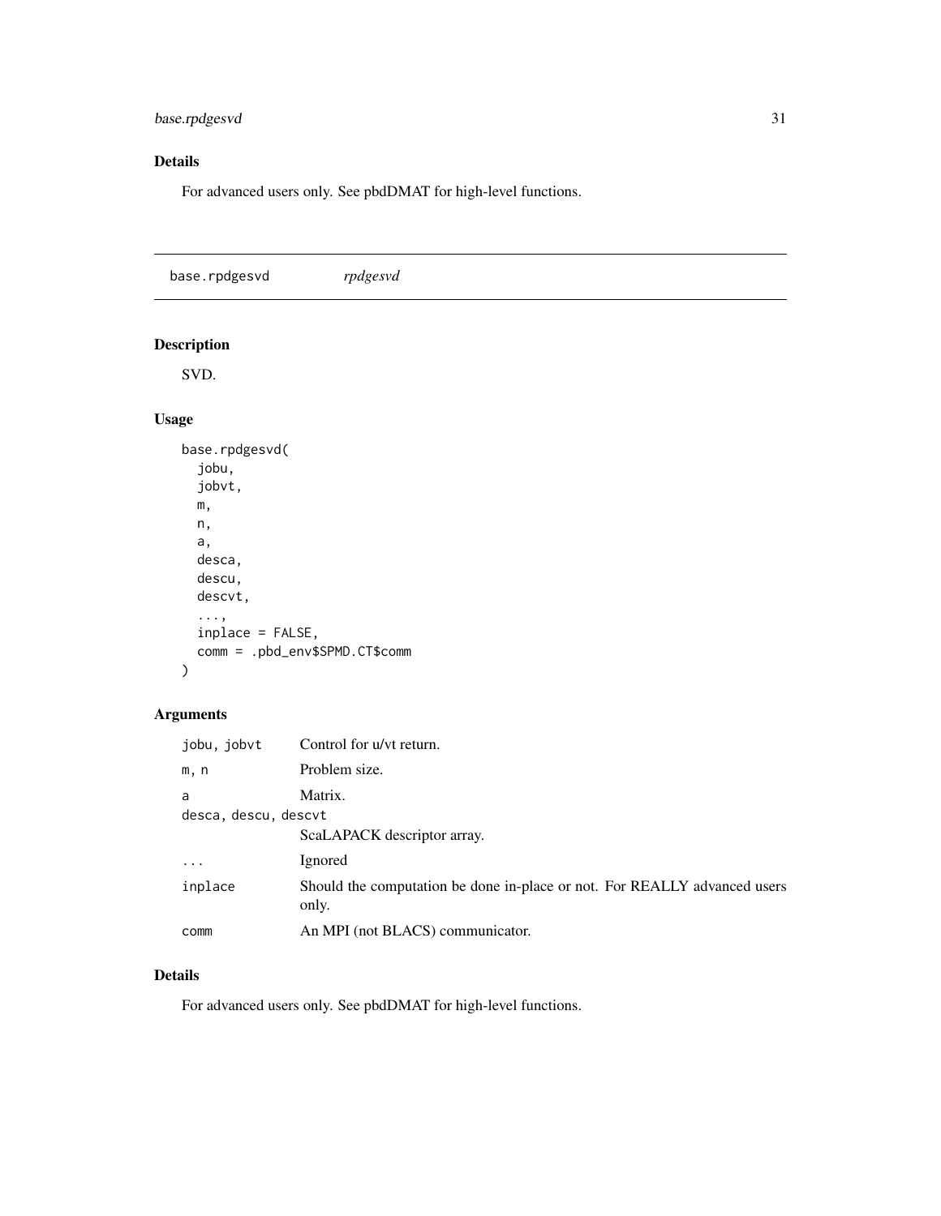## Details

For advanced users only. See pbdDMAT for high-level functions.

---

## base.rpdgesvd *rpdgesvd*

---

### Description

SVD.

### Usage

```
base.rpdgesvd(
  jobu,
  jobvt,
  m,
  n,
  a,
  desca,
  descu,
  descvt,
  ...,
  inplace = FALSE,
  comm = .pbd_env$SPMD.CT$comm
)
```

### Arguments

| | |
|---|---|
| `jobu, jobvt` | Control for u/vt return. |
| `m, n` | Problem size. |
| `a` | Matrix. |
| `desca, descu, descvt` | ScaLAPACK descriptor array. |
| `...` | Ignored |
| `inplace` | Should the computation be done in-place or not. For REALLY advanced users only. |
| `comm` | An MPI (not BLACS) communicator. |

### Details

For advanced users only. See pbdDMAT for high-level functions.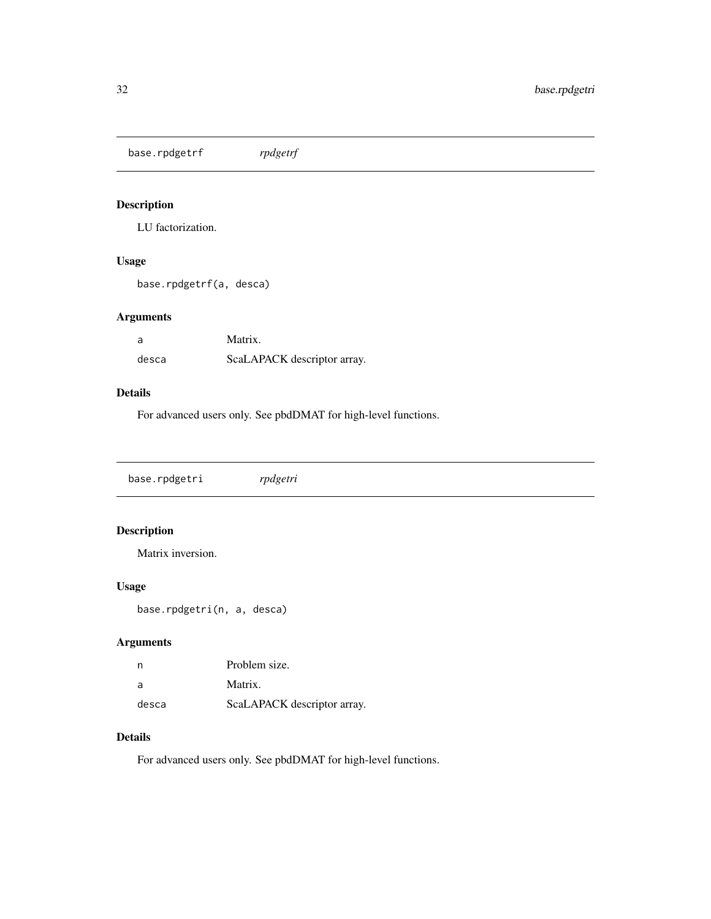## base.rpdgetrf *rpdgetrf*

### Description

LU factorization.

### Usage

```
base.rpdgetrf(a, desca)
```

### Arguments

| | |
|---|---|
| a | Matrix. |
| desca | ScaLAPACK descriptor array. |

### Details

For advanced users only. See pbdDMAT for high-level functions.

## base.rpdgetri *rpdgetri*

### Description

Matrix inversion.

### Usage

```
base.rpdgetri(n, a, desca)
```

### Arguments

| | |
|---|---|
| n | Problem size. |
| a | Matrix. |
| desca | ScaLAPACK descriptor array. |

### Details

For advanced users only. See pbdDMAT for high-level functions.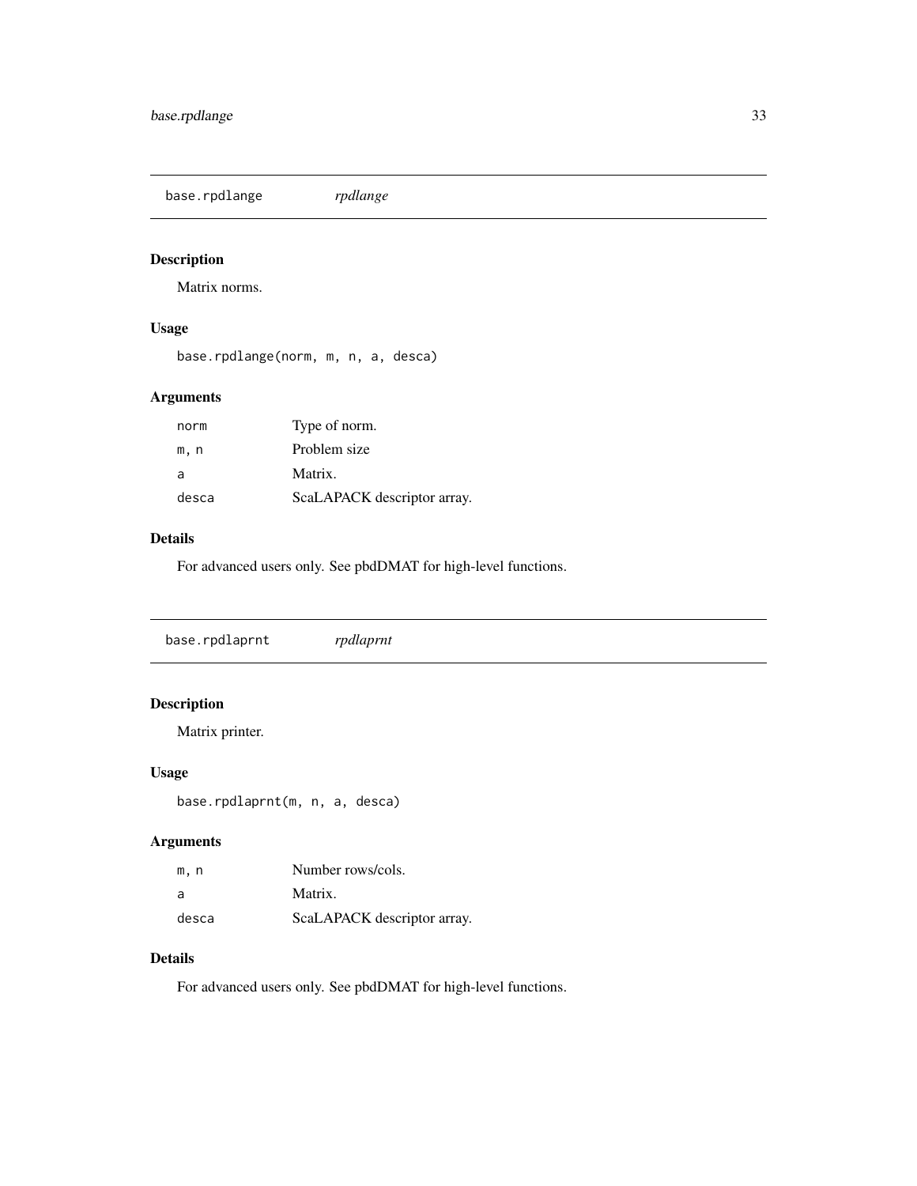## base.rpdlange *rpdlange*

### Description

Matrix norms.

### Usage

```
base.rpdlange(norm, m, n, a, desca)
```

### Arguments

| | |
|---|---|
| norm | Type of norm. |
| m, n | Problem size |
| a | Matrix. |
| desca | ScaLAPACK descriptor array. |

### Details

For advanced users only. See pbdDMAT for high-level functions.

## base.rpdlaprnt *rpdlaprnt*

### Description

Matrix printer.

### Usage

```
base.rpdlaprnt(m, n, a, desca)
```

### Arguments

| | |
|---|---|
| m, n | Number rows/cols. |
| a | Matrix. |
| desca | ScaLAPACK descriptor array. |

### Details

For advanced users only. See pbdDMAT for high-level functions.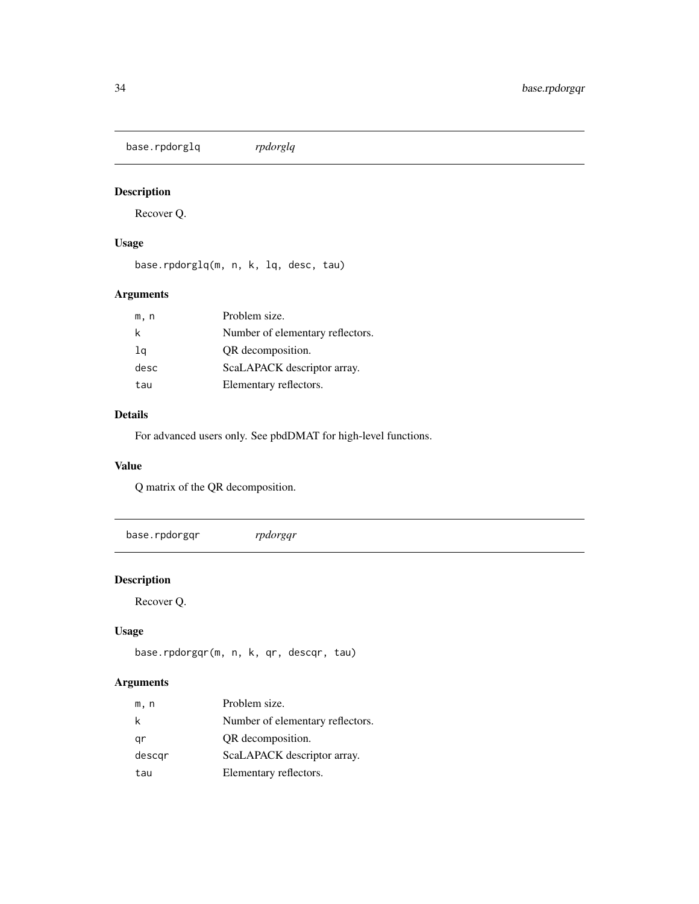## base.rpdorglq *rpdorglq*

### Description

Recover Q.

### Usage

```
base.rpdorglq(m, n, k, lq, desc, tau)
```

### Arguments

| | |
|---|---|
| m, n | Problem size. |
| k | Number of elementary reflectors. |
| lq | QR decomposition. |
| desc | ScaLAPACK descriptor array. |
| tau | Elementary reflectors. |

### Details

For advanced users only. See pbdDMAT for high-level functions.

### Value

Q matrix of the QR decomposition.

## base.rpdorgqr *rpdorgqr*

### Description

Recover Q.

### Usage

```
base.rpdorgqr(m, n, k, qr, descqr, tau)
```

### Arguments

| | |
|---|---|
| m, n | Problem size. |
| k | Number of elementary reflectors. |
| qr | QR decomposition. |
| descqr | ScaLAPACK descriptor array. |
| tau | Elementary reflectors. |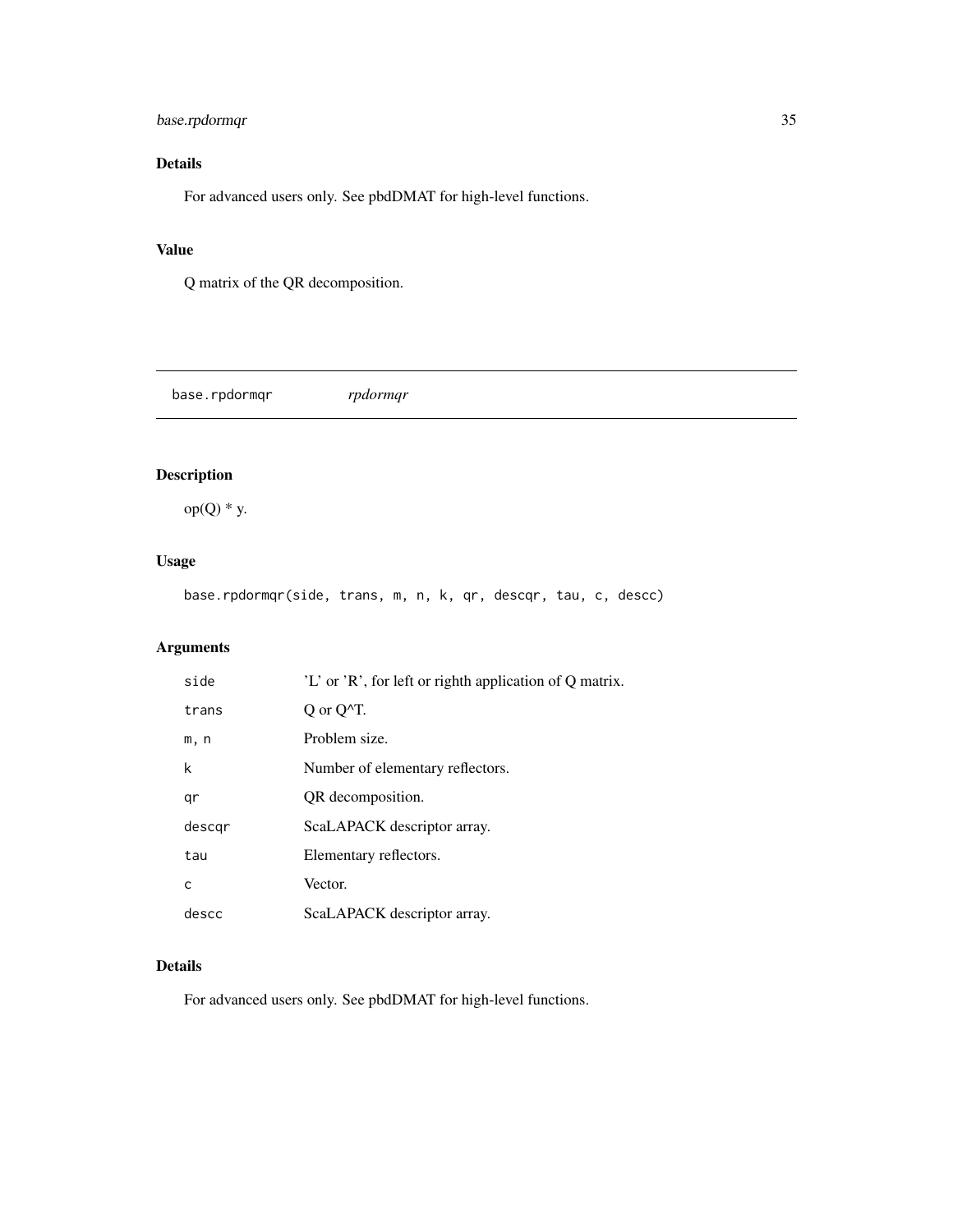## Details

For advanced users only. See pbdDMAT for high-level functions.

## Value

Q matrix of the QR decomposition.

---

# base.rpdormqr *rpdormqr*

---

## Description

op(Q) * y.

## Usage

```
base.rpdormqr(side, trans, m, n, k, qr, descqr, tau, c, descc)
```

## Arguments

| | |
|---|---|
| side | 'L' or 'R', for left or righth application of Q matrix. |
| trans | Q or Q^T. |
| m, n | Problem size. |
| k | Number of elementary reflectors. |
| qr | QR decomposition. |
| descqr | ScaLAPACK descriptor array. |
| tau | Elementary reflectors. |
| c | Vector. |
| descc | ScaLAPACK descriptor array. |

## Details

For advanced users only. See pbdDMAT for high-level functions.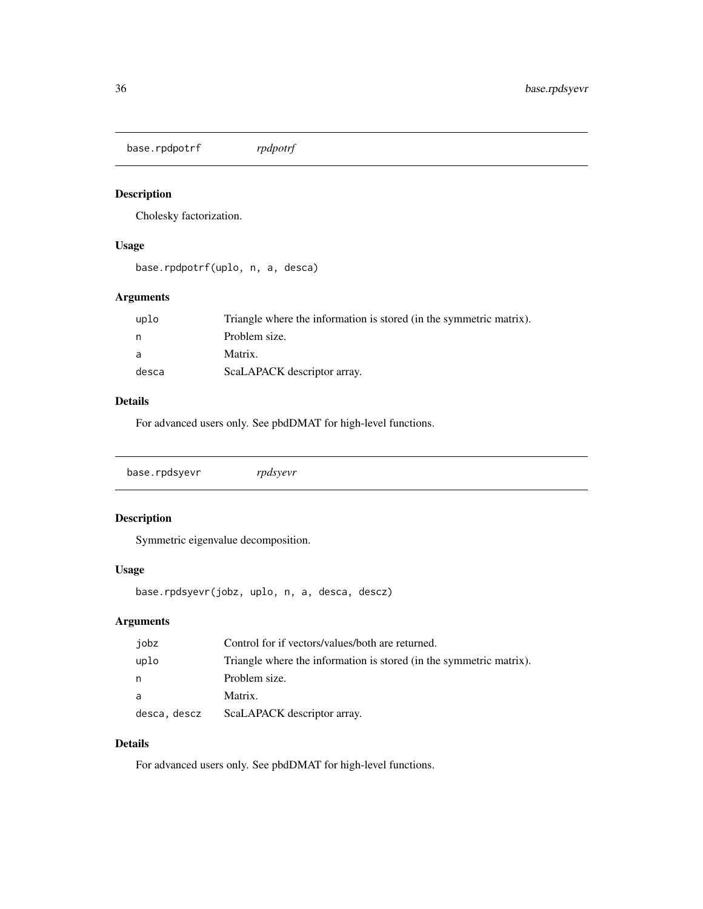## base.rpdpotrf *rpdpotrf*

### Description

Cholesky factorization.

### Usage

```
base.rpdpotrf(uplo, n, a, desca)
```

### Arguments

| | |
|---|---|
| uplo | Triangle where the information is stored (in the symmetric matrix). |
| n | Problem size. |
| a | Matrix. |
| desca | ScaLAPACK descriptor array. |

### Details

For advanced users only. See pbdDMAT for high-level functions.

## base.rpdsyevr *rpdsyevr*

### Description

Symmetric eigenvalue decomposition.

### Usage

```
base.rpdsyevr(jobz, uplo, n, a, desca, descz)
```

### Arguments

| | |
|---|---|
| jobz | Control for if vectors/values/both are returned. |
| uplo | Triangle where the information is stored (in the symmetric matrix). |
| n | Problem size. |
| a | Matrix. |
| desca, descz | ScaLAPACK descriptor array. |

### Details

For advanced users only. See pbdDMAT for high-level functions.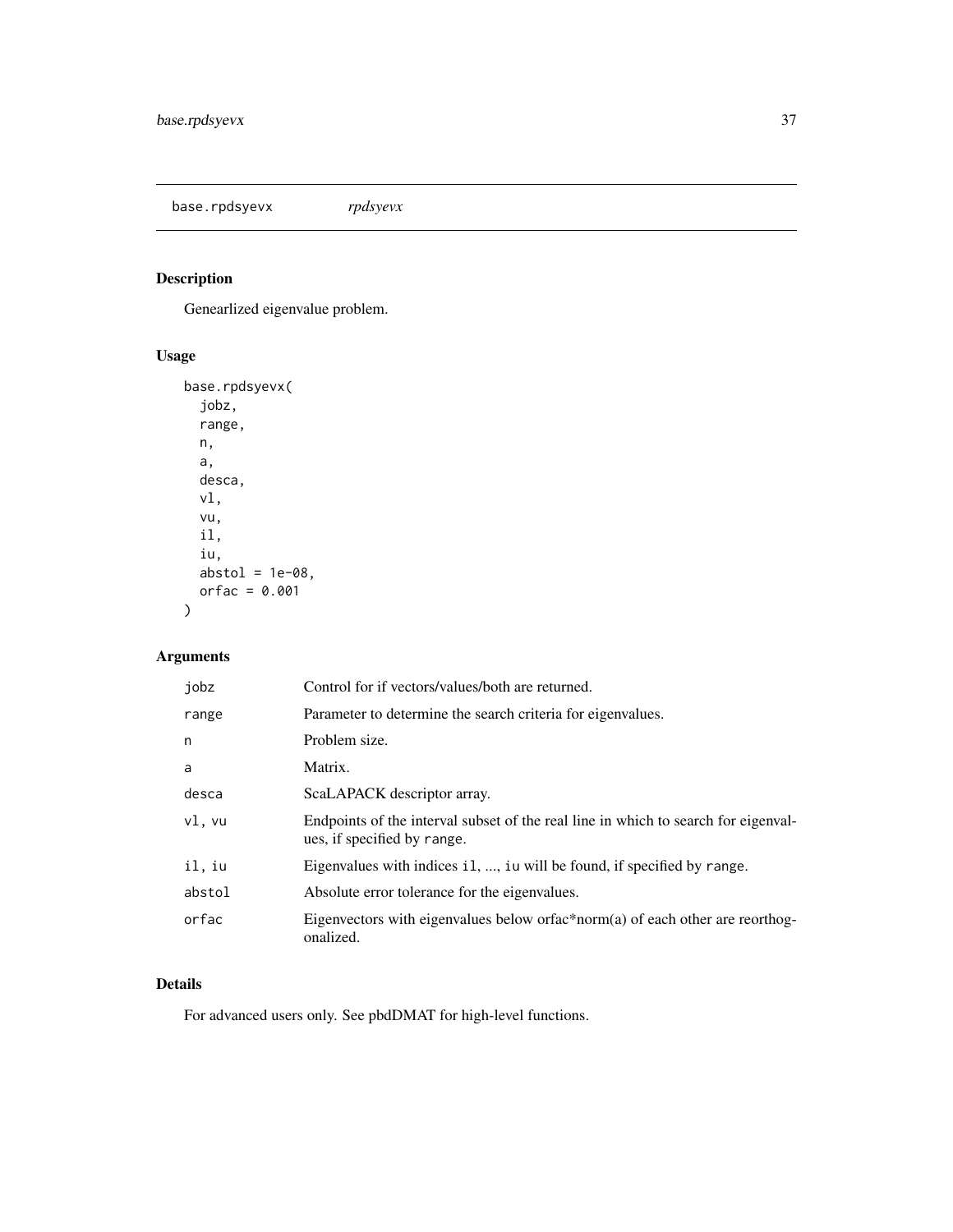base.rpdsyevx *rpdsyevx*

## Description

Genearlized eigenvalue problem.

## Usage

```
base.rpdsyevx(
  jobz,
  range,
  n,
  a,
  desca,
  vl,
  vu,
  il,
  iu,
  abstol = 1e-08,
  orfac = 0.001
)
```

## Arguments

| | |
|---|---|
| jobz | Control for if vectors/values/both are returned. |
| range | Parameter to determine the search criteria for eigenvalues. |
| n | Problem size. |
| a | Matrix. |
| desca | ScaLAPACK descriptor array. |
| vl, vu | Endpoints of the interval subset of the real line in which to search for eigenvalues, if specified by range. |
| il, iu | Eigenvalues with indices il, ..., iu will be found, if specified by range. |
| abstol | Absolute error tolerance for the eigenvalues. |
| orfac | Eigenvectors with eigenvalues below orfac*norm(a) of each other are reorthogonalized. |

## Details

For advanced users only. See pbdDMAT for high-level functions.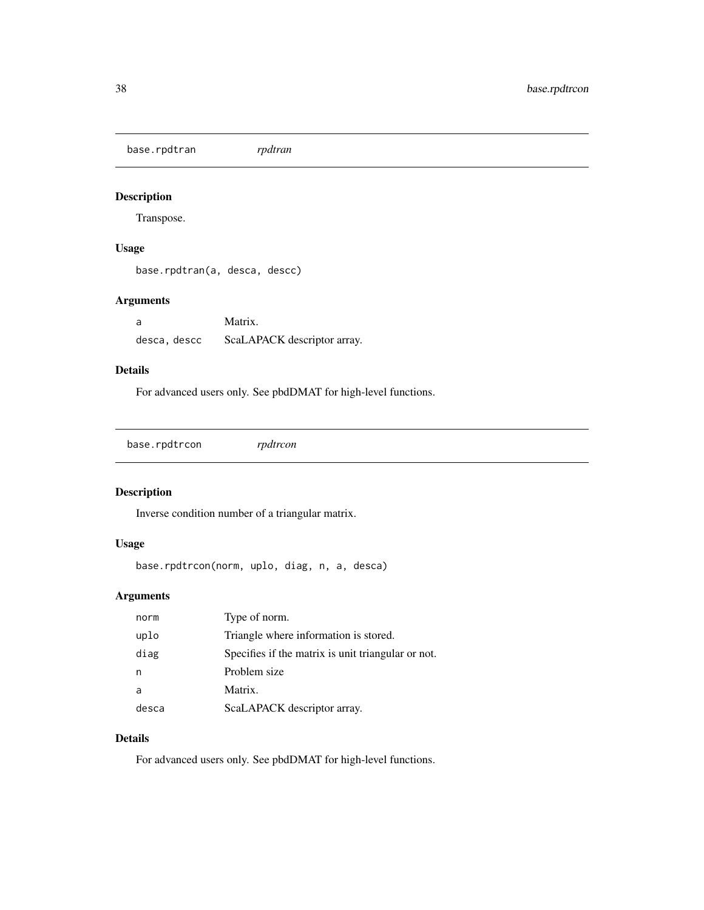## base.rpdtran *rpdtran*

### Description

Transpose.

### Usage

```
base.rpdtran(a, desca, descc)
```

### Arguments

| | |
|---|---|
| a | Matrix. |
| desca, descc | ScaLAPACK descriptor array. |

### Details

For advanced users only. See pbdDMAT for high-level functions.

## base.rpdtrcon *rpdtrcon*

### Description

Inverse condition number of a triangular matrix.

### Usage

```
base.rpdtrcon(norm, uplo, diag, n, a, desca)
```

### Arguments

| | |
|---|---|
| norm | Type of norm. |
| uplo | Triangle where information is stored. |
| diag | Specifies if the matrix is unit triangular or not. |
| n | Problem size |
| a | Matrix. |
| desca | ScaLAPACK descriptor array. |

### Details

For advanced users only. See pbdDMAT for high-level functions.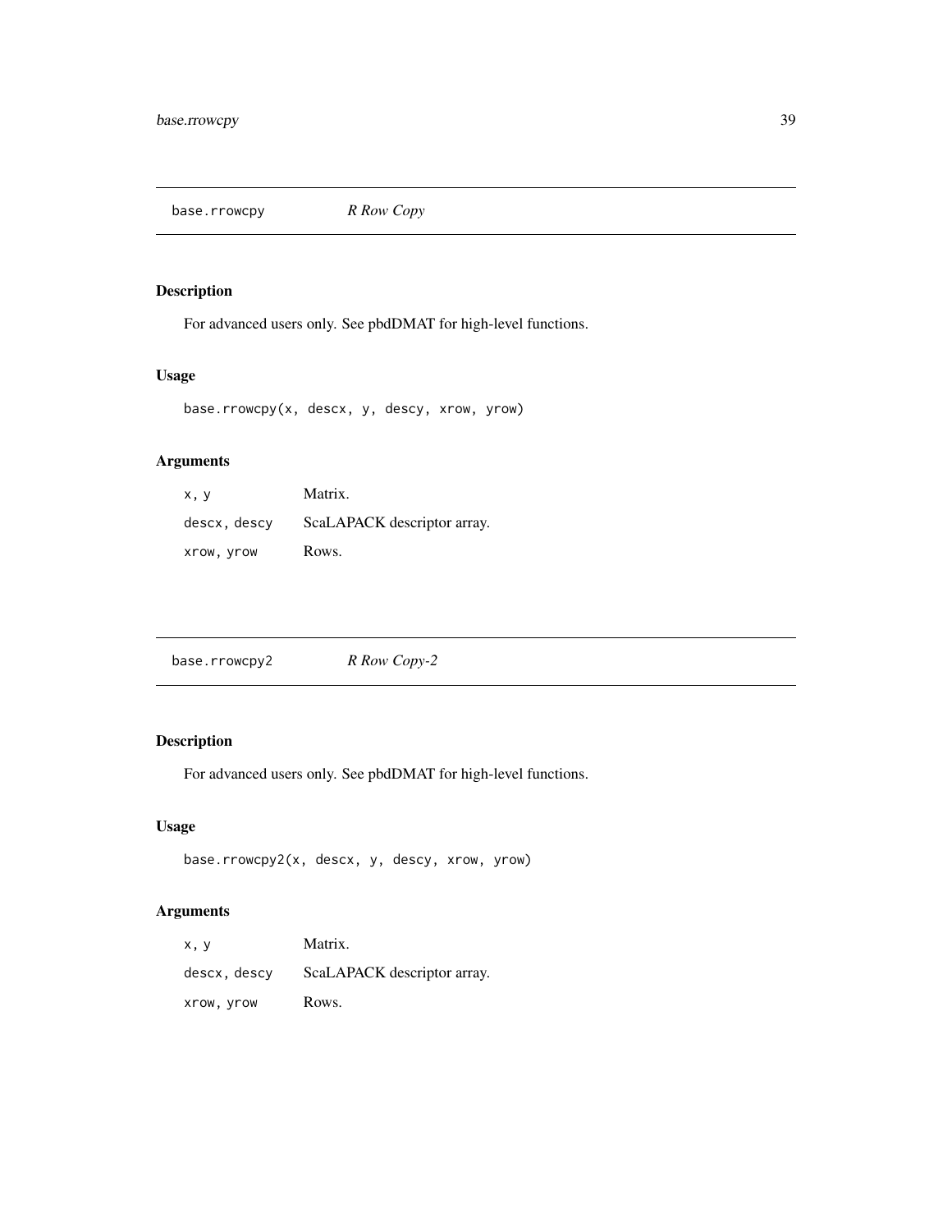## base.rrowcpy — *R Row Copy*

### Description

For advanced users only. See pbdDMAT for high-level functions.

### Usage

```
base.rrowcpy(x, descx, y, descy, xrow, yrow)
```

### Arguments

| | |
|---|---|
| `x, y` | Matrix. |
| `descx, descy` | ScaLAPACK descriptor array. |
| `xrow, yrow` | Rows. |

## base.rrowcpy2 — *R Row Copy-2*

### Description

For advanced users only. See pbdDMAT for high-level functions.

### Usage

```
base.rrowcpy2(x, descx, y, descy, xrow, yrow)
```

### Arguments

| | |
|---|---|
| `x, y` | Matrix. |
| `descx, descy` | ScaLAPACK descriptor array. |
| `xrow, yrow` | Rows. |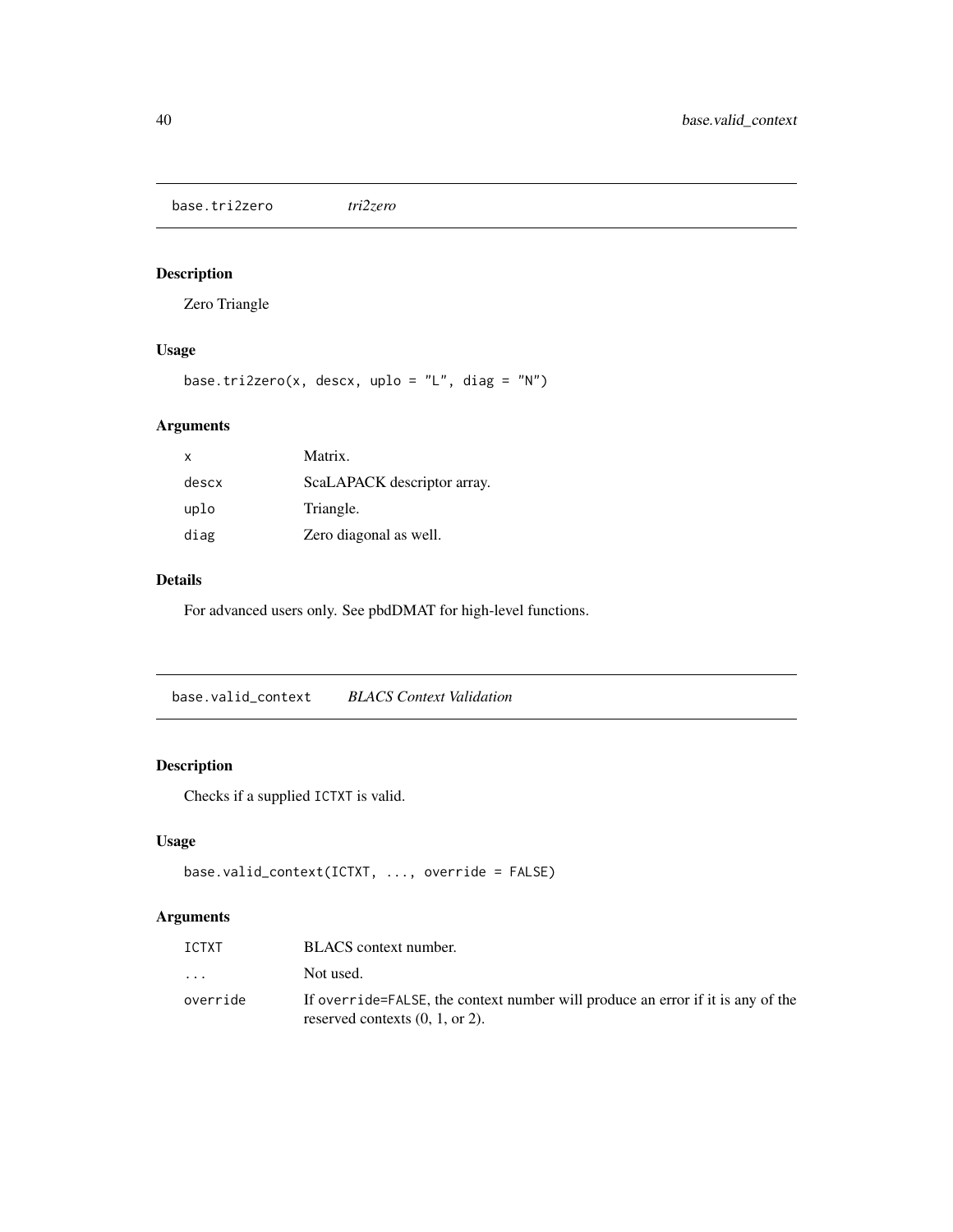## base.tri2zero *tri2zero*

### Description

Zero Triangle

### Usage

```
base.tri2zero(x, descx, uplo = "L", diag = "N")
```

### Arguments

| | |
|---|---|
| x | Matrix. |
| descx | ScaLAPACK descriptor array. |
| uplo | Triangle. |
| diag | Zero diagonal as well. |

### Details

For advanced users only. See pbdDMAT for high-level functions.

## base.valid_context *BLACS Context Validation*

### Description

Checks if a supplied ICTXT is valid.

### Usage

```
base.valid_context(ICTXT, ..., override = FALSE)
```

### Arguments

| | |
|---|---|
| ICTXT | BLACS context number. |
| ... | Not used. |
| override | If override=FALSE, the context number will produce an error if it is any of the reserved contexts (0, 1, or 2). |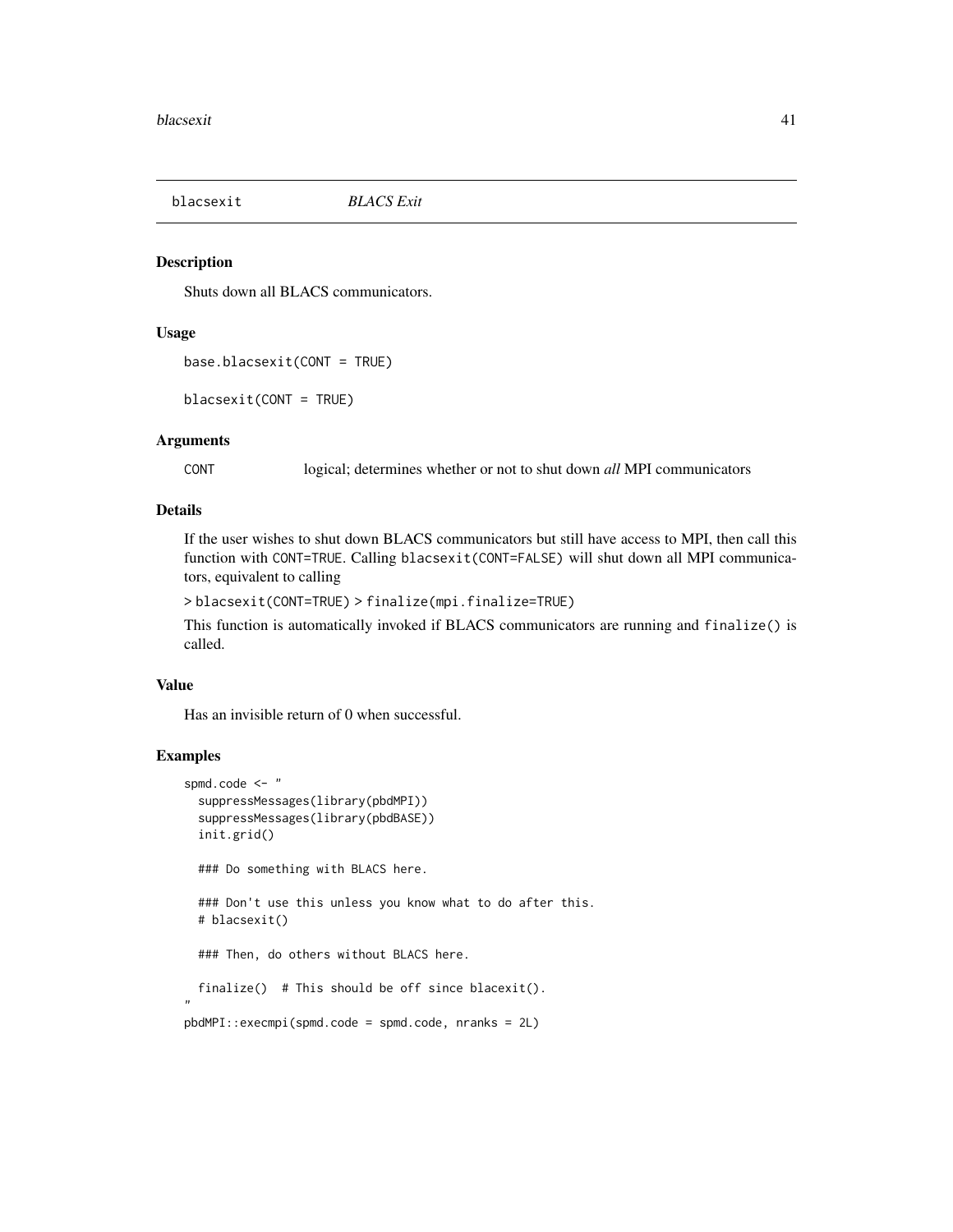## blacsexit *BLACS Exit*

### Description

Shuts down all BLACS communicators.

### Usage

```
base.blacsexit(CONT = TRUE)

blacsexit(CONT = TRUE)
```

### Arguments

| | |
|---|---|
| CONT | logical; determines whether or not to shut down *all* MPI communicators |

### Details

If the user wishes to shut down BLACS communicators but still have access to MPI, then call this function with `CONT=TRUE`. Calling `blacsexit(CONT=FALSE)` will shut down all MPI communicators, equivalent to calling

> `blacsexit(CONT=TRUE)` > `finalize(mpi.finalize=TRUE)`

This function is automatically invoked if BLACS communicators are running and `finalize()` is called.

### Value

Has an invisible return of 0 when successful.

### Examples

```
spmd.code <- "
  suppressMessages(library(pbdMPI))
  suppressMessages(library(pbdBASE))
  init.grid()

  ### Do something with BLACS here.

  ### Don't use this unless you know what to do after this.
  # blacsexit()

  ### Then, do others without BLACS here.

  finalize()  # This should be off since blacexit().
"
pbdMPI::execmpi(spmd.code = spmd.code, nranks = 2L)
```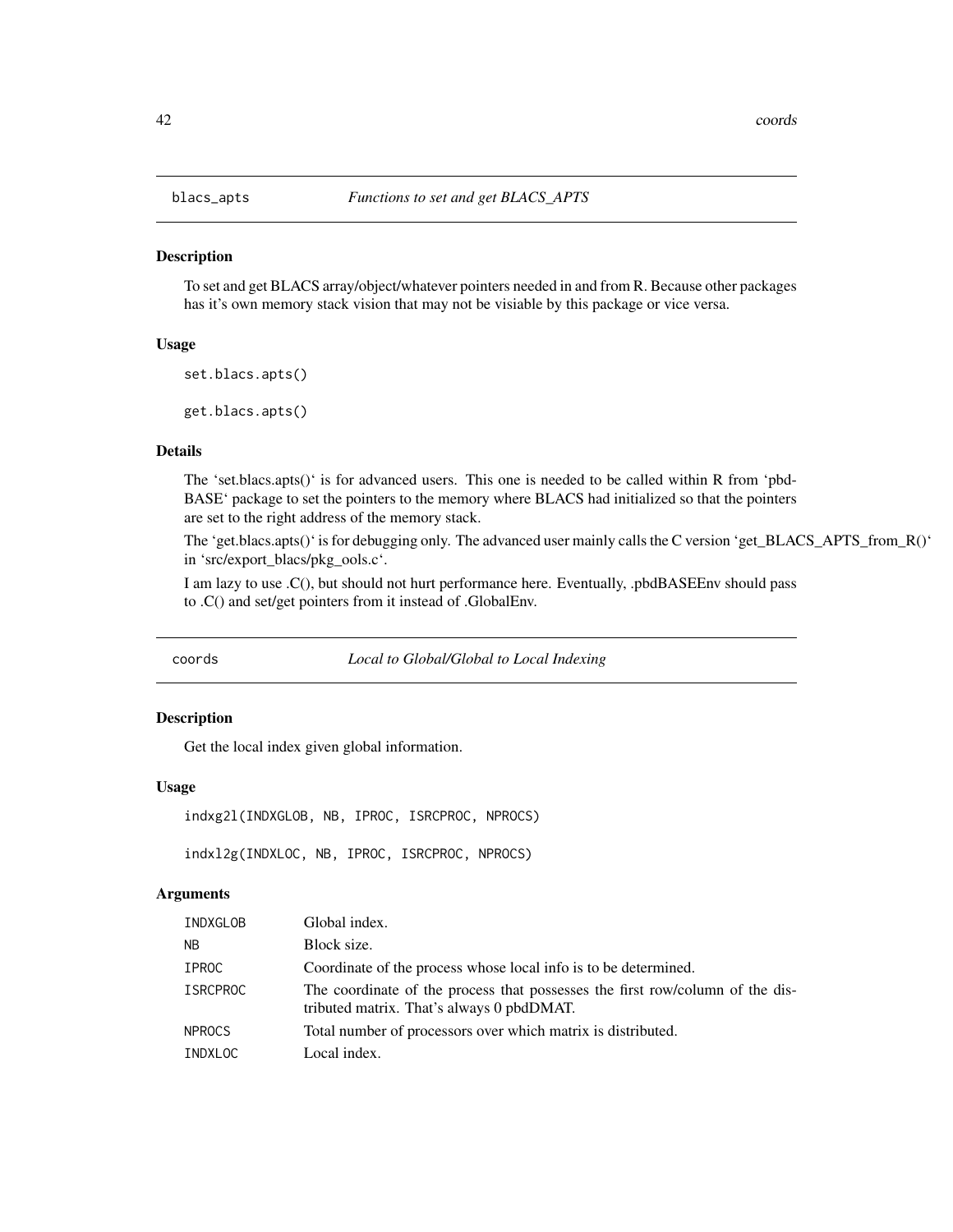## blacs_apts *Functions to set and get BLACS_APTS*

### Description

To set and get BLACS array/object/whatever pointers needed in and from R. Because other packages has it's own memory stack vision that may not be visiable by this package or vice versa.

### Usage

```
set.blacs.apts()

get.blacs.apts()
```

### Details

The 'set.blacs.apts()' is for advanced users. This one is needed to be called within R from 'pbd-BASE' package to set the pointers to the memory where BLACS had initialized so that the pointers are set to the right address of the memory stack.

The 'get.blacs.apts()' is for debugging only. The advanced user mainly calls the C version 'get_BLACS_APTS_from_R()' in 'src/export_blacs/pkg_ools.c'.

I am lazy to use .C(), but should not hurt performance here. Eventually, .pbdBASEEnv should pass to .C() and set/get pointers from it instead of .GlobalEnv.

## coords *Local to Global/Global to Local Indexing*

### Description

Get the local index given global information.

### Usage

```
indxg2l(INDXGLOB, NB, IPROC, ISRCPROC, NPROCS)

indxl2g(INDXLOC, NB, IPROC, ISRCPROC, NPROCS)
```

### Arguments

| | |
|---|---|
| INDXGLOB | Global index. |
| NB | Block size. |
| IPROC | Coordinate of the process whose local info is to be determined. |
| ISRCPROC | The coordinate of the process that possesses the first row/column of the distributed matrix. That's always 0 pbdDMAT. |
| NPROCS | Total number of processors over which matrix is distributed. |
| INDXLOC | Local index. |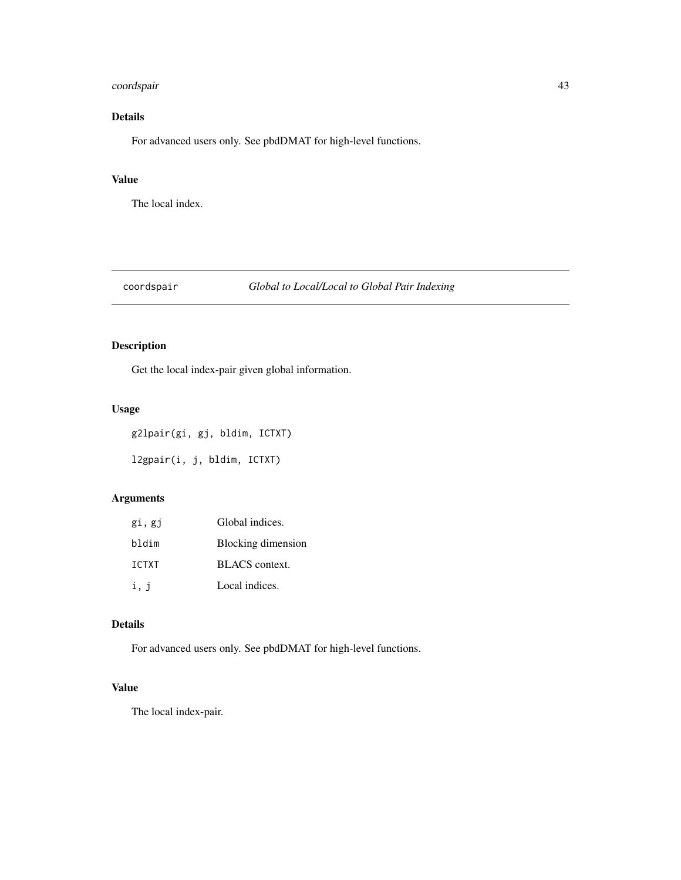### Details

For advanced users only. See pbdDMAT for high-level functions.

### Value

The local index.

---

## coordspair — *Global to Local/Local to Global Pair Indexing*

---

### Description

Get the local index-pair given global information.

### Usage

```
g2lpair(gi, gj, bldim, ICTXT)

l2gpair(i, j, bldim, ICTXT)
```

### Arguments

| | |
|---|---|
| `gi, gj` | Global indices. |
| `bldim` | Blocking dimension |
| `ICTXT` | BLACS context. |
| `i, j` | Local indices. |

### Details

For advanced users only. See pbdDMAT for high-level functions.

### Value

The local index-pair.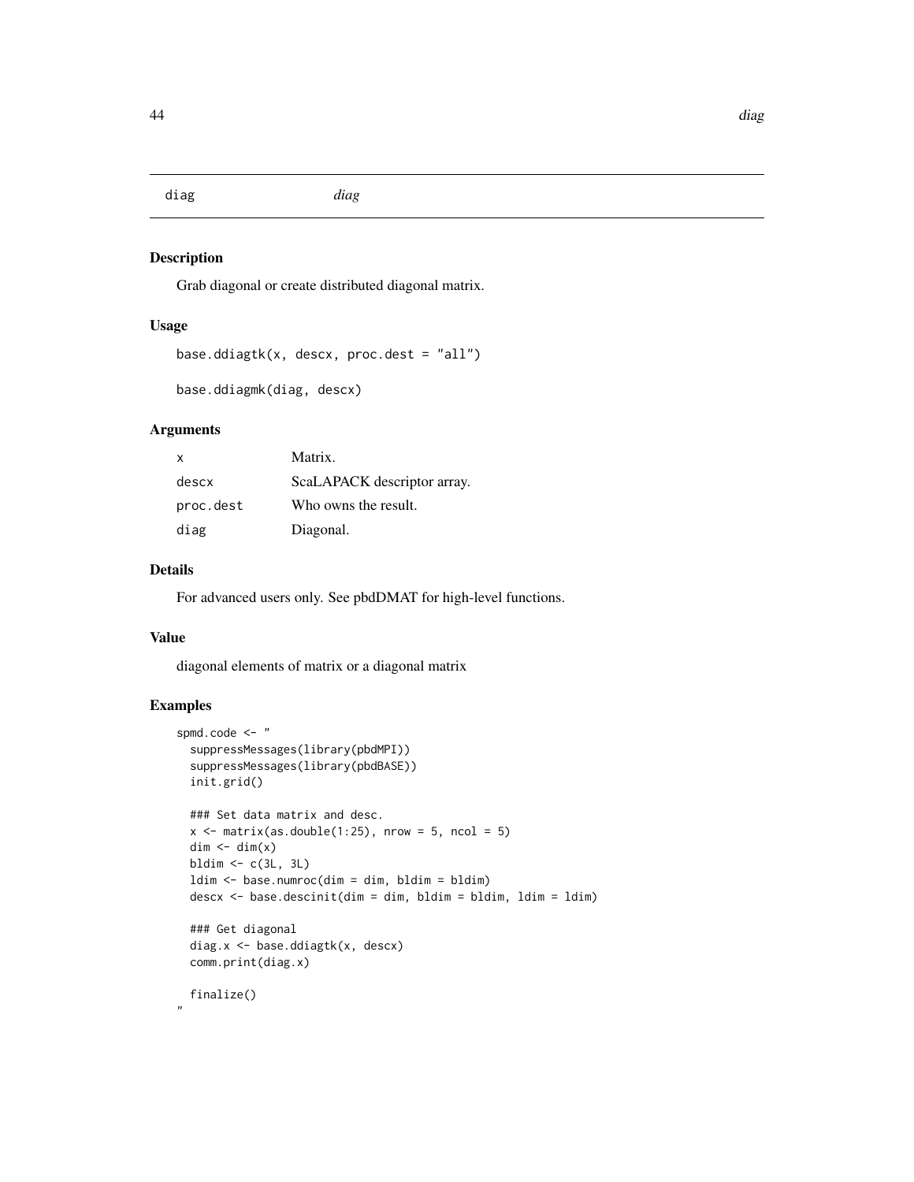# diag — *diag*

## Description

Grab diagonal or create distributed diagonal matrix.

## Usage

```
base.ddiagtk(x, descx, proc.dest = "all")

base.ddiagmk(diag, descx)
```

## Arguments

| | |
|---|---|
| x | Matrix. |
| descx | ScaLAPACK descriptor array. |
| proc.dest | Who owns the result. |
| diag | Diagonal. |

## Details

For advanced users only. See pbdDMAT for high-level functions.

## Value

diagonal elements of matrix or a diagonal matrix

## Examples

```
spmd.code <- "
  suppressMessages(library(pbdMPI))
  suppressMessages(library(pbdBASE))
  init.grid()

  ### Set data matrix and desc.
  x <- matrix(as.double(1:25), nrow = 5, ncol = 5)
  dim <- dim(x)
  bldim <- c(3L, 3L)
  ldim <- base.numroc(dim = dim, bldim = bldim)
  descx <- base.descinit(dim = dim, bldim = bldim, ldim = ldim)

  ### Get diagonal
  diag.x <- base.ddiagtk(x, descx)
  comm.print(diag.x)

  finalize()
"
```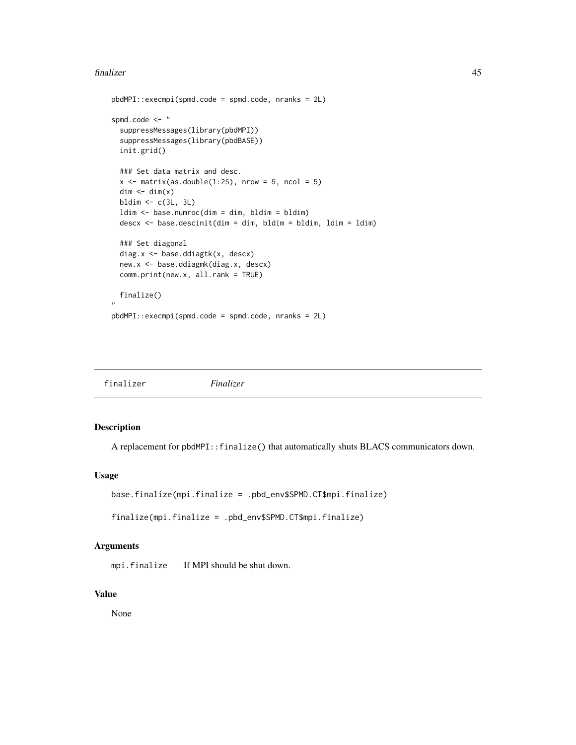```
pbdMPI::execmpi(spmd.code = spmd.code, nranks = 2L)

spmd.code <- "
  suppressMessages(library(pbdMPI))
  suppressMessages(library(pbdBASE))
  init.grid()

  ### Set data matrix and desc.
  x <- matrix(as.double(1:25), nrow = 5, ncol = 5)
  dim <- dim(x)
  bldim <- c(3L, 3L)
  ldim <- base.numroc(dim = dim, bldim = bldim)
  descx <- base.descinit(dim = dim, bldim = bldim, ldim = ldim)

  ### Set diagonal
  diag.x <- base.ddiagtk(x, descx)
  new.x <- base.ddiagmk(diag.x, descx)
  comm.print(new.x, all.rank = TRUE)

  finalize()
"
pbdMPI::execmpi(spmd.code = spmd.code, nranks = 2L)
```

## finalizer *Finalizer*

### Description

A replacement for `pbdMPI::finalize()` that automatically shuts BLACS communicators down.

### Usage

```
base.finalize(mpi.finalize = .pbd_env$SPMD.CT$mpi.finalize)

finalize(mpi.finalize = .pbd_env$SPMD.CT$mpi.finalize)
```

### Arguments

`mpi.finalize` If MPI should be shut down.

### Value

None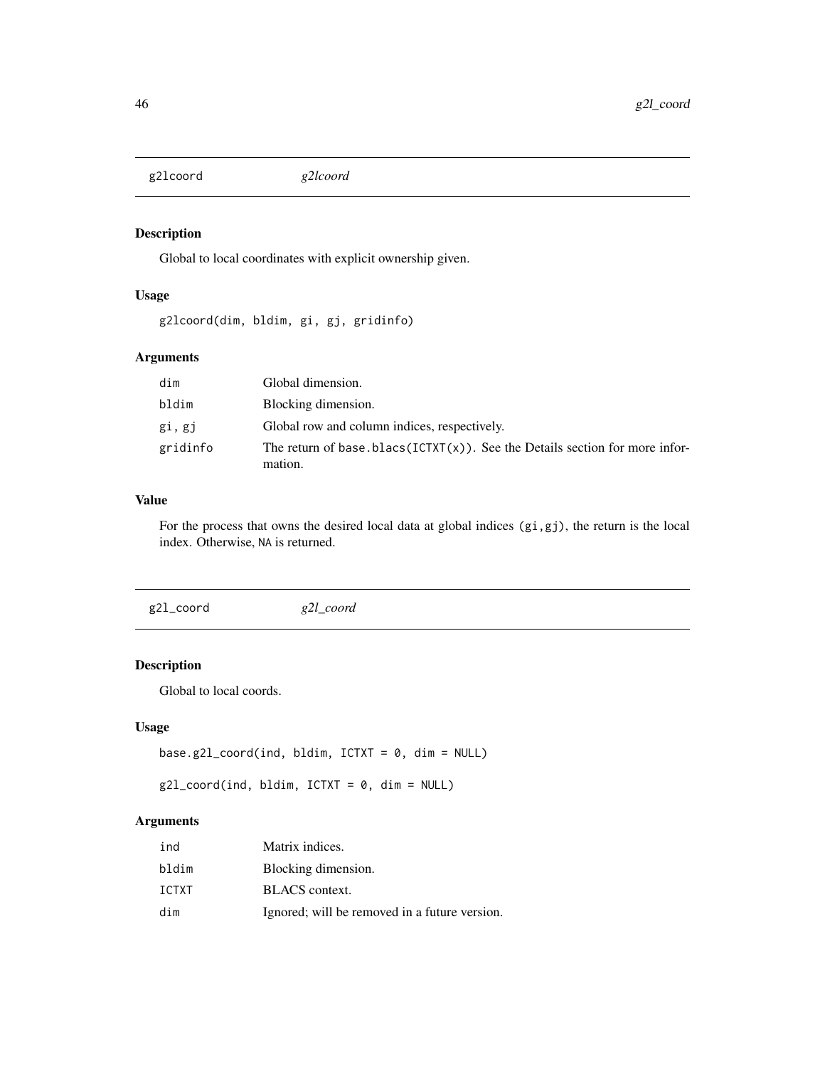## g2lcoord *g2lcoord*

### Description

Global to local coordinates with explicit ownership given.

### Usage

```
g2lcoord(dim, bldim, gi, gj, gridinfo)
```

### Arguments

| | |
|---|---|
| dim | Global dimension. |
| bldim | Blocking dimension. |
| gi, gj | Global row and column indices, respectively. |
| gridinfo | The return of `base.blacs(ICTXT(x))`. See the Details section for more information. |

### Value

For the process that owns the desired local data at global indices `(gi,gj)`, the return is the local index. Otherwise, `NA` is returned.

## g2l_coord *g2l_coord*

### Description

Global to local coords.

### Usage

```
base.g2l_coord(ind, bldim, ICTXT = 0, dim = NULL)

g2l_coord(ind, bldim, ICTXT = 0, dim = NULL)
```

### Arguments

| | |
|---|---|
| ind | Matrix indices. |
| bldim | Blocking dimension. |
| ICTXT | BLACS context. |
| dim | Ignored; will be removed in a future version. |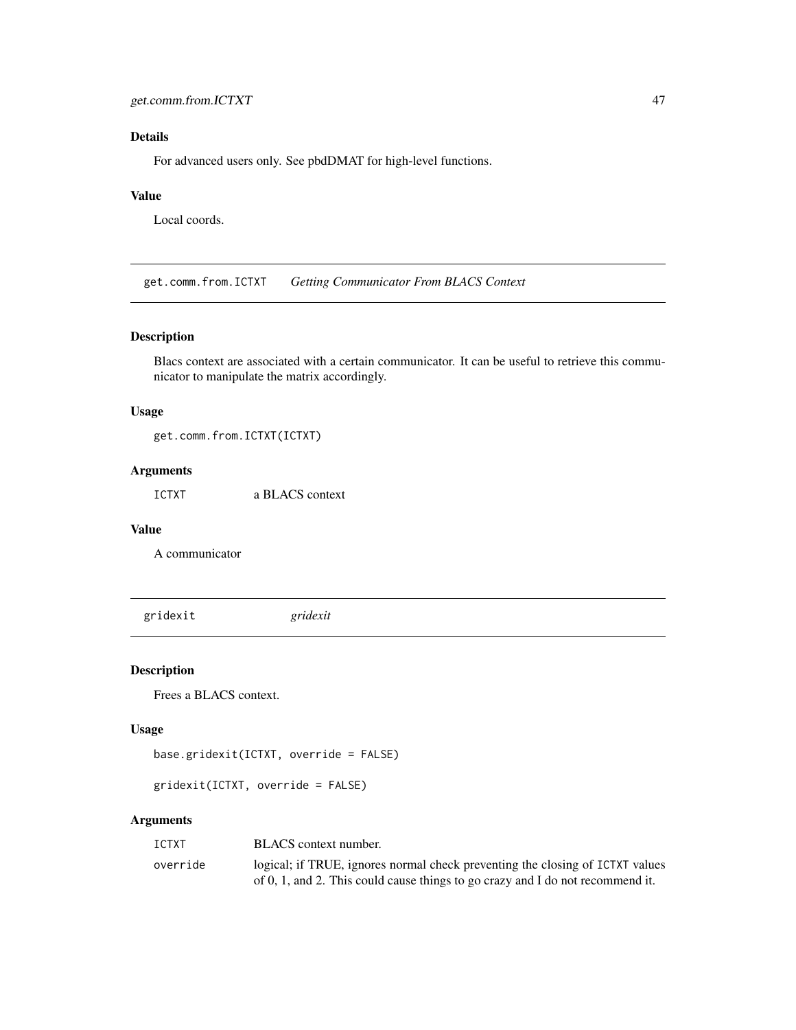### Details

For advanced users only. See pbdDMAT for high-level functions.

### Value

Local coords.

## get.comm.from.ICTXT — *Getting Communicator From BLACS Context*

### Description

Blacs context are associated with a certain communicator. It can be useful to retrieve this communicator to manipulate the matrix accordingly.

### Usage

```
get.comm.from.ICTXT(ICTXT)
```

### Arguments

| | |
|---|---|
| ICTXT | a BLACS context |

### Value

A communicator

## gridexit — *gridexit*

### Description

Frees a BLACS context.

### Usage

```
base.gridexit(ICTXT, override = FALSE)

gridexit(ICTXT, override = FALSE)
```

### Arguments

| | |
|---|---|
| ICTXT | BLACS context number. |
| override | logical; if TRUE, ignores normal check preventing the closing of ICTXT values of 0, 1, and 2. This could cause things to go crazy and I do not recommend it. |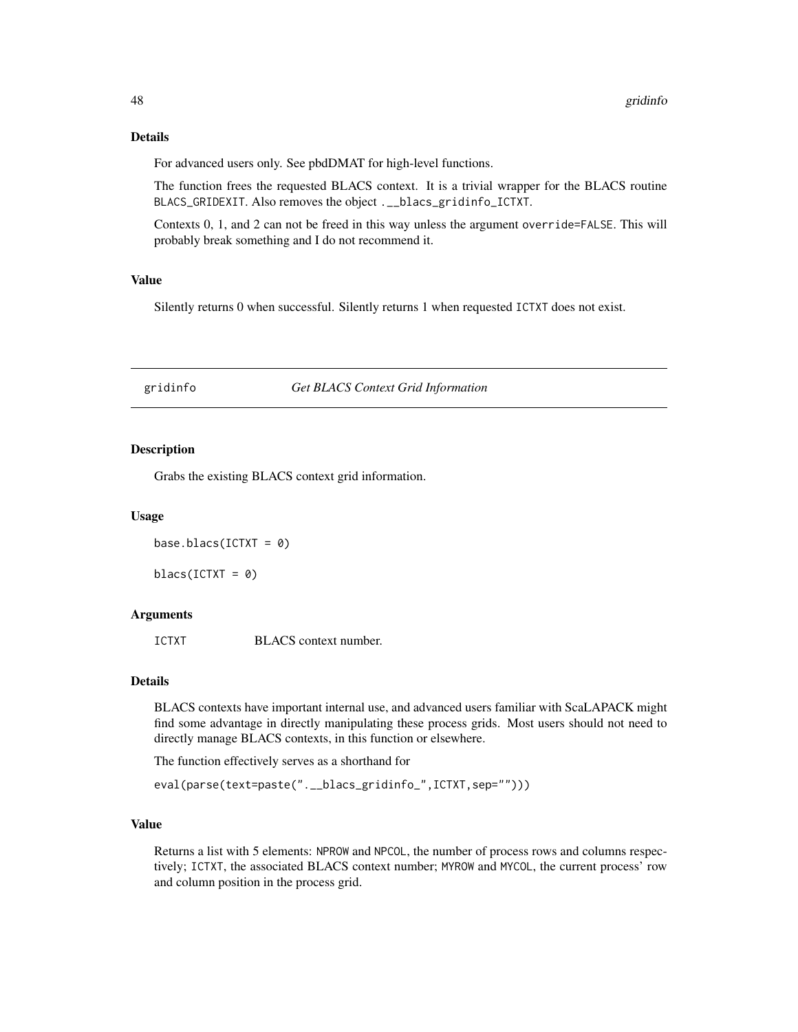### Details

For advanced users only. See pbdDMAT for high-level functions.

The function frees the requested BLACS context. It is a trivial wrapper for the BLACS routine `BLACS_GRIDEXIT`. Also removes the object `.__blacs_gridinfo_ICTXT`.

Contexts 0, 1, and 2 can not be freed in this way unless the argument `override=FALSE`. This will probably break something and I do not recommend it.

### Value

Silently returns 0 when successful. Silently returns 1 when requested `ICTXT` does not exist.

---

## gridinfo — *Get BLACS Context Grid Information*

---

### Description

Grabs the existing BLACS context grid information.

### Usage

```
base.blacs(ICTXT = 0)

blacs(ICTXT = 0)
```

### Arguments

| | |
|---|---|
| `ICTXT` | BLACS context number. |

### Details

BLACS contexts have important internal use, and advanced users familiar with ScaLAPACK might find some advantage in directly manipulating these process grids. Most users should not need to directly manage BLACS contexts, in this function or elsewhere.

The function effectively serves as a shorthand for

```
eval(parse(text=paste(".__blacs_gridinfo_",ICTXT,sep="")))
```

### Value

Returns a list with 5 elements: `NPROW` and `NPCOL`, the number of process rows and columns respectively; `ICTXT`, the associated BLACS context number; `MYROW` and `MYCOL`, the current process' row and column position in the process grid.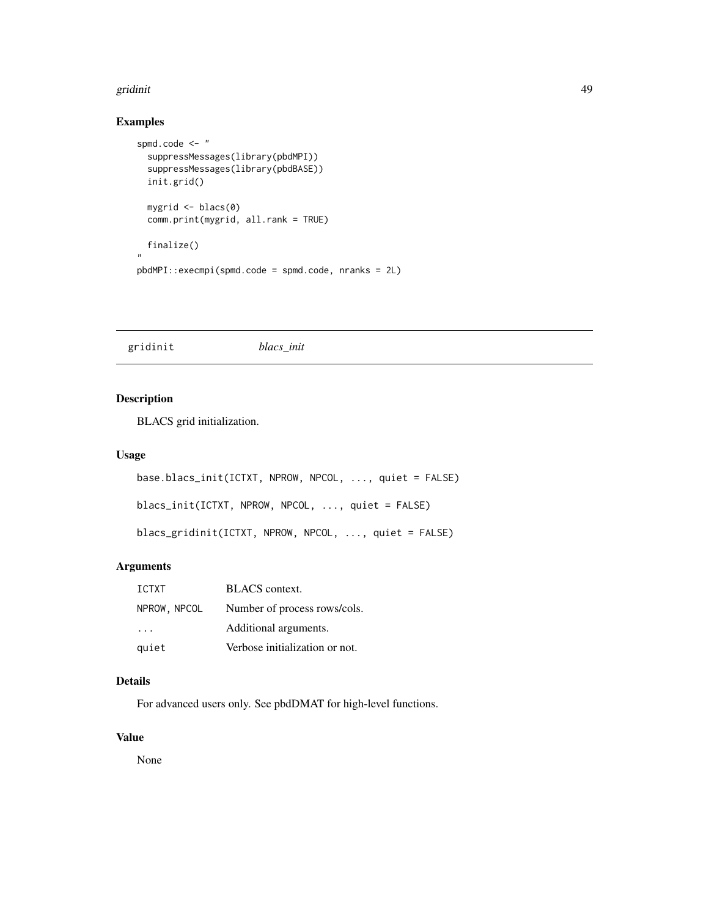## Examples

```
spmd.code <- "
  suppressMessages(library(pbdMPI))
  suppressMessages(library(pbdBASE))
  init.grid()

  mygrid <- blacs(0)
  comm.print(mygrid, all.rank = TRUE)

  finalize()
"
pbdMPI::execmpi(spmd.code = spmd.code, nranks = 2L)
```

---

# gridinit *blacs_init*

---

## Description

BLACS grid initialization.

## Usage

```
base.blacs_init(ICTXT, NPROW, NPCOL, ..., quiet = FALSE)

blacs_init(ICTXT, NPROW, NPCOL, ..., quiet = FALSE)

blacs_gridinit(ICTXT, NPROW, NPCOL, ..., quiet = FALSE)
```

## Arguments

| | |
|---|---|
| ICTXT | BLACS context. |
| NPROW, NPCOL | Number of process rows/cols. |
| ... | Additional arguments. |
| quiet | Verbose initialization or not. |

## Details

For advanced users only. See pbdDMAT for high-level functions.

## Value

None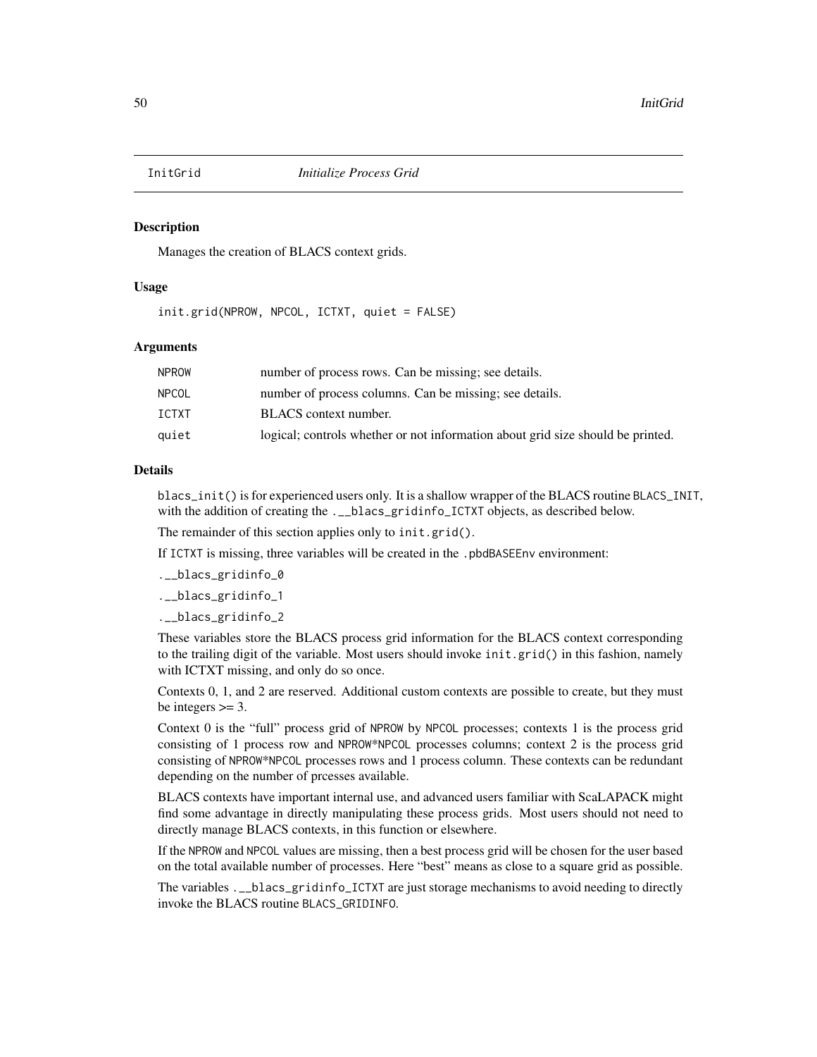## InitGrid — *Initialize Process Grid*

### Description

Manages the creation of BLACS context grids.

### Usage

```
init.grid(NPROW, NPCOL, ICTXT, quiet = FALSE)
```

### Arguments

| | |
|---|---|
| NPROW | number of process rows. Can be missing; see details. |
| NPCOL | number of process columns. Can be missing; see details. |
| ICTXT | BLACS context number. |
| quiet | logical; controls whether or not information about grid size should be printed. |

### Details

blacs_init() is for experienced users only. It is a shallow wrapper of the BLACS routine BLACS_INIT, with the addition of creating the .__blacs_gridinfo_ICTXT objects, as described below.

The remainder of this section applies only to init.grid().

If ICTXT is missing, three variables will be created in the .pbdBASEEnv environment:

.__blacs_gridinfo_0

.__blacs_gridinfo_1

.__blacs_gridinfo_2

These variables store the BLACS process grid information for the BLACS context corresponding to the trailing digit of the variable. Most users should invoke init.grid() in this fashion, namely with ICTXT missing, and only do so once.

Contexts 0, 1, and 2 are reserved. Additional custom contexts are possible to create, but they must be integers >= 3.

Context 0 is the "full" process grid of NPROW by NPCOL processes; contexts 1 is the process grid consisting of 1 process row and NPROW*NPCOL processes columns; context 2 is the process grid consisting of NPROW*NPCOL processes rows and 1 process column. These contexts can be redundant depending on the number of prcesses available.

BLACS contexts have important internal use, and advanced users familiar with ScaLAPACK might find some advantage in directly manipulating these process grids. Most users should not need to directly manage BLACS contexts, in this function or elsewhere.

If the NPROW and NPCOL values are missing, then a best process grid will be chosen for the user based on the total available number of processes. Here "best" means as close to a square grid as possible.

The variables .__blacs_gridinfo_ICTXT are just storage mechanisms to avoid needing to directly invoke the BLACS routine BLACS_GRIDINFO.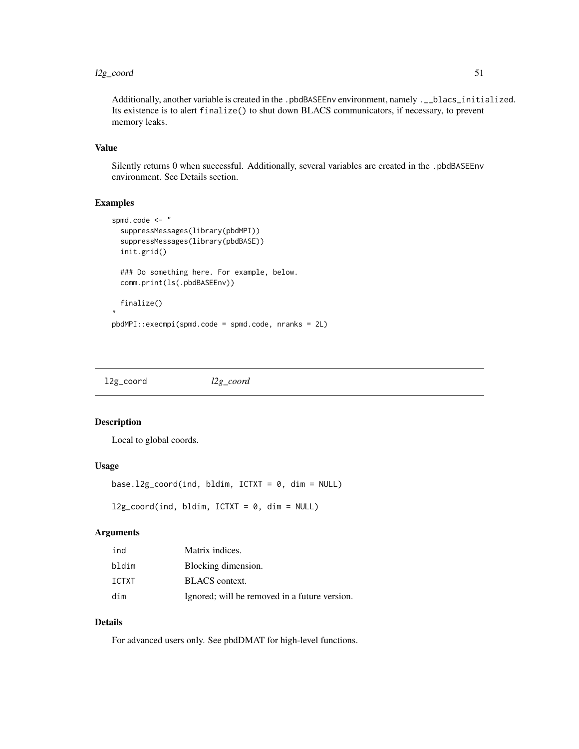Additionally, another variable is created in the `.pbdBASEEnv` environment, namely `.__blacs_initialized`. Its existence is to alert `finalize()` to shut down BLACS communicators, if necessary, to prevent memory leaks.

### Value

Silently returns 0 when successful. Additionally, several variables are created in the `.pbdBASEEnv` environment. See Details section.

### Examples

```
spmd.code <- "
  suppressMessages(library(pbdMPI))
  suppressMessages(library(pbdBASE))
  init.grid()

  ### Do something here. For example, below.
  comm.print(ls(.pbdBASEEnv))

  finalize()
"
pbdMPI::execmpi(spmd.code = spmd.code, nranks = 2L)
```

---

## l2g_coord    *l2g_coord*

---

### Description

Local to global coords.

### Usage

```
base.l2g_coord(ind, bldim, ICTXT = 0, dim = NULL)

l2g_coord(ind, bldim, ICTXT = 0, dim = NULL)
```

### Arguments

| | |
|---|---|
| ind | Matrix indices. |
| bldim | Blocking dimension. |
| ICTXT | BLACS context. |
| dim | Ignored; will be removed in a future version. |

### Details

For advanced users only. See pbdDMAT for high-level functions.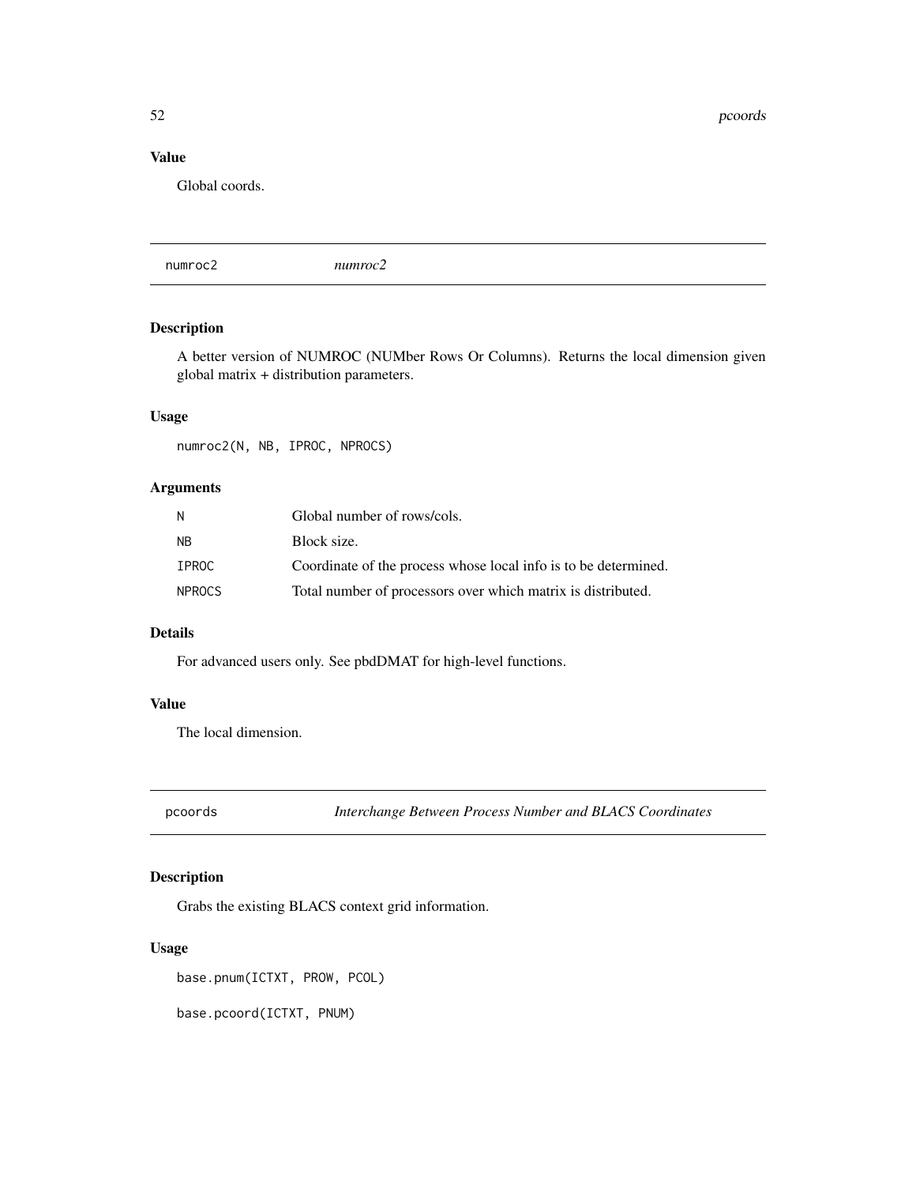## Value

Global coords.

---

numroc2 *numroc2*

---

## Description

A better version of NUMROC (NUMber Rows Or Columns). Returns the local dimension given global matrix + distribution parameters.

## Usage

```
numroc2(N, NB, IPROC, NPROCS)
```

## Arguments

| | |
|---|---|
| N | Global number of rows/cols. |
| NB | Block size. |
| IPROC | Coordinate of the process whose local info is to be determined. |
| NPROCS | Total number of processors over which matrix is distributed. |

## Details

For advanced users only. See pbdDMAT for high-level functions.

## Value

The local dimension.

---

pcoords *Interchange Between Process Number and BLACS Coordinates*

---

## Description

Grabs the existing BLACS context grid information.

## Usage

```
base.pnum(ICTXT, PROW, PCOL)

base.pcoord(ICTXT, PNUM)
```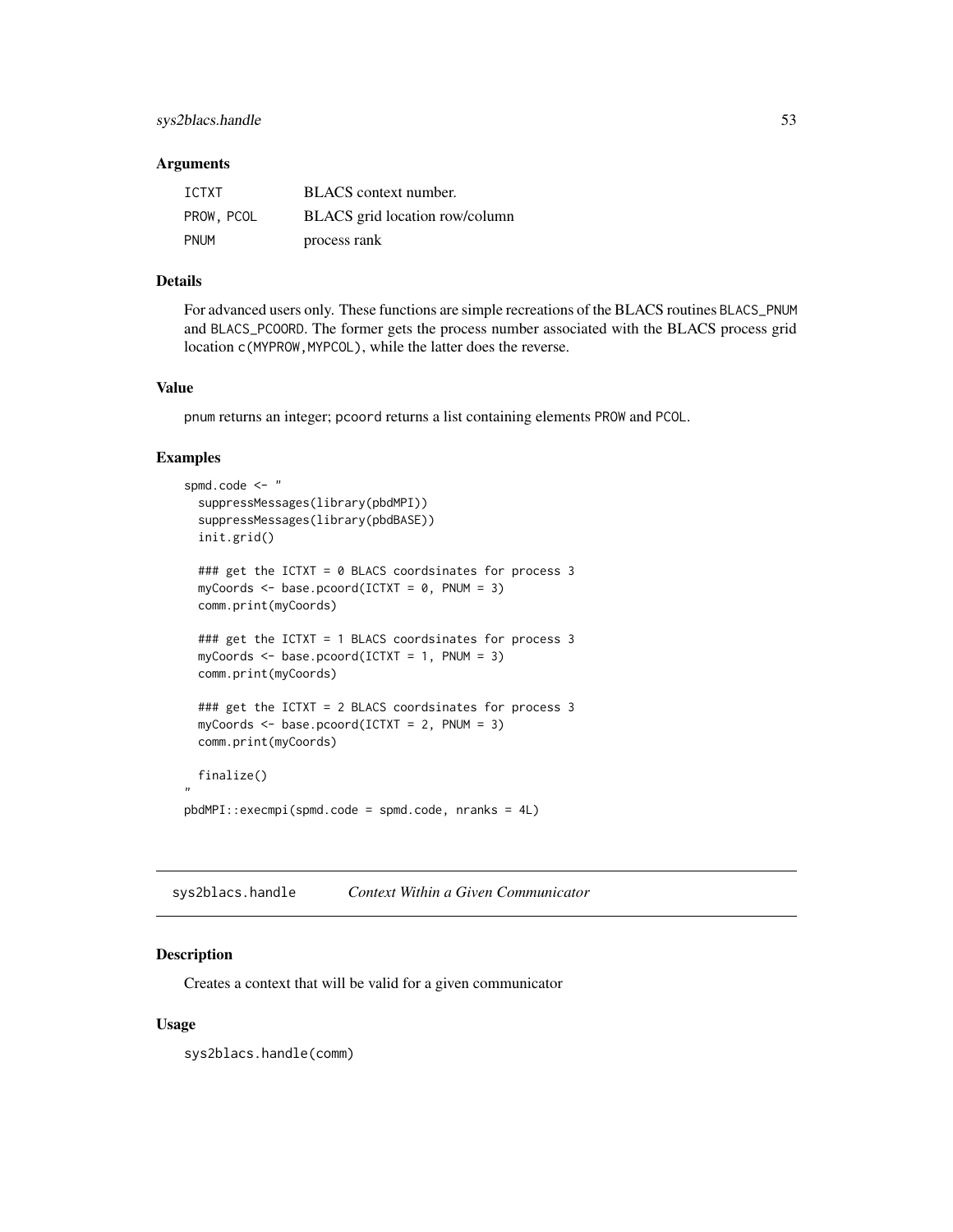### Arguments

| | |
|---|---|
| ICTXT | BLACS context number. |
| PROW, PCOL | BLACS grid location row/column |
| PNUM | process rank |

### Details

For advanced users only. These functions are simple recreations of the BLACS routines BLACS_PNUM and BLACS_PCOORD. The former gets the process number associated with the BLACS process grid location c(MYPROW,MYPCOL), while the latter does the reverse.

### Value

pnum returns an integer; pcoord returns a list containing elements PROW and PCOL.

### Examples

```
spmd.code <- "
  suppressMessages(library(pbdMPI))
  suppressMessages(library(pbdBASE))
  init.grid()

  ### get the ICTXT = 0 BLACS coordsinates for process 3
  myCoords <- base.pcoord(ICTXT = 0, PNUM = 3)
  comm.print(myCoords)

  ### get the ICTXT = 1 BLACS coordsinates for process 3
  myCoords <- base.pcoord(ICTXT = 1, PNUM = 3)
  comm.print(myCoords)

  ### get the ICTXT = 2 BLACS coordsinates for process 3
  myCoords <- base.pcoord(ICTXT = 2, PNUM = 3)
  comm.print(myCoords)

  finalize()
"
pbdMPI::execmpi(spmd.code = spmd.code, nranks = 4L)
```

---

## sys2blacs.handle *Context Within a Given Communicator*

### Description

Creates a context that will be valid for a given communicator

### Usage

```
sys2blacs.handle(comm)
```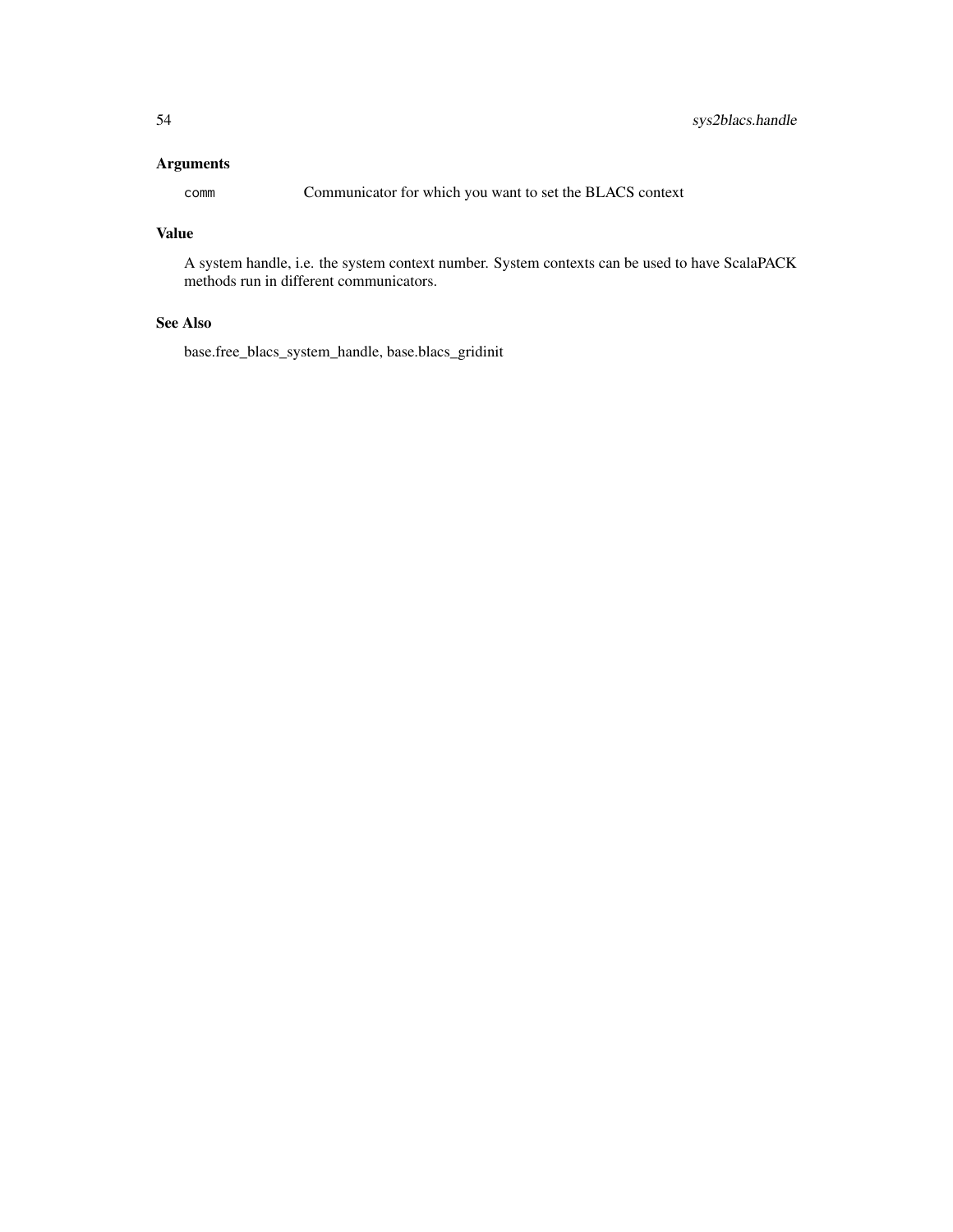### Arguments

| | |
|---|---|
| `comm` | Communicator for which you want to set the BLACS context |

### Value

A system handle, i.e. the system context number. System contexts can be used to have ScalaPACK methods run in different communicators.

### See Also

base.free_blacs_system_handle, base.blacs_gridinit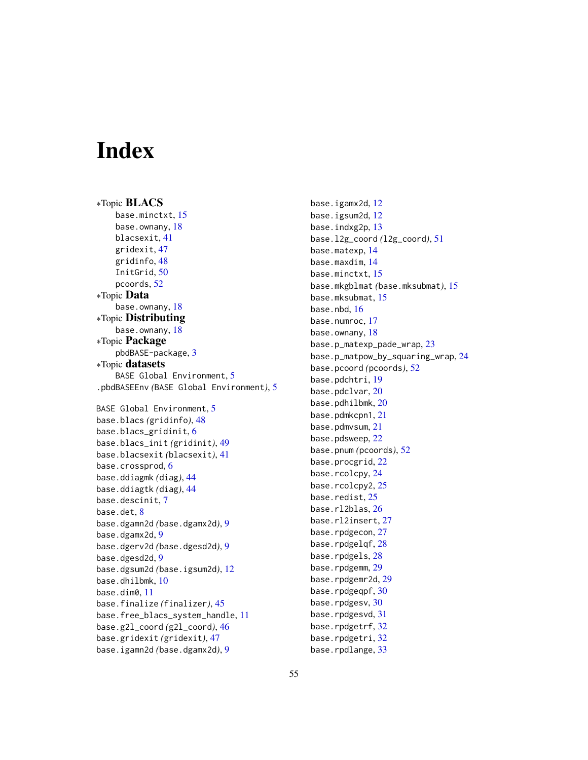# Index

∗Topic **BLACS**
- base.minctxt, 15
- base.ownany, 18
- blacsexit, 41
- gridexit, 47
- gridinfo, 48
- InitGrid, 50
- pcoords, 52

∗Topic **Data**
- base.ownany, 18

∗Topic **Distributing**
- base.ownany, 18

∗Topic **Package**
- pbdBASE-package, 3

∗Topic **datasets**
- BASE Global Environment, 5

.pbdBASEEnv *(BASE Global Environment)*, 5

BASE Global Environment, 5
base.blacs *(gridinfo)*, 48
base.blacs_gridinit, 6
base.blacs_init *(gridinit)*, 49
base.blacsexit *(blacsexit)*, 41
base.crossprod, 6
base.ddiagmk *(diag)*, 44
base.ddiagtk *(diag)*, 44
base.descinit, 7
base.det, 8
base.dgamn2d *(base.dgamx2d)*, 9
base.dgamx2d, 9
base.dgerv2d *(base.dgesd2d)*, 9
base.dgesd2d, 9
base.dgsum2d *(base.igsum2d)*, 12
base.dhilbmk, 10
base.dim0, 11
base.finalize *(finalizer)*, 45
base.free_blacs_system_handle, 11
base.g2l_coord *(g2l_coord)*, 46
base.gridexit *(gridexit)*, 47
base.igamn2d *(base.dgamx2d)*, 9
base.igamx2d, 12
base.igsum2d, 12
base.indxg2p, 13
base.l2g_coord *(l2g_coord)*, 51
base.matexp, 14
base.maxdim, 14
base.minctxt, 15
base.mkgblmat *(base.mksubmat)*, 15
base.mksubmat, 15
base.nbd, 16
base.numroc, 17
base.ownany, 18
base.p_matexp_pade_wrap, 23
base.p_matpow_by_squaring_wrap, 24
base.pcoord *(pcoords)*, 52
base.pdchtri, 19
base.pdclvar, 20
base.pdhilbmk, 20
base.pdmkcpn1, 21
base.pdmvsum, 21
base.pdsweep, 22
base.pnum *(pcoords)*, 52
base.procgrid, 22
base.rcolcpy, 24
base.rcolcpy2, 25
base.redist, 25
base.rl2blas, 26
base.rl2insert, 27
base.rpdgecon, 27
base.rpdgelqf, 28
base.rpdgels, 28
base.rpdgemm, 29
base.rpdgemr2d, 29
base.rpdgeqpf, 30
base.rpdgesv, 30
base.rpdgesvd, 31
base.rpdgetrf, 32
base.rpdgetri, 32
base.rpdlange, 33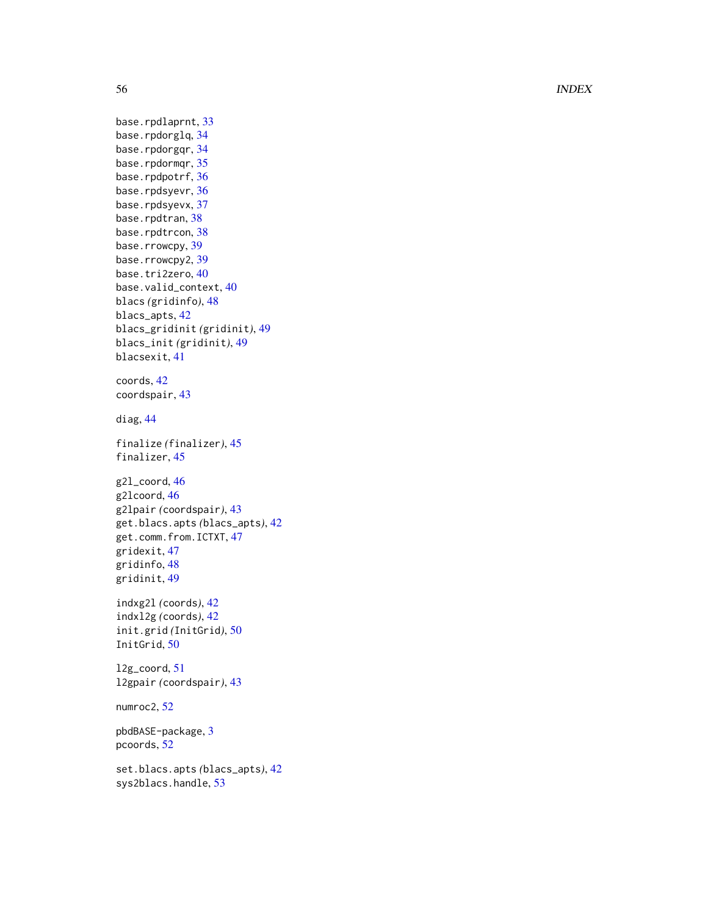base.rpdlaprnt, 33
base.rpdorglq, 34
base.rpdorgqr, 34
base.rpdormqr, 35
base.rpdpotrf, 36
base.rpdsyevr, 36
base.rpdsyevx, 37
base.rpdtran, 38
base.rpdtrcon, 38
base.rrowcpy, 39
base.rrowcpy2, 39
base.tri2zero, 40
base.valid_context, 40
blacs *(*gridinfo*)*, 48
blacs_apts, 42
blacs_gridinit *(*gridinit*)*, 49
blacs_init *(*gridinit*)*, 49
blacsexit, 41

coords, 42
coordspair, 43

diag, 44

finalize *(*finalizer*)*, 45
finalizer, 45

g2l_coord, 46
g2lcoord, 46
g2lpair *(*coordspair*)*, 43
get.blacs.apts *(*blacs_apts*)*, 42
get.comm.from.ICTXT, 47
gridexit, 47
gridinfo, 48
gridinit, 49

indxg2l *(*coords*)*, 42
indxl2g *(*coords*)*, 42
init.grid *(*InitGrid*)*, 50
InitGrid, 50

l2g_coord, 51
l2gpair *(*coordspair*)*, 43

numroc2, 52

pbdBASE-package, 3
pcoords, 52

set.blacs.apts *(*blacs_apts*)*, 42
sys2blacs.handle, 53